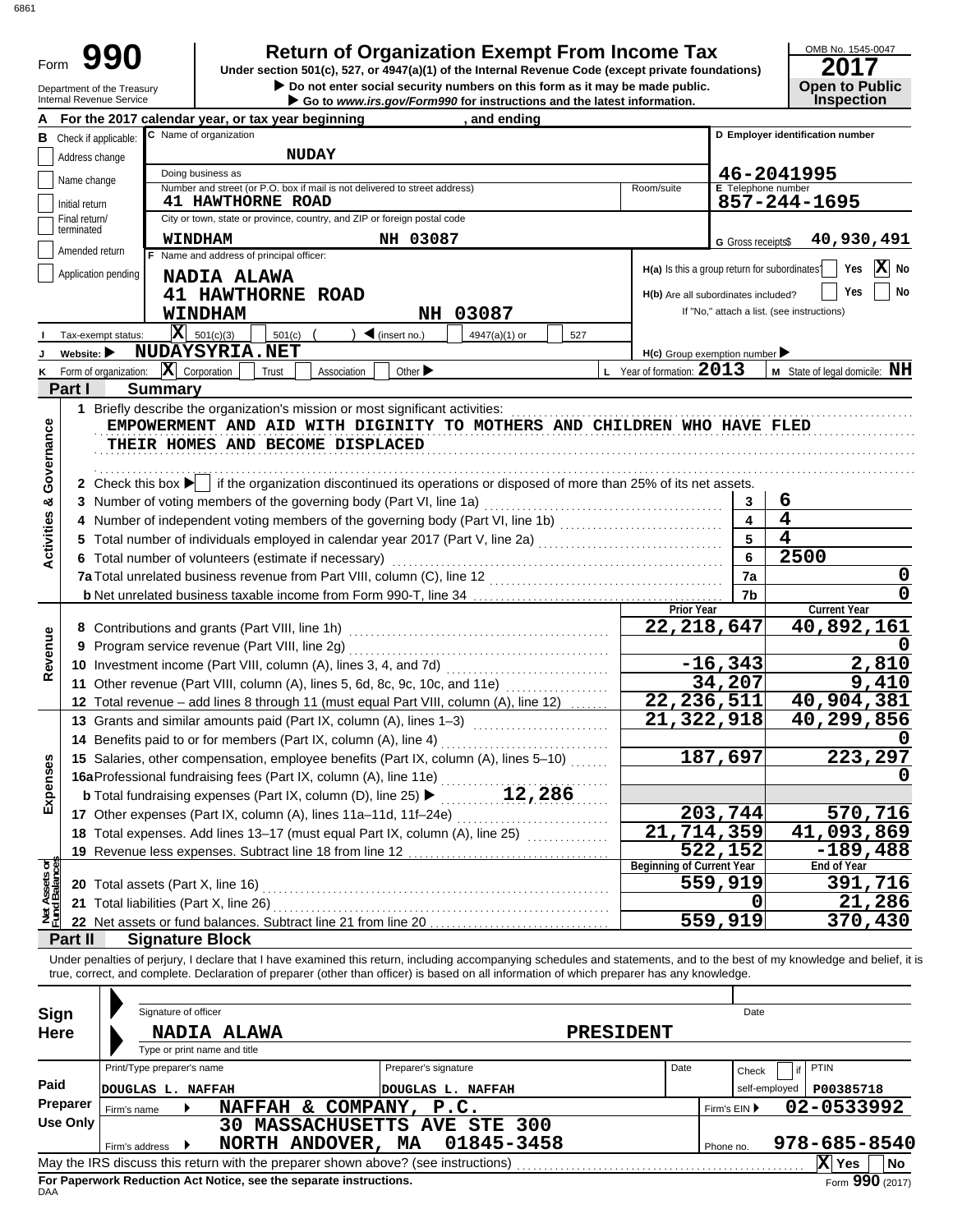6861

# Form 990 — Return of Organization Exempt From Income Tax

Under section 501(c), 527, or 4947(a)(1) of the Internal Revenue Code (except private foundations)

▶ Do not enter social security numbers on this form as it may be made public.

▶ Go to *www.irs.gov/Form990* for instructions and the latest information.

Department of the Treasury
Internal Revenue Service

OMB No. 1545-0047

**2017**

**Open to Public Inspection**

**A** For the 2017 calendar year, or tax year beginning , and ending

**B** Check if applicable:
- Address change
- Name change
- Initial return
- Final return/terminated
- Amended return
- Application pending

**C** Name of organization: **NUDAY**

Doing business as

Number and street (or P.O. box if mail is not delivered to street address): **41 HAWTHORNE ROAD** Room/suite

City or town, state or province, country, and ZIP or foreign postal code: **WINDHAM NH 03087**

**D** Employer identification number: **46-2041995**

**E** Telephone number: **857-244-1695**

**G** Gross receipts$ **40,930,491**

**F** Name and address of principal officer:
**NADIA ALAWA**
**41 HAWTHORNE ROAD**
**WINDHAM NH 03087**

H(a) Is this a group return for subordinates? Yes [ ] No [X]

H(b) Are all subordinates included? Yes [ ] No [ ]
If "No," attach a list. (see instructions)

**I** Tax-exempt status: [X] 501(c)(3) [ ] 501(c) ( ) ◀ (insert no.) [ ] 4947(a)(1) or [ ] 527

**J** Website: ▶ **NUDAYSYRIA.NET**

H(c) Group exemption number ▶

**K** Form of organization: [X] Corporation [ ] Trust [ ] Association [ ] Other ▶

**L** Year of formation: **2013**

**M** State of legal domicile: **NH**

## Part I Summary

### Activities & Governance

1 Briefly describe the organization's mission or most significant activities:
**EMPOWERMENT AND AID WITH DIGINITY TO MOTHERS AND CHILDREN WHO HAVE FLED THEIR HOMES AND BECOME DISPLACED**

2 Check this box ▶ [ ] if the organization discontinued its operations or disposed of more than 25% of its net assets.

| Line | Description | No. | Value |
|---|---|---|---|
| 3 | Number of voting members of the governing body (Part VI, line 1a) | 3 | 6 |
| 4 | Number of independent voting members of the governing body (Part VI, line 1b) | 4 | 4 |
| 5 | Total number of individuals employed in calendar year 2017 (Part V, line 2a) | 5 | 4 |
| 6 | Total number of volunteers (estimate if necessary) | 6 | 2500 |
| 7a | Total unrelated business revenue from Part VIII, column (C), line 12 | 7a | 0 |
| b | Net unrelated business taxable income from Form 990-T, line 34 | 7b | 0 |

### Revenue, Expenses, Net Assets

| Line | Description | Prior Year | Current Year |
|---|---|---|---|
| 8 | Contributions and grants (Part VIII, line 1h) | 22,218,647 | 40,892,161 |
| 9 | Program service revenue (Part VIII, line 2g) | | 0 |
| 10 | Investment income (Part VIII, column (A), lines 3, 4, and 7d) | -16,343 | 2,810 |
| 11 | Other revenue (Part VIII, column (A), lines 5, 6d, 8c, 9c, 10c, and 11e) | 34,207 | 9,410 |
| 12 | Total revenue – add lines 8 through 11 (must equal Part VIII, column (A), line 12) | 22,236,511 | 40,904,381 |
| 13 | Grants and similar amounts paid (Part IX, column (A), lines 1–3) | 21,322,918 | 40,299,856 |
| 14 | Benefits paid to or for members (Part IX, column (A), line 4) | | 0 |
| 15 | Salaries, other compensation, employee benefits (Part IX, column (A), lines 5–10) | 187,697 | 223,297 |
| 16a | Professional fundraising fees (Part IX, column (A), line 11e) | | 0 |
| b | Total fundraising expenses (Part IX, column (D), line 25) ▶ 12,286 | | |
| 17 | Other expenses (Part IX, column (A), lines 11a–11d, 11f–24e) | 203,744 | 570,716 |
| 18 | Total expenses. Add lines 13–17 (must equal Part IX, column (A), line 25) | 21,714,359 | 41,093,869 |
| 19 | Revenue less expenses. Subtract line 18 from line 12 | 522,152 | -189,488 |

| Line | Description | Beginning of Current Year | End of Year |
|---|---|---|---|
| 20 | Total assets (Part X, line 16) | 559,919 | 391,716 |
| 21 | Total liabilities (Part X, line 26) | 0 | 21,286 |
| 22 | Net assets or fund balances. Subtract line 21 from line 20 | 559,919 | 370,430 |

## Part II Signature Block

Under penalties of perjury, I declare that I have examined this return, including accompanying schedules and statements, and to the best of my knowledge and belief, it is true, correct, and complete. Declaration of preparer (other than officer) is based on all information of which preparer has any knowledge.

**Sign Here**

Signature of officer — Date

**NADIA ALAWA** — **PRESIDENT**
Type or print name and title

**Paid Preparer Use Only**

| Print/Type preparer's name | Preparer's signature | Date | Check [ ] if self-employed | PTIN |
|---|---|---|---|---|
| DOUGLAS L. NAFFAH | DOUGLAS L. NAFFAH | | | P00385718 |

Firm's name ▶ **NAFFAH & COMPANY, P.C.** — Firm's EIN ▶ **02-0533992**

Firm's address ▶ **30 MASSACHUSETTS AVE STE 300, NORTH ANDOVER, MA 01845-3458** — Phone no. **978-685-8540**

May the IRS discuss this return with the preparer shown above? (see instructions) [X] Yes [ ] No

**For Paperwork Reduction Act Notice, see the separate instructions.**

DAA Form **990** (2017)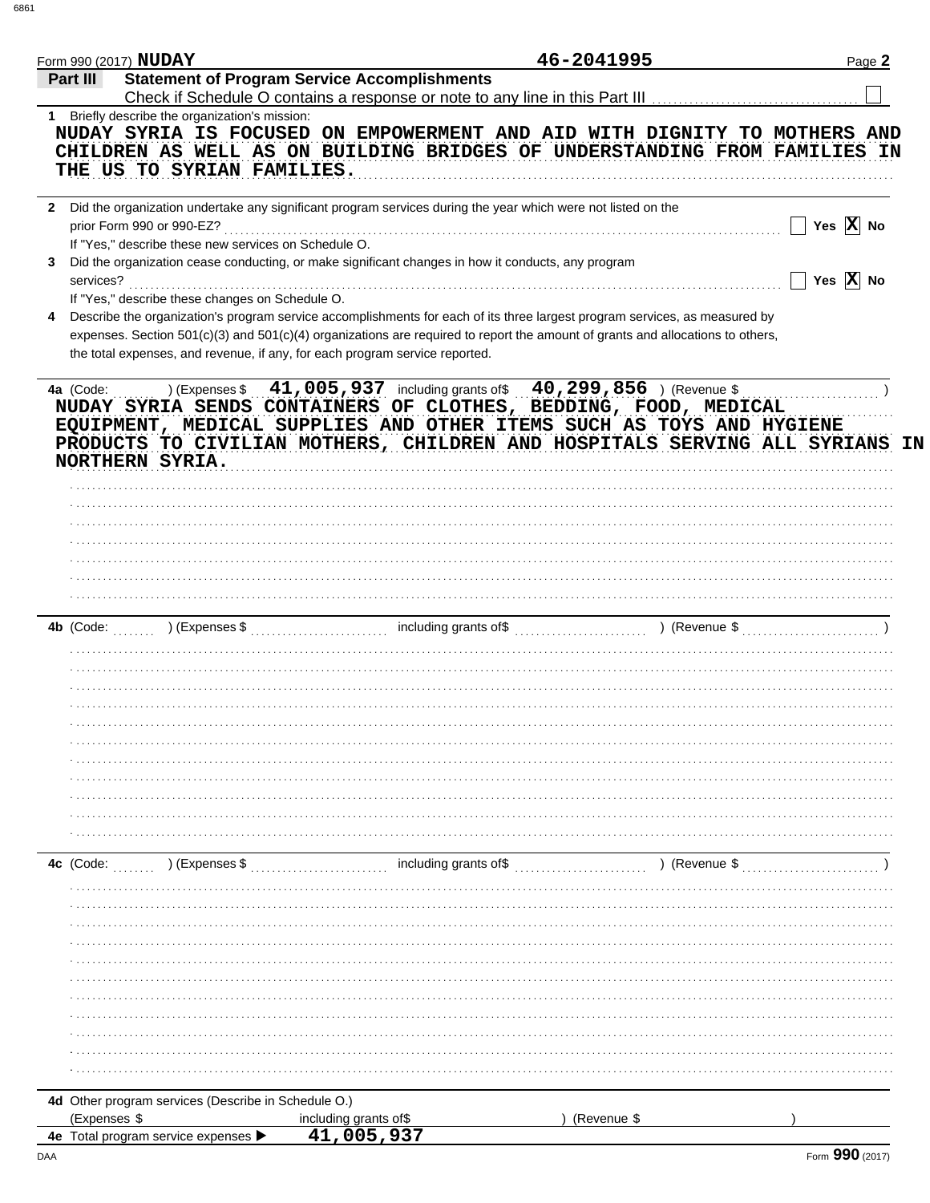Form 990 (2017) **NUDAY** **46-2041995**

## Part III Statement of Program Service Accomplishments

Check if Schedule O contains a response or note to any line in this Part III ☐

**1** Briefly describe the organization's mission:

NUDAY SYRIA IS FOCUSED ON EMPOWERMENT AND AID WITH DIGNITY TO MOTHERS AND CHILDREN AS WELL AS ON BUILDING BRIDGES OF UNDERSTANDING FROM FAMILIES IN THE US TO SYRIAN FAMILIES.

**2** Did the organization undertake any significant program services during the year which were not listed on the prior Form 990 or 990-EZ? ☐ Yes ☒ No

If "Yes," describe these new services on Schedule O.

**3** Did the organization cease conducting, or make significant changes in how it conducts, any program services? ☐ Yes ☒ No

If "Yes," describe these changes on Schedule O.

**4** Describe the organization's program service accomplishments for each of its three largest program services, as measured by expenses. Section 501(c)(3) and 501(c)(4) organizations are required to report the amount of grants and allocations to others, the total expenses, and revenue, if any, for each program service reported.

**4a** (Code: ) (Expenses $ 41,005,937 including grants of$ 40,299,856 ) (Revenue $ )

NUDAY SYRIA SENDS CONTAINERS OF CLOTHES, BEDDING, FOOD, MEDICAL EQUIPMENT, MEDICAL SUPPLIES AND OTHER ITEMS SUCH AS TOYS AND HYGIENE PRODUCTS TO CIVILIAN MOTHERS, CHILDREN AND HOSPITALS SERVING ALL SYRIANS IN NORTHERN SYRIA.

**4b** (Code: ) (Expenses $ including grants of$ ) (Revenue $ )

**4c** (Code: ) (Expenses $ including grants of$ ) (Revenue $ )

**4d** Other program services (Describe in Schedule O.)

(Expenses $ including grants of$ ) (Revenue $ )

**4e** Total program service expenses ▶ 41,005,937

Form **990** (2017)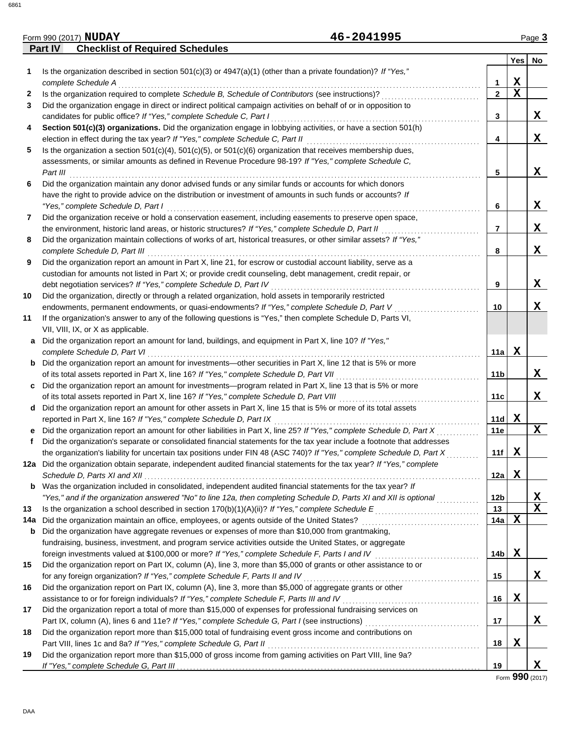Form 990 (2017) **NUDAY** **46-2041995** Page **3**

**Part IV Checklist of Required Schedules**

| | | | Yes | No |
|---|---|---|---|---|
| 1 | Is the organization described in section 501(c)(3) or 4947(a)(1) (other than a private foundation)? *If "Yes," complete Schedule A* | 1 | X | |
| 2 | Is the organization required to complete *Schedule B, Schedule of Contributors* (see instructions)? | 2 | X | |
| 3 | Did the organization engage in direct or indirect political campaign activities on behalf of or in opposition to candidates for public office? *If "Yes," complete Schedule C, Part I* | 3 | | X |
| 4 | **Section 501(c)(3) organizations.** Did the organization engage in lobbying activities, or have a section 501(h) election in effect during the tax year? *If "Yes," complete Schedule C, Part II* | 4 | | X |
| 5 | Is the organization a section 501(c)(4), 501(c)(5), or 501(c)(6) organization that receives membership dues, assessments, or similar amounts as defined in Revenue Procedure 98-19? *If "Yes," complete Schedule C, Part III* | 5 | | X |
| 6 | Did the organization maintain any donor advised funds or any similar funds or accounts for which donors have the right to provide advice on the distribution or investment of amounts in such funds or accounts? *If "Yes," complete Schedule D, Part I* | 6 | | X |
| 7 | Did the organization receive or hold a conservation easement, including easements to preserve open space, the environment, historic land areas, or historic structures? *If "Yes," complete Schedule D, Part II* | 7 | | X |
| 8 | Did the organization maintain collections of works of art, historical treasures, or other similar assets? *If "Yes," complete Schedule D, Part III* | 8 | | X |
| 9 | Did the organization report an amount in Part X, line 21, for escrow or custodial account liability, serve as a custodian for amounts not listed in Part X; or provide credit counseling, debt management, credit repair, or debt negotiation services? *If "Yes," complete Schedule D, Part IV* | 9 | | X |
| 10 | Did the organization, directly or through a related organization, hold assets in temporarily restricted endowments, permanent endowments, or quasi-endowments? *If "Yes," complete Schedule D, Part V* | 10 | | X |
| 11 | If the organization's answer to any of the following questions is "Yes," then complete Schedule D, Parts VI, VII, VIII, IX, or X as applicable. | | | |
| a | Did the organization report an amount for land, buildings, and equipment in Part X, line 10? *If "Yes," complete Schedule D, Part VI* | 11a | X | |
| b | Did the organization report an amount for investments—other securities in Part X, line 12 that is 5% or more of its total assets reported in Part X, line 16? *If "Yes," complete Schedule D, Part VII* | 11b | | X |
| c | Did the organization report an amount for investments—program related in Part X, line 13 that is 5% or more of its total assets reported in Part X, line 16? *If "Yes," complete Schedule D, Part VIII* | 11c | | X |
| d | Did the organization report an amount for other assets in Part X, line 15 that is 5% or more of its total assets reported in Part X, line 16? *If "Yes," complete Schedule D, Part IX* | 11d | X | |
| e | Did the organization report an amount for other liabilities in Part X, line 25? *If "Yes," complete Schedule D, Part X* | 11e | | X |
| f | Did the organization's separate or consolidated financial statements for the tax year include a footnote that addresses the organization's liability for uncertain tax positions under FIN 48 (ASC 740)? *If "Yes," complete Schedule D, Part X* | 11f | X | |
| 12a | Did the organization obtain separate, independent audited financial statements for the tax year? *If "Yes," complete Schedule D, Parts XI and XII* | 12a | X | |
| b | Was the organization included in consolidated, independent audited financial statements for the tax year? *If "Yes," and if the organization answered "No" to line 12a, then completing Schedule D, Parts XI and XII is optional* | 12b | | X |
| 13 | Is the organization a school described in section 170(b)(1)(A)(ii)? *If "Yes," complete Schedule E* | 13 | | X |
| 14a | Did the organization maintain an office, employees, or agents outside of the United States? | 14a | X | |
| b | Did the organization have aggregate revenues or expenses of more than $10,000 from grantmaking, fundraising, business, investment, and program service activities outside the United States, or aggregate foreign investments valued at $100,000 or more? *If "Yes," complete Schedule F, Parts I and IV* | 14b | X | |
| 15 | Did the organization report on Part IX, column (A), line 3, more than $5,000 of grants or other assistance to or for any foreign organization? *If "Yes," complete Schedule F, Parts II and IV* | 15 | | X |
| 16 | Did the organization report on Part IX, column (A), line 3, more than $5,000 of aggregate grants or other assistance to or for foreign individuals? *If "Yes," complete Schedule F, Parts III and IV* | 16 | X | |
| 17 | Did the organization report a total of more than $15,000 of expenses for professional fundraising services on Part IX, column (A), lines 6 and 11e? *If "Yes," complete Schedule G, Part I* (see instructions) | 17 | | X |
| 18 | Did the organization report more than $15,000 total of fundraising event gross income and contributions on Part VIII, lines 1c and 8a? *If "Yes," complete Schedule G, Part II* | 18 | X | |
| 19 | Did the organization report more than $15,000 of gross income from gaming activities on Part VIII, line 9a? *If "Yes," complete Schedule G, Part III* | 19 | | X |

Form **990** (2017)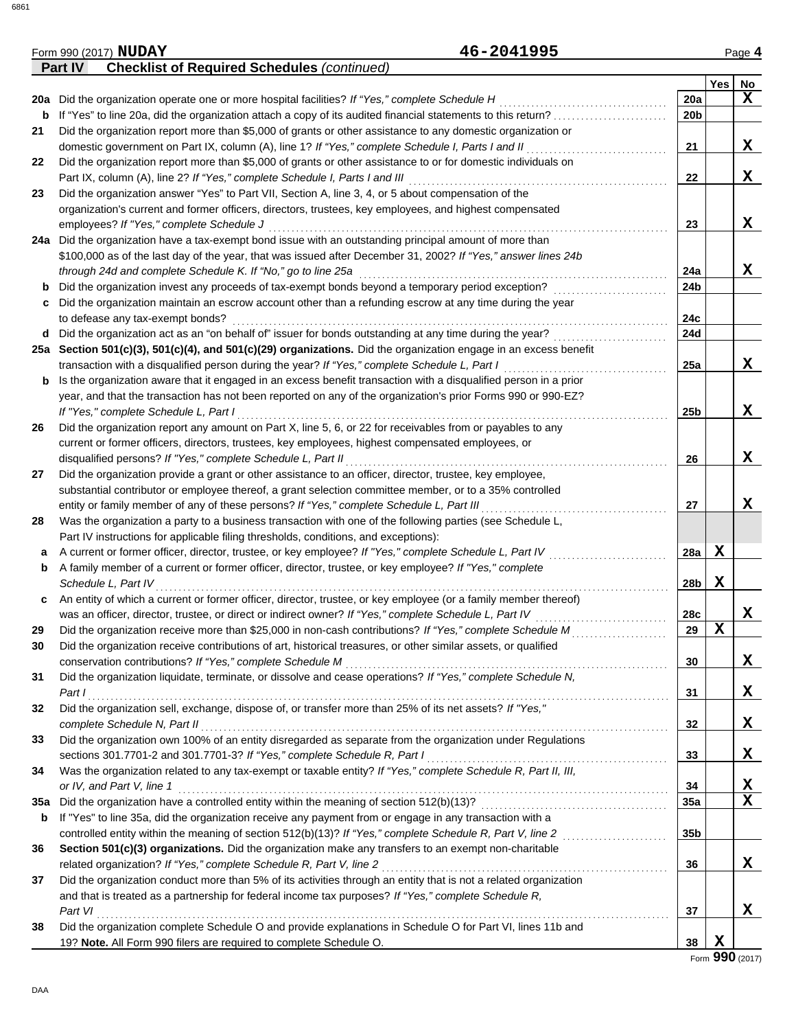Form 990 (2017) **NUDAY** **46-2041995** Page **4**

**Part IV** **Checklist of Required Schedules** *(continued)*

| | | | Yes | No |
|---|---|---|---|---|
| **20a** | Did the organization operate one or more hospital facilities? *If "Yes," complete Schedule H* | **20a** | | X |
| **b** | If "Yes" to line 20a, did the organization attach a copy of its audited financial statements to this return? | **20b** | | |
| **21** | Did the organization report more than $5,000 of grants or other assistance to any domestic organization or domestic government on Part IX, column (A), line 1? *If "Yes," complete Schedule I, Parts I and II* | **21** | | X |
| **22** | Did the organization report more than $5,000 of grants or other assistance to or for domestic individuals on Part IX, column (A), line 2? *If "Yes," complete Schedule I, Parts I and III* | **22** | | X |
| **23** | Did the organization answer "Yes" to Part VII, Section A, line 3, 4, or 5 about compensation of the organization's current and former officers, directors, trustees, key employees, and highest compensated employees? *If "Yes," complete Schedule J* | **23** | | X |
| **24a** | Did the organization have a tax-exempt bond issue with an outstanding principal amount of more than $100,000 as of the last day of the year, that was issued after December 31, 2002? *If "Yes," answer lines 24b through 24d and complete Schedule K. If "No," go to line 25a* | **24a** | | X |
| **b** | Did the organization invest any proceeds of tax-exempt bonds beyond a temporary period exception? | **24b** | | |
| **c** | Did the organization maintain an escrow account other than a refunding escrow at any time during the year to defease any tax-exempt bonds? | **24c** | | |
| **d** | Did the organization act as an "on behalf of" issuer for bonds outstanding at any time during the year? | **24d** | | |
| **25a** | **Section 501(c)(3), 501(c)(4), and 501(c)(29) organizations.** Did the organization engage in an excess benefit transaction with a disqualified person during the year? *If "Yes," complete Schedule L, Part I* | **25a** | | X |
| **b** | Is the organization aware that it engaged in an excess benefit transaction with a disqualified person in a prior year, and that the transaction has not been reported on any of the organization's prior Forms 990 or 990-EZ? *If "Yes," complete Schedule L, Part I* | **25b** | | X |
| **26** | Did the organization report any amount on Part X, line 5, 6, or 22 for receivables from or payables to any current or former officers, directors, trustees, key employees, highest compensated employees, or disqualified persons? *If "Yes," complete Schedule L, Part II* | **26** | | X |
| **27** | Did the organization provide a grant or other assistance to an officer, director, trustee, key employee, substantial contributor or employee thereof, a grant selection committee member, or to a 35% controlled entity or family member of any of these persons? *If "Yes," complete Schedule L, Part III* | **27** | | X |
| **28** | Was the organization a party to a business transaction with one of the following parties (see Schedule L, Part IV instructions for applicable filing thresholds, conditions, and exceptions): | | | |
| **a** | A current or former officer, director, trustee, or key employee? *If "Yes," complete Schedule L, Part IV* | **28a** | X | |
| **b** | A family member of a current or former officer, director, trustee, or key employee? *If "Yes," complete Schedule L, Part IV* | **28b** | X | |
| **c** | An entity of which a current or former officer, director, trustee, or key employee (or a family member thereof) was an officer, director, trustee, or direct or indirect owner? *If "Yes," complete Schedule L, Part IV* | **28c** | | X |
| **29** | Did the organization receive more than $25,000 in non-cash contributions? *If "Yes," complete Schedule M* | **29** | X | |
| **30** | Did the organization receive contributions of art, historical treasures, or other similar assets, or qualified conservation contributions? *If "Yes," complete Schedule M* | **30** | | X |
| **31** | Did the organization liquidate, terminate, or dissolve and cease operations? *If "Yes," complete Schedule N, Part I* | **31** | | X |
| **32** | Did the organization sell, exchange, dispose of, or transfer more than 25% of its net assets? *If "Yes," complete Schedule N, Part II* | **32** | | X |
| **33** | Did the organization own 100% of an entity disregarded as separate from the organization under Regulations sections 301.7701-2 and 301.7701-3? *If "Yes," complete Schedule R, Part I* | **33** | | X |
| **34** | Was the organization related to any tax-exempt or taxable entity? *If "Yes," complete Schedule R, Part II, III, or IV, and Part V, line 1* | **34** | | X |
| **35a** | Did the organization have a controlled entity within the meaning of section 512(b)(13)? | **35a** | | X |
| **b** | If "Yes" to line 35a, did the organization receive any payment from or engage in any transaction with a controlled entity within the meaning of section 512(b)(13)? *If "Yes," complete Schedule R, Part V, line 2* | **35b** | | |
| **36** | **Section 501(c)(3) organizations.** Did the organization make any transfers to an exempt non-charitable related organization? *If "Yes," complete Schedule R, Part V, line 2* | **36** | | X |
| **37** | Did the organization conduct more than 5% of its activities through an entity that is not a related organization and that is treated as a partnership for federal income tax purposes? *If "Yes," complete Schedule R, Part VI* | **37** | | X |
| **38** | Did the organization complete Schedule O and provide explanations in Schedule O for Part VI, lines 11b and 19? **Note.** All Form 990 filers are required to complete Schedule O. | **38** | X | |

Form **990** (2017)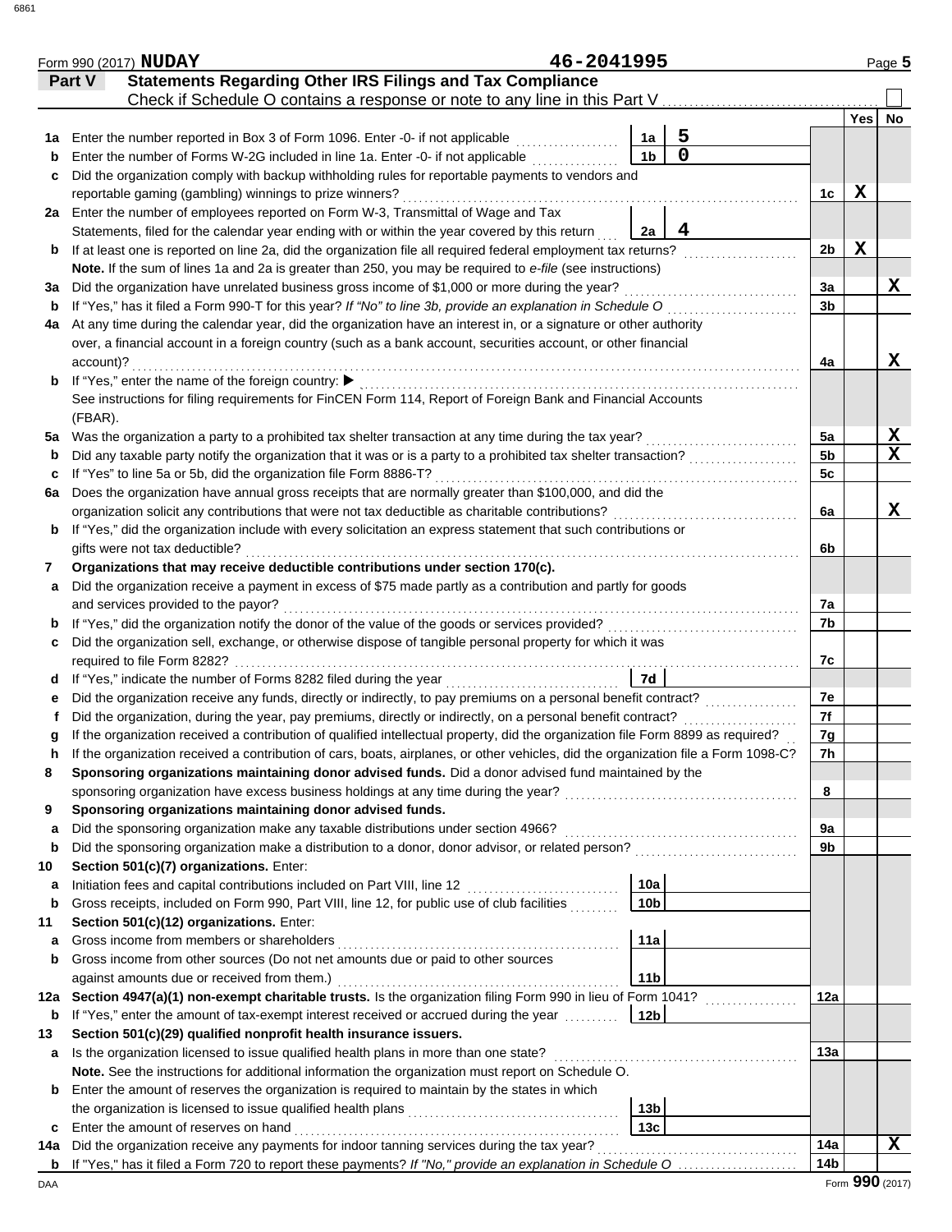Form 990 (2017) **NUDAY** **46-2041995** Page **5**

## Part V Statements Regarding Other IRS Filings and Tax Compliance

Check if Schedule O contains a response or note to any line in this Part V ☐

| | | | | | Yes | No |
|---|---|---|---|---|---|---|
| **1a** | Enter the number reported in Box 3 of Form 1096. Enter -0- if not applicable | 1a | 5 | | | |
| **b** | Enter the number of Forms W-2G included in line 1a. Enter -0- if not applicable | 1b | 0 | | | |
| **c** | Did the organization comply with backup withholding rules for reportable payments to vendors and reportable gaming (gambling) winnings to prize winners? | | | 1c | X | |
| **2a** | Enter the number of employees reported on Form W-3, Transmittal of Wage and Tax Statements, filed for the calendar year ending with or within the year covered by this return | 2a | 4 | | | |
| **b** | If at least one is reported on line 2a, did the organization file all required federal employment tax returns? | | | 2b | X | |
| | **Note.** If the sum of lines 1a and 2a is greater than 250, you may be required to *e-file* (see instructions) | | | | | |
| **3a** | Did the organization have unrelated business gross income of $1,000 or more during the year? | | | 3a | | X |
| **b** | If "Yes," has it filed a Form 990-T for this year? *If "No" to line 3b, provide an explanation in Schedule O* | | | 3b | | |
| **4a** | At any time during the calendar year, did the organization have an interest in, or a signature or other authority over, a financial account in a foreign country (such as a bank account, securities account, or other financial account)? | | | 4a | | X |
| **b** | If "Yes," enter the name of the foreign country: ▶ | | | | | |
| | See instructions for filing requirements for FinCEN Form 114, Report of Foreign Bank and Financial Accounts (FBAR). | | | | | |
| **5a** | Was the organization a party to a prohibited tax shelter transaction at any time during the tax year? | | | 5a | | X |
| **b** | Did any taxable party notify the organization that it was or is a party to a prohibited tax shelter transaction? | | | 5b | | X |
| **c** | If "Yes" to line 5a or 5b, did the organization file Form 8886-T? | | | 5c | | |
| **6a** | Does the organization have annual gross receipts that are normally greater than $100,000, and did the organization solicit any contributions that were not tax deductible as charitable contributions? | | | 6a | | X |
| **b** | If "Yes," did the organization include with every solicitation an express statement that such contributions or gifts were not tax deductible? | | | 6b | | |
| **7** | **Organizations that may receive deductible contributions under section 170(c).** | | | | | |
| **a** | Did the organization receive a payment in excess of $75 made partly as a contribution and partly for goods and services provided to the payor? | | | 7a | | |
| **b** | If "Yes," did the organization notify the donor of the value of the goods or services provided? | | | 7b | | |
| **c** | Did the organization sell, exchange, or otherwise dispose of tangible personal property for which it was required to file Form 8282? | | | 7c | | |
| **d** | If "Yes," indicate the number of Forms 8282 filed during the year | 7d | | | | |
| **e** | Did the organization receive any funds, directly or indirectly, to pay premiums on a personal benefit contract? | | | 7e | | |
| **f** | Did the organization, during the year, pay premiums, directly or indirectly, on a personal benefit contract? | | | 7f | | |
| **g** | If the organization received a contribution of qualified intellectual property, did the organization file Form 8899 as required? | | | 7g | | |
| **h** | If the organization received a contribution of cars, boats, airplanes, or other vehicles, did the organization file a Form 1098-C? | | | 7h | | |
| **8** | **Sponsoring organizations maintaining donor advised funds.** Did a donor advised fund maintained by the sponsoring organization have excess business holdings at any time during the year? | | | 8 | | |
| **9** | **Sponsoring organizations maintaining donor advised funds.** | | | | | |
| **a** | Did the sponsoring organization make any taxable distributions under section 4966? | | | 9a | | |
| **b** | Did the sponsoring organization make a distribution to a donor, donor advisor, or related person? | | | 9b | | |
| **10** | **Section 501(c)(7) organizations.** Enter: | | | | | |
| **a** | Initiation fees and capital contributions included on Part VIII, line 12 | 10a | | | | |
| **b** | Gross receipts, included on Form 990, Part VIII, line 12, for public use of club facilities | 10b | | | | |
| **11** | **Section 501(c)(12) organizations.** Enter: | | | | | |
| **a** | Gross income from members or shareholders | 11a | | | | |
| **b** | Gross income from other sources (Do not net amounts due or paid to other sources against amounts due or received from them.) | 11b | | | | |
| **12a** | **Section 4947(a)(1) non-exempt charitable trusts.** Is the organization filing Form 990 in lieu of Form 1041? | | | 12a | | |
| **b** | If "Yes," enter the amount of tax-exempt interest received or accrued during the year | 12b | | | | |
| **13** | **Section 501(c)(29) qualified nonprofit health insurance issuers.** | | | | | |
| **a** | Is the organization licensed to issue qualified health plans in more than one state? | | | 13a | | |
| | **Note.** See the instructions for additional information the organization must report on Schedule O. | | | | | |
| **b** | Enter the amount of reserves the organization is required to maintain by the states in which the organization is licensed to issue qualified health plans | 13b | | | | |
| **c** | Enter the amount of reserves on hand | 13c | | | | |
| **14a** | Did the organization receive any payments for indoor tanning services during the tax year? | | | 14a | | X |
| **b** | If "Yes," has it filed a Form 720 to report these payments? *If "No," provide an explanation in Schedule O* | | | 14b | | |

DAA Form **990** (2017)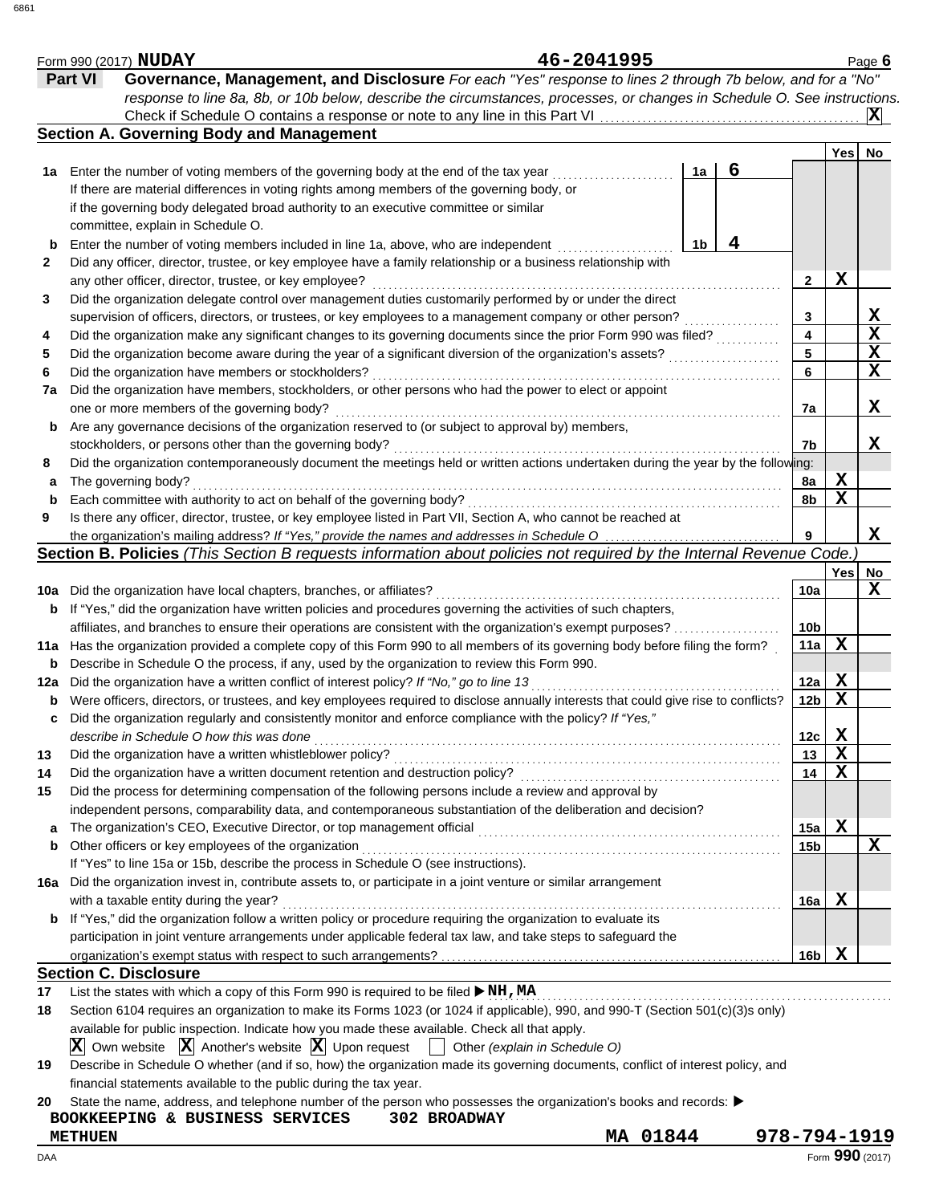Form 990 (2017) **NUDAY** **46-2041995** Page **6**

## Part VI Governance, Management, and Disclosure

*For each "Yes" response to lines 2 through 7b below, and for a "No" response to line 8a, 8b, or 10b below, describe the circumstances, processes, or changes in Schedule O. See instructions.*

Check if Schedule O contains a response or note to any line in this Part VI . . . . . . . . . . **X**

### Section A. Governing Body and Management

| | | | | Line | Yes | No |
|---|---|---|---|---|---|---|
| **1a** | Enter the number of voting members of the governing body at the end of the tax year. If there are material differences in voting rights among members of the governing body, or if the governing body delegated broad authority to an executive committee or similar committee, explain in Schedule O. | 1a | 6 | | | |
| **b** | Enter the number of voting members included in line 1a, above, who are independent | 1b | 4 | | | |
| **2** | Did any officer, director, trustee, or key employee have a family relationship or a business relationship with any other officer, director, trustee, or key employee? | | | 2 | X | |
| **3** | Did the organization delegate control over management duties customarily performed by or under the direct supervision of officers, directors, or trustees, or key employees to a management company or other person? | | | 3 | | X |
| **4** | Did the organization make any significant changes to its governing documents since the prior Form 990 was filed? | | | 4 | | X |
| **5** | Did the organization become aware during the year of a significant diversion of the organization's assets? | | | 5 | | X |
| **6** | Did the organization have members or stockholders? | | | 6 | | X |
| **7a** | Did the organization have members, stockholders, or other persons who had the power to elect or appoint one or more members of the governing body? | | | 7a | | X |
| **b** | Are any governance decisions of the organization reserved to (or subject to approval by) members, stockholders, or persons other than the governing body? | | | 7b | | X |
| **8** | Did the organization contemporaneously document the meetings held or written actions undertaken during the year by the following: | | | | | |
| **a** | The governing body? | | | 8a | X | |
| **b** | Each committee with authority to act on behalf of the governing body? | | | 8b | X | |
| **9** | Is there any officer, director, trustee, or key employee listed in Part VII, Section A, who cannot be reached at the organization's mailing address? *If "Yes," provide the names and addresses in Schedule O* | | | 9 | | X |

### Section B. Policies *(This Section B requests information about policies not required by the Internal Revenue Code.)*

| | | Line | Yes | No |
|---|---|---|---|---|
| **10a** | Did the organization have local chapters, branches, or affiliates? | 10a | | X |
| **b** | If "Yes," did the organization have written policies and procedures governing the activities of such chapters, affiliates, and branches to ensure their operations are consistent with the organization's exempt purposes? | 10b | | |
| **11a** | Has the organization provided a complete copy of this Form 990 to all members of its governing body before filing the form? | 11a | X | |
| **b** | Describe in Schedule O the process, if any, used by the organization to review this Form 990. | | | |
| **12a** | Did the organization have a written conflict of interest policy? *If "No," go to line 13* | 12a | X | |
| **b** | Were officers, directors, or trustees, and key employees required to disclose annually interests that could give rise to conflicts? | 12b | X | |
| **c** | Did the organization regularly and consistently monitor and enforce compliance with the policy? *If "Yes," describe in Schedule O how this was done* | 12c | X | |
| **13** | Did the organization have a written whistleblower policy? | 13 | X | |
| **14** | Did the organization have a written document retention and destruction policy? | 14 | X | |
| **15** | Did the process for determining compensation of the following persons include a review and approval by independent persons, comparability data, and contemporaneous substantiation of the deliberation and decision? | | | |
| **a** | The organization's CEO, Executive Director, or top management official | 15a | X | |
| **b** | Other officers or key employees of the organization | 15b | | X |
| | If "Yes" to line 15a or 15b, describe the process in Schedule O (see instructions). | | | |
| **16a** | Did the organization invest in, contribute assets to, or participate in a joint venture or similar arrangement with a taxable entity during the year? | 16a | X | |
| **b** | If "Yes," did the organization follow a written policy or procedure requiring the organization to evaluate its participation in joint venture arrangements under applicable federal tax law, and take steps to safeguard the organization's exempt status with respect to such arrangements? | 16b | X | |

### Section C. Disclosure

**17** List the states with which a copy of this Form 990 is required to be filed ▶ **NH, MA**

**18** Section 6104 requires an organization to make its Forms 1023 (or 1024 if applicable), 990, and 990-T (Section 501(c)(3)s only) available for public inspection. Indicate how you made these available. Check all that apply.

**X** Own website **X** Another's website **X** Upon request ☐ Other *(explain in Schedule O)*

**19** Describe in Schedule O whether (and if so, how) the organization made its governing documents, conflict of interest policy, and financial statements available to the public during the tax year.

**20** State the name, address, and telephone number of the person who possesses the organization's books and records: ▶

**BOOKKEEPING & BUSINESS SERVICES 302 BROADWAY**
**METHUEN MA 01844 978-794-1919**

DAA Form **990** (2017)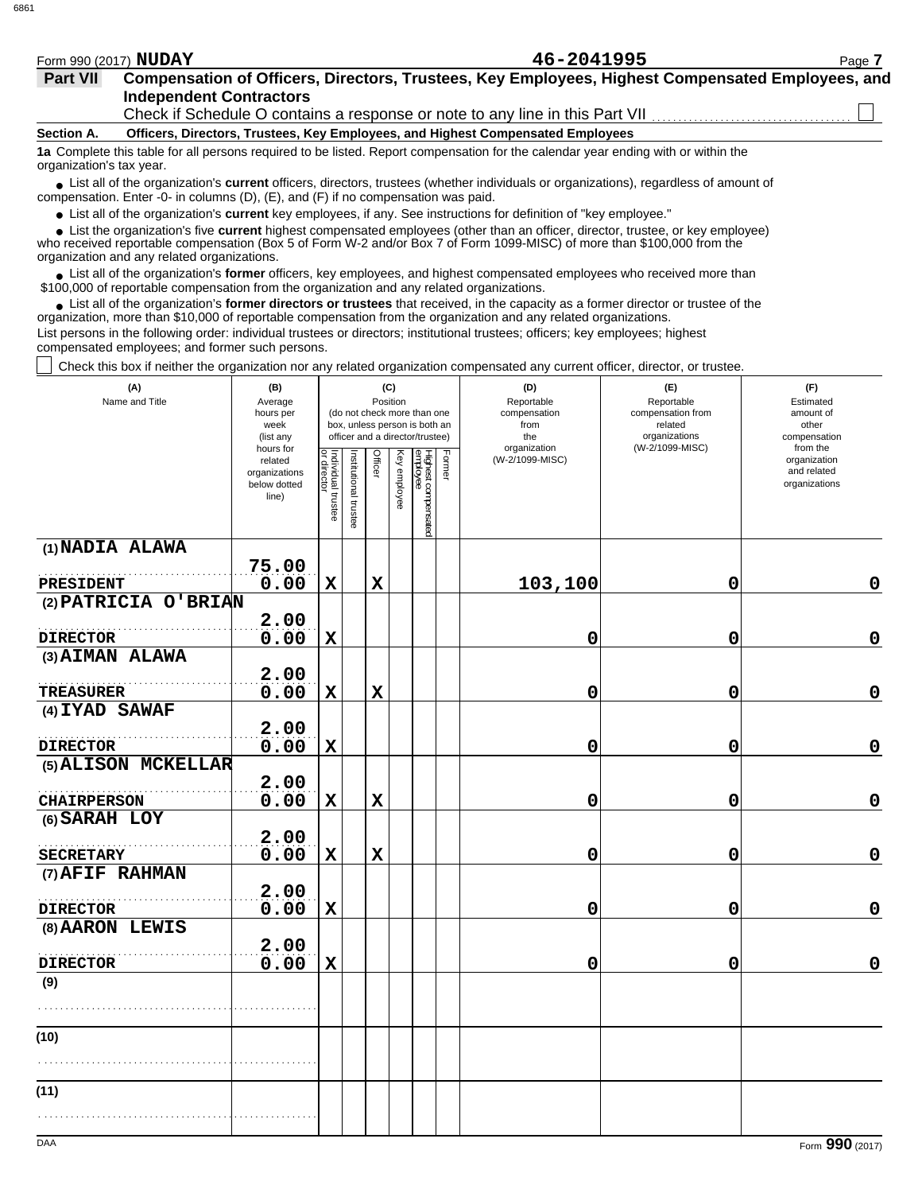Form 990 (2017) **NUDAY** **46-2041995**

## Part VII Compensation of Officers, Directors, Trustees, Key Employees, Highest Compensated Employees, and Independent Contractors

Check if Schedule O contains a response or note to any line in this Part VII ☐

### Section A. Officers, Directors, Trustees, Key Employees, and Highest Compensated Employees

**1a** Complete this table for all persons required to be listed. Report compensation for the calendar year ending with or within the organization's tax year.

- List all of the organization's **current** officers, directors, trustees (whether individuals or organizations), regardless of amount of compensation. Enter -0- in columns (D), (E), and (F) if no compensation was paid.
- List all of the organization's **current** key employees, if any. See instructions for definition of "key employee."
- List the organization's five **current** highest compensated employees (other than an officer, director, trustee, or key employee) who received reportable compensation (Box 5 of Form W-2 and/or Box 7 of Form 1099-MISC) of more than $100,000 from the organization and any related organizations.
- List all of the organization's **former** officers, key employees, and highest compensated employees who received more than $100,000 of reportable compensation from the organization and any related organizations.
- List all of the organization's **former directors or trustees** that received, in the capacity as a former director or trustee of the organization, more than $10,000 of reportable compensation from the organization and any related organizations.

List persons in the following order: individual trustees or directors; institutional trustees; officers; key employees; highest compensated employees; and former such persons.

☐ Check this box if neither the organization nor any related organization compensated any current officer, director, or trustee.

| (A) Name and Title | (B) Average hours per week (list any hours for related organizations below dotted line) | (C) Position (do not check more than one box, unless person is both an officer and a director/trustee): Individual trustee or director | Institutional trustee | Officer | Key employee | Highest compensated employee | Former | (D) Reportable compensation from the organization (W-2/1099-MISC) | (E) Reportable compensation from related organizations (W-2/1099-MISC) | (F) Estimated amount of other compensation from the organization and related organizations |
|---|---|---|---|---|---|---|---|---|---|---|
| (1) NADIA ALAWA<br>PRESIDENT | 75.00<br>0.00 | X | | X | | | | 103,100 | 0 | 0 |
| (2) PATRICIA O'BRIAN<br>DIRECTOR | 2.00<br>0.00 | X | | | | | | 0 | 0 | 0 |
| (3) AIMAN ALAWA<br>TREASURER | 2.00<br>0.00 | X | | X | | | | 0 | 0 | 0 |
| (4) IYAD SAWAF<br>DIRECTOR | 2.00<br>0.00 | X | | | | | | 0 | 0 | 0 |
| (5) ALISON MCKELLAR<br>CHAIRPERSON | 2.00<br>0.00 | X | | X | | | | 0 | 0 | 0 |
| (6) SARAH LOY<br>SECRETARY | 2.00<br>0.00 | X | | X | | | | 0 | 0 | 0 |
| (7) AFIF RAHMAN<br>DIRECTOR | 2.00<br>0.00 | X | | | | | | 0 | 0 | 0 |
| (8) AARON LEWIS<br>DIRECTOR | 2.00<br>0.00 | X | | | | | | 0 | 0 | 0 |
| (9) | | | | | | | | | | |
| (10) | | | | | | | | | | |
| (11) | | | | | | | | | | |

DAA Form **990** (2017)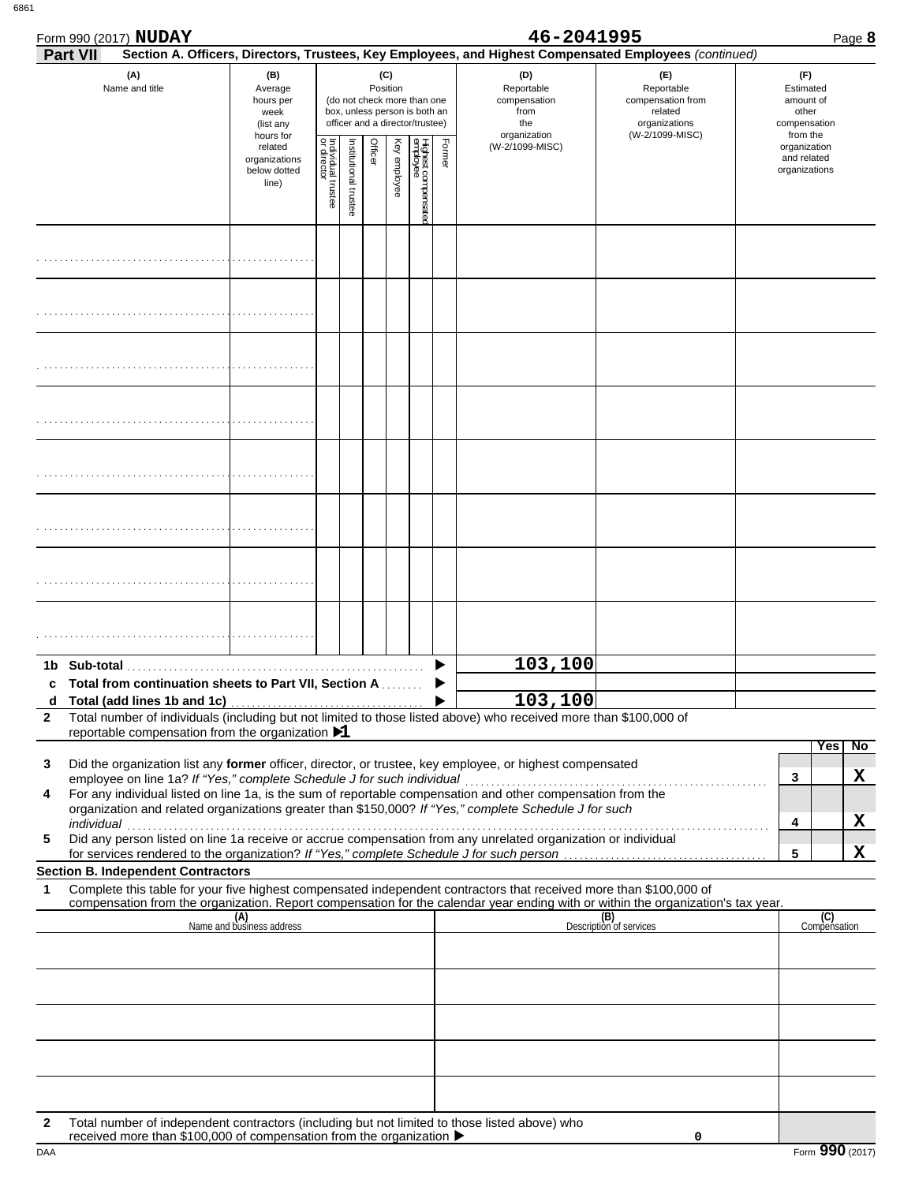Form 990 (2017) **NUDAY** 46-2041995

**Part VII** **Section A. Officers, Directors, Trustees, Key Employees, and Highest Compensated Employees** *(continued)*

| (A) Name and title | (B) Average hours per week (list any hours for related organizations below dotted line) | (C) Position (do not check more than one box, unless person is both an officer and a director/trustee) | | | | | | (D) Reportable compensation from the organization (W-2/1099-MISC) | (E) Reportable compensation from related organizations (W-2/1099-MISC) | (F) Estimated amount of other compensation from the organization and related organizations |
|---|---|---|---|---|---|---|---|---|---|---|
| | | Individual trustee or director | Institutional trustee | Officer | Key employee | Highest compensated employee | Former | | | |
| | | | | | | | | | | |
| | | | | | | | | | | |
| | | | | | | | | | | |
| | | | | | | | | | | |
| | | | | | | | | | | |
| | | | | | | | | | | |
| | | | | | | | | | | |
| | | | | | | | | | | |

| | | (D) | (E) | (F) |
|---|---|---|---|---|
| **1b** | **Sub-total** | 103,100 | | |
| **c** | **Total from continuation sheets to Part VII, Section A** | | | |
| **d** | **Total (add lines 1b and 1c)** | 103,100 | | |

**2** Total number of individuals (including but not limited to those listed above) who received more than $100,000 of reportable compensation from the organization ▶ 1

| | | | Yes | No |
|---|---|---|---|---|
| **3** | Did the organization list any **former** officer, director, or trustee, key employee, or highest compensated employee on line 1a? *If "Yes," complete Schedule J for such individual* | 3 | | X |
| **4** | For any individual listed on line 1a, is the sum of reportable compensation and other compensation from the organization and related organizations greater than $150,000? *If "Yes," complete Schedule J for such individual* | 4 | | X |
| **5** | Did any person listed on line 1a receive or accrue compensation from any unrelated organization or individual for services rendered to the organization? *If "Yes," complete Schedule J for such person* | 5 | | X |

**Section B. Independent Contractors**

**1** Complete this table for your five highest compensated independent contractors that received more than $100,000 of compensation from the organization. Report compensation for the calendar year ending with or within the organization's tax year.

| (A) Name and business address | (B) Description of services | (C) Compensation |
|---|---|---|
| | | |
| | | |
| | | |
| | | |
| | | |

**2** Total number of independent contractors (including but not limited to those listed above) who received more than $100,000 of compensation from the organization ▶ 0

DAA Form **990** (2017)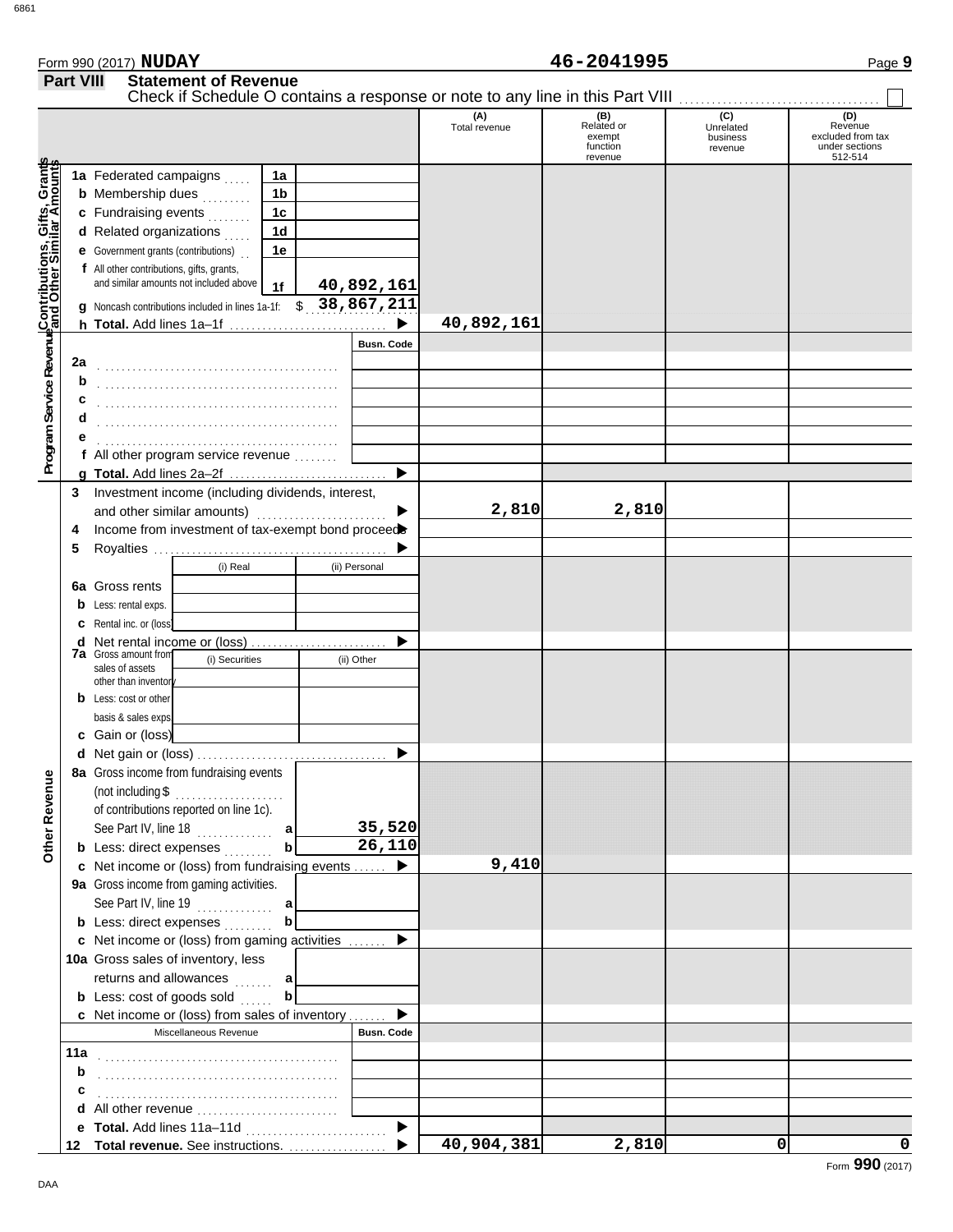Form 990 (2017) **NUDAY** **46-2041995**

## Part VIII Statement of Revenue

Check if Schedule O contains a response or note to any line in this Part VIII ☐

| | | | (A) Total revenue | (B) Related or exempt function revenue | (C) Unrelated business revenue | (D) Revenue excluded from tax under sections 512-514 |
|---|---|---|---|---|---|---|
| **Contributions, Gifts, Grants and Other Similar Amounts** | 1a Federated campaigns | 1a | | | | |
| | b Membership dues | 1b | | | | |
| | c Fundraising events | 1c | | | | |
| | d Related organizations | 1d | | | | |
| | e Government grants (contributions) | 1e | | | | |
| | f All other contributions, gifts, grants, and similar amounts not included above | 1f 40,892,161 | | | | |
| | g Noncash contributions included in lines 1a-1f: $ 38,867,211 | | | | | |
| | h **Total.** Add lines 1a–1f ▶ | | 40,892,161 | | | |
| **Program Service Revenue** | | Busn. Code | | | | |
| | 2a | | | | | |
| | b | | | | | |
| | c | | | | | |
| | d | | | | | |
| | e | | | | | |
| | f All other program service revenue | | | | | |
| | g **Total.** Add lines 2a–2f ▶ | | | | | |
| **Other Revenue** | 3 Investment income (including dividends, interest, and other similar amounts) ▶ | | 2,810 | 2,810 | | |
| | 4 Income from investment of tax-exempt bond proceeds ▶ | | | | | |
| | 5 Royalties ▶ | | | | | |
| | | (i) Real / (ii) Personal | | | | |
| | 6a Gross rents | | | | | |
| | b Less: rental exps. | | | | | |
| | c Rental inc. or (loss) | | | | | |
| | d Net rental income or (loss) ▶ | | | | | |
| | | (i) Securities / (ii) Other | | | | |
| | 7a Gross amount from sales of assets other than inventory | | | | | |
| | b Less: cost or other basis & sales exps. | | | | | |
| | c Gain or (loss) | | | | | |
| | d Net gain or (loss) ▶ | | | | | |
| | 8a Gross income from fundraising events (not including $ of contributions reported on line 1c). See Part IV, line 18 | a 35,520 | | | | |
| | b Less: direct expenses | b 26,110 | | | | |
| | c Net income or (loss) from fundraising events ▶ | | 9,410 | | | |
| | 9a Gross income from gaming activities. See Part IV, line 19 | a | | | | |
| | b Less: direct expenses | b | | | | |
| | c Net income or (loss) from gaming activities ▶ | | | | | |
| | 10a Gross sales of inventory, less returns and allowances | a | | | | |
| | b Less: cost of goods sold | b | | | | |
| | c Net income or (loss) from sales of inventory ▶ | | | | | |
| | Miscellaneous Revenue | Busn. Code | | | | |
| | 11a | | | | | |
| | b | | | | | |
| | c | | | | | |
| | d All other revenue | | | | | |
| | e **Total.** Add lines 11a–11d ▶ | | | | | |
| | 12 **Total revenue.** See instructions. ▶ | | 40,904,381 | 2,810 | 0 | 0 |

Form **990** (2017)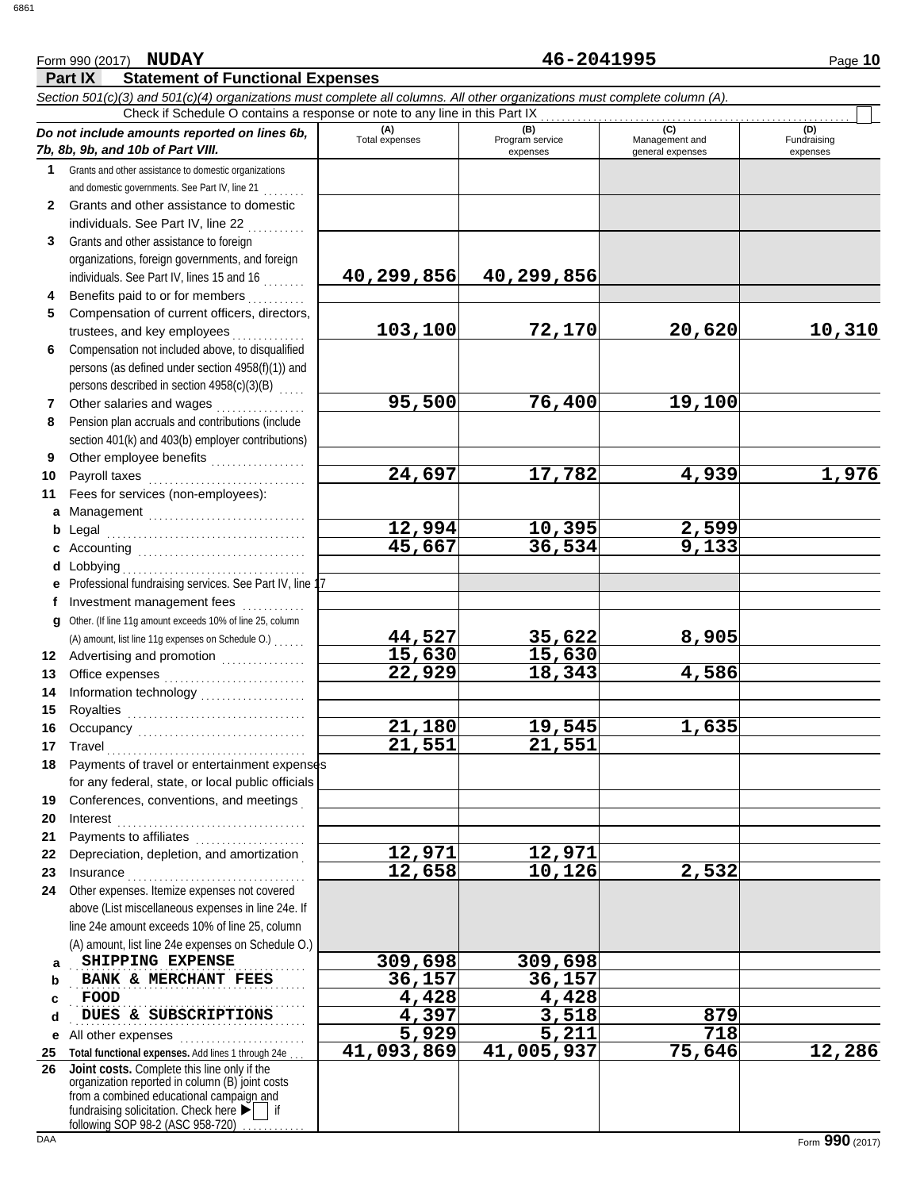Form 990 (2017) **NUDAY** **46-2041995**

## Part IX Statement of Functional Expenses

*Section 501(c)(3) and 501(c)(4) organizations must complete all columns. All other organizations must complete column (A).*

Check if Schedule O contains a response or note to any line in this Part IX ☐

| *Do not include amounts reported on lines 6b, 7b, 8b, 9b, and 10b of Part VIII.* | (A) Total expenses | (B) Program service expenses | (C) Management and general expenses | (D) Fundraising expenses |
|---|---|---|---|---|
| **1** Grants and other assistance to domestic organizations and domestic governments. See Part IV, line 21 | | | | |
| **2** Grants and other assistance to domestic individuals. See Part IV, line 22 | | | | |
| **3** Grants and other assistance to foreign organizations, foreign governments, and foreign individuals. See Part IV, lines 15 and 16 | 40,299,856 | 40,299,856 | | |
| **4** Benefits paid to or for members | | | | |
| **5** Compensation of current officers, directors, trustees, and key employees | 103,100 | 72,170 | 20,620 | 10,310 |
| **6** Compensation not included above, to disqualified persons (as defined under section 4958(f)(1)) and persons described in section 4958(c)(3)(B) | | | | |
| **7** Other salaries and wages | 95,500 | 76,400 | 19,100 | |
| **8** Pension plan accruals and contributions (include section 401(k) and 403(b) employer contributions) | | | | |
| **9** Other employee benefits | | | | |
| **10** Payroll taxes | 24,697 | 17,782 | 4,939 | 1,976 |
| **11** Fees for services (non-employees): | | | | |
| **a** Management | | | | |
| **b** Legal | 12,994 | 10,395 | 2,599 | |
| **c** Accounting | 45,667 | 36,534 | 9,133 | |
| **d** Lobbying | | | | |
| **e** Professional fundraising services. See Part IV, line 17 | | | | |
| **f** Investment management fees | | | | |
| **g** Other. (If line 11g amount exceeds 10% of line 25, column (A) amount, list line 11g expenses on Schedule O.) | 44,527 | 35,622 | 8,905 | |
| **12** Advertising and promotion | 15,630 | 15,630 | | |
| **13** Office expenses | 22,929 | 18,343 | 4,586 | |
| **14** Information technology | | | | |
| **15** Royalties | | | | |
| **16** Occupancy | 21,180 | 19,545 | 1,635 | |
| **17** Travel | 21,551 | 21,551 | | |
| **18** Payments of travel or entertainment expenses for any federal, state, or local public officials | | | | |
| **19** Conferences, conventions, and meetings | | | | |
| **20** Interest | | | | |
| **21** Payments to affiliates | | | | |
| **22** Depreciation, depletion, and amortization | 12,971 | 12,971 | | |
| **23** Insurance | 12,658 | 10,126 | 2,532 | |
| **24** Other expenses. Itemize expenses not covered above (List miscellaneous expenses in line 24e. If line 24e amount exceeds 10% of line 25, column (A) amount, list line 24e expenses on Schedule O.) | | | | |
| **a** SHIPPING EXPENSE | 309,698 | 309,698 | | |
| **b** BANK & MERCHANT FEES | 36,157 | 36,157 | | |
| **c** FOOD | 4,428 | 4,428 | | |
| **d** DUES & SUBSCRIPTIONS | 4,397 | 3,518 | 879 | |
| **e** All other expenses | 5,929 | 5,211 | 718 | |
| **25** **Total functional expenses.** Add lines 1 through 24e | 41,093,869 | 41,005,937 | 75,646 | 12,286 |
| **26** **Joint costs.** Complete this line only if the organization reported in column (B) joint costs from a combined educational campaign and fundraising solicitation. Check here ▶ ☐ if following SOP 98-2 (ASC 958-720) | | | | |

DAA Form **990** (2017)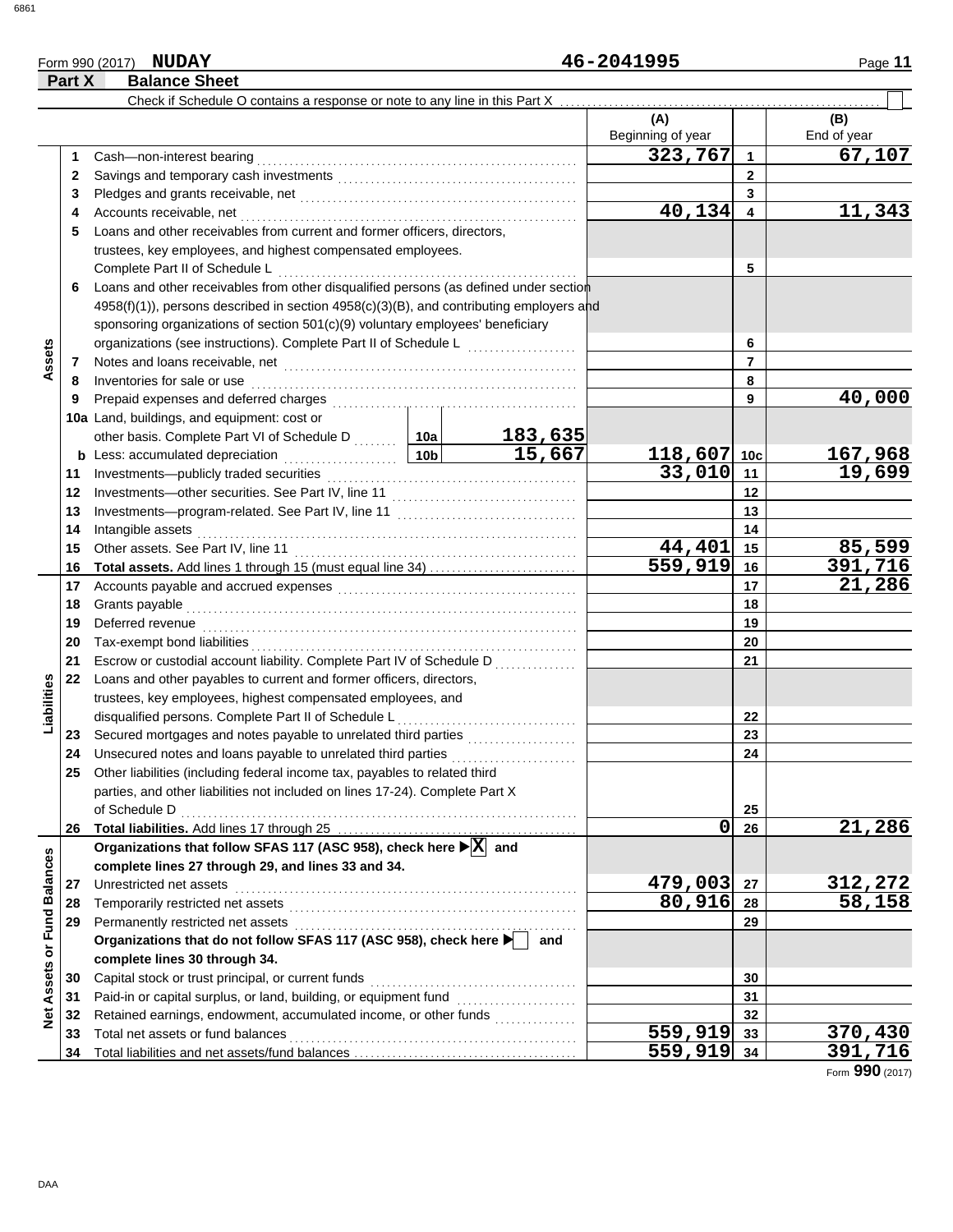Form 990 (2017) **NUDAY** **46-2041995** Page **11**

## Part X Balance Sheet

Check if Schedule O contains a response or note to any line in this Part X ☐

| Section | Line | Description | | | (A) Beginning of year | | (B) End of year |
|---|---|---|---|---|---|---|---|
| Assets | 1 | Cash—non-interest bearing | | | 323,767 | 1 | 67,107 |
| | 2 | Savings and temporary cash investments | | | | 2 | |
| | 3 | Pledges and grants receivable, net | | | | 3 | |
| | 4 | Accounts receivable, net | | | 40,134 | 4 | 11,343 |
| | 5 | Loans and other receivables from current and former officers, directors, trustees, key employees, and highest compensated employees. Complete Part II of Schedule L | | | | 5 | |
| | 6 | Loans and other receivables from other disqualified persons (as defined under section 4958(f)(1)), persons described in section 4958(c)(3)(B), and contributing employers and sponsoring organizations of section 501(c)(9) voluntary employees' beneficiary organizations (see instructions). Complete Part II of Schedule L | | | | 6 | |
| | 7 | Notes and loans receivable, net | | | | 7 | |
| | 8 | Inventories for sale or use | | | | 8 | |
| | 9 | Prepaid expenses and deferred charges | | | | 9 | 40,000 |
| | 10a | Land, buildings, and equipment: cost or other basis. Complete Part VI of Schedule D | 10a | 183,635 | | | |
| | b | Less: accumulated depreciation | 10b | 15,667 | 118,607 | 10c | 167,968 |
| | 11 | Investments—publicly traded securities | | | 33,010 | 11 | 19,699 |
| | 12 | Investments—other securities. See Part IV, line 11 | | | | 12 | |
| | 13 | Investments—program-related. See Part IV, line 11 | | | | 13 | |
| | 14 | Intangible assets | | | | 14 | |
| | 15 | Other assets. See Part IV, line 11 | | | 44,401 | 15 | 85,599 |
| | 16 | **Total assets.** Add lines 1 through 15 (must equal line 34) | | | 559,919 | 16 | 391,716 |
| Liabilities | 17 | Accounts payable and accrued expenses | | | | 17 | 21,286 |
| | 18 | Grants payable | | | | 18 | |
| | 19 | Deferred revenue | | | | 19 | |
| | 20 | Tax-exempt bond liabilities | | | | 20 | |
| | 21 | Escrow or custodial account liability. Complete Part IV of Schedule D | | | | 21 | |
| | 22 | Loans and other payables to current and former officers, directors, trustees, key employees, highest compensated employees, and disqualified persons. Complete Part II of Schedule L | | | | 22 | |
| | 23 | Secured mortgages and notes payable to unrelated third parties | | | | 23 | |
| | 24 | Unsecured notes and loans payable to unrelated third parties | | | | 24 | |
| | 25 | Other liabilities (including federal income tax, payables to related third parties, and other liabilities not included on lines 17-24). Complete Part X of Schedule D | | | | 25 | |
| | 26 | **Total liabilities.** Add lines 17 through 25 | | | 0 | 26 | 21,286 |
| Net Assets or Fund Balances | | **Organizations that follow SFAS 117 (ASC 958), check here ▶ [X] and complete lines 27 through 29, and lines 33 and 34.** | | | | | |
| | 27 | Unrestricted net assets | | | 479,003 | 27 | 312,272 |
| | 28 | Temporarily restricted net assets | | | 80,916 | 28 | 58,158 |
| | 29 | Permanently restricted net assets | | | | 29 | |
| | | **Organizations that do not follow SFAS 117 (ASC 958), check here ▶ [ ] and complete lines 30 through 34.** | | | | | |
| | 30 | Capital stock or trust principal, or current funds | | | | 30 | |
| | 31 | Paid-in or capital surplus, or land, building, or equipment fund | | | | 31 | |
| | 32 | Retained earnings, endowment, accumulated income, or other funds | | | | 32 | |
| | 33 | Total net assets or fund balances | | | 559,919 | 33 | 370,430 |
| | 34 | Total liabilities and net assets/fund balances | | | 559,919 | 34 | 391,716 |

Form **990** (2017)

DAA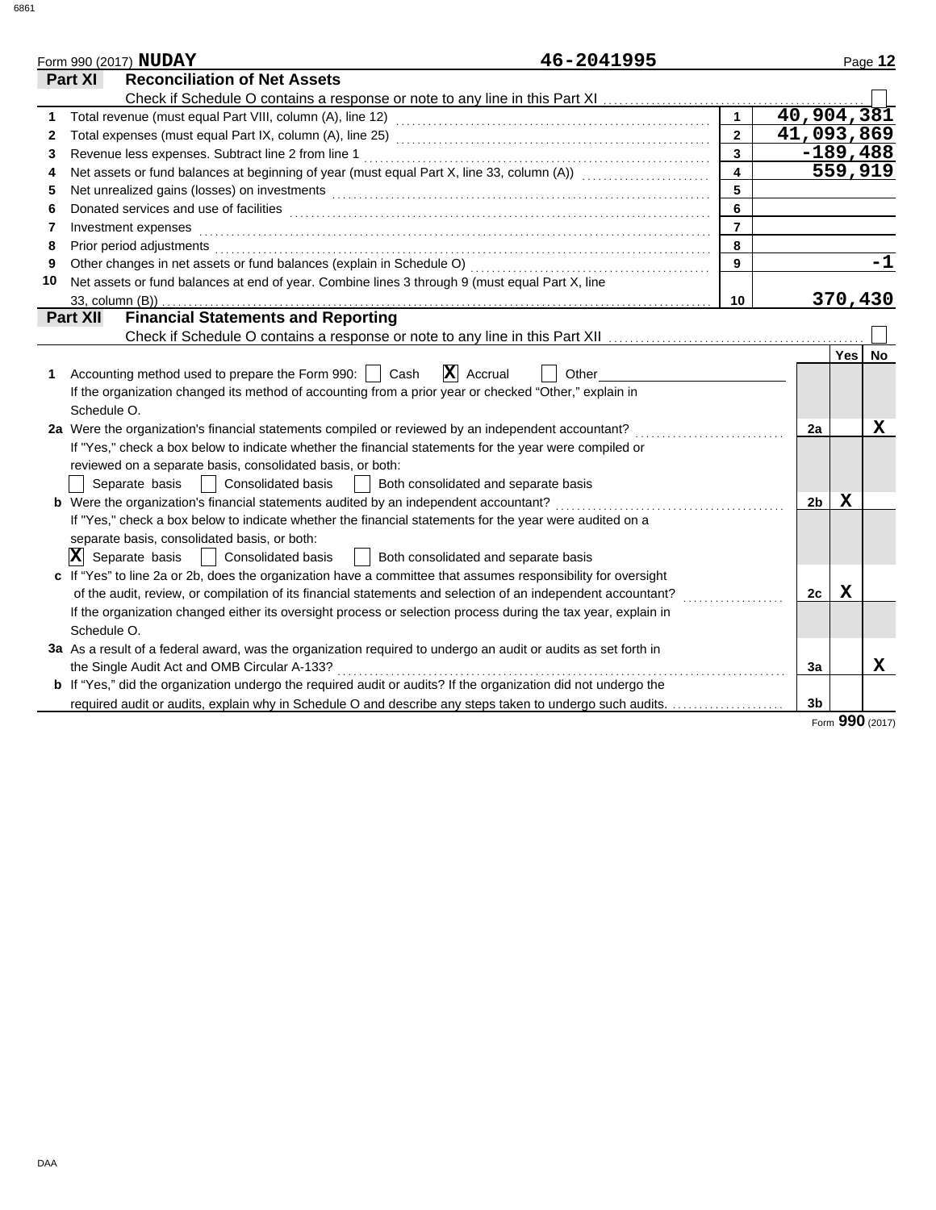Form 990 (2017) **NUDAY** **46-2041995**

## Part XI — Reconciliation of Net Assets

Check if Schedule O contains a response or note to any line in this Part XI ☐

| | | | |
|---|---|---|---|
| 1 | Total revenue (must equal Part VIII, column (A), line 12) | 1 | 40,904,381 |
| 2 | Total expenses (must equal Part IX, column (A), line 25) | 2 | 41,093,869 |
| 3 | Revenue less expenses. Subtract line 2 from line 1 | 3 | -189,488 |
| 4 | Net assets or fund balances at beginning of year (must equal Part X, line 33, column (A)) | 4 | 559,919 |
| 5 | Net unrealized gains (losses) on investments | 5 | |
| 6 | Donated services and use of facilities | 6 | |
| 7 | Investment expenses | 7 | |
| 8 | Prior period adjustments | 8 | |
| 9 | Other changes in net assets or fund balances (explain in Schedule O) | 9 | -1 |
| 10 | Net assets or fund balances at end of year. Combine lines 3 through 9 (must equal Part X, line 33, column (B)) | 10 | 370,430 |

## Part XII — Financial Statements and Reporting

Check if Schedule O contains a response or note to any line in this Part XII ☐

| | | | Yes | No |
|---|---|---|---|---|
| 1 | Accounting method used to prepare the Form 990: ☐ Cash ☒ Accrual ☐ Other ____<br>If the organization changed its method of accounting from a prior year or checked "Other," explain in Schedule O. | | | |
| 2a | Were the organization's financial statements compiled or reviewed by an independent accountant? | 2a | | X |
| | If "Yes," check a box below to indicate whether the financial statements for the year were compiled or reviewed on a separate basis, consolidated basis, or both:<br>☐ Separate basis ☐ Consolidated basis ☐ Both consolidated and separate basis | | | |
| b | Were the organization's financial statements audited by an independent accountant? | 2b | X | |
| | If "Yes," check a box below to indicate whether the financial statements for the year were audited on a separate basis, consolidated basis, or both:<br>☒ Separate basis ☐ Consolidated basis ☐ Both consolidated and separate basis | | | |
| c | If "Yes" to line 2a or 2b, does the organization have a committee that assumes responsibility for oversight of the audit, review, or compilation of its financial statements and selection of an independent accountant? | 2c | X | |
| | If the organization changed either its oversight process or selection process during the tax year, explain in Schedule O. | | | |
| 3a | As a result of a federal award, was the organization required to undergo an audit or audits as set forth in the Single Audit Act and OMB Circular A-133? | 3a | | X |
| b | If "Yes," did the organization undergo the required audit or audits? If the organization did not undergo the required audit or audits, explain why in Schedule O and describe any steps taken to undergo such audits. | 3b | | |

Form **990** (2017)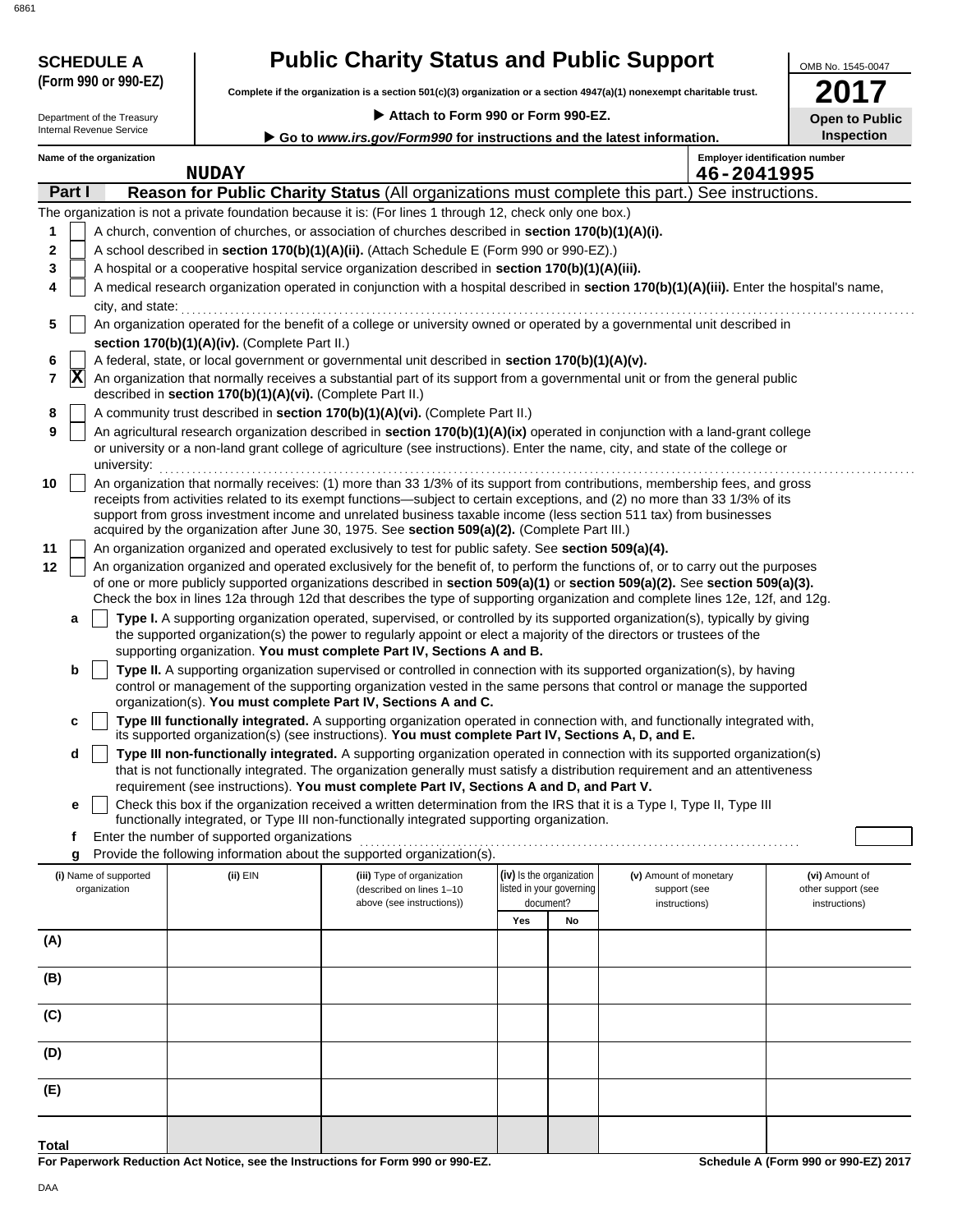# SCHEDULE A (Form 990 or 990-EZ)

Department of the Treasury
Internal Revenue Service

## Public Charity Status and Public Support

**Complete if the organization is a section 501(c)(3) organization or a section 4947(a)(1) nonexempt charitable trust.**

▶ **Attach to Form 990 or Form 990-EZ.**

▶ **Go to *www.irs.gov/Form990* for instructions and the latest information.**

OMB No. 1545-0047

**2017**

**Open to Public Inspection**

**Name of the organization:** NUDAY

**Employer identification number:** 46-2041995

## Part I — Reason for Public Charity Status (All organizations must complete this part.) See instructions.

The organization is not a private foundation because it is: (For lines 1 through 12, check only one box.)

1. [ ] A church, convention of churches, or association of churches described in **section 170(b)(1)(A)(i).**
2. [ ] A school described in **section 170(b)(1)(A)(ii).** (Attach Schedule E (Form 990 or 990-EZ).)
3. [ ] A hospital or a cooperative hospital service organization described in **section 170(b)(1)(A)(iii).**
4. [ ] A medical research organization operated in conjunction with a hospital described in **section 170(b)(1)(A)(iii).** Enter the hospital's name, city, and state:
5. [ ] An organization operated for the benefit of a college or university owned or operated by a governmental unit described in **section 170(b)(1)(A)(iv).** (Complete Part II.)
6. [ ] A federal, state, or local government or governmental unit described in **section 170(b)(1)(A)(v).**
7. [X] An organization that normally receives a substantial part of its support from a governmental unit or from the general public described in **section 170(b)(1)(A)(vi).** (Complete Part II.)
8. [ ] A community trust described in **section 170(b)(1)(A)(vi).** (Complete Part II.)
9. [ ] An agricultural research organization described in **section 170(b)(1)(A)(ix)** operated in conjunction with a land-grant college or university or a non-land grant college of agriculture (see instructions). Enter the name, city, and state of the college or university:
10. [ ] An organization that normally receives: (1) more than 33 1/3% of its support from contributions, membership fees, and gross receipts from activities related to its exempt functions—subject to certain exceptions, and (2) no more than 33 1/3% of its support from gross investment income and unrelated business taxable income (less section 511 tax) from businesses acquired by the organization after June 30, 1975. See **section 509(a)(2).** (Complete Part III.)
11. [ ] An organization organized and operated exclusively to test for public safety. See **section 509(a)(4).**
12. [ ] An organization organized and operated exclusively for the benefit of, to perform the functions of, or to carry out the purposes of one or more publicly supported organizations described in **section 509(a)(1)** or **section 509(a)(2).** See **section 509(a)(3).** Check the box in lines 12a through 12d that describes the type of supporting organization and complete lines 12e, 12f, and 12g.
   - **a** [ ] **Type I.** A supporting organization operated, supervised, or controlled by its supported organization(s), typically by giving the supported organization(s) the power to regularly appoint or elect a majority of the directors or trustees of the supporting organization. **You must complete Part IV, Sections A and B.**
   - **b** [ ] **Type II.** A supporting organization supervised or controlled in connection with its supported organization(s), by having control or management of the supporting organization vested in the same persons that control or manage the supported organization(s). **You must complete Part IV, Sections A and C.**
   - **c** [ ] **Type III functionally integrated.** A supporting organization operated in connection with, and functionally integrated with, its supported organization(s) (see instructions). **You must complete Part IV, Sections A, D, and E.**
   - **d** [ ] **Type III non-functionally integrated.** A supporting organization operated in connection with its supported organization(s) that is not functionally integrated. The organization generally must satisfy a distribution requirement and an attentiveness requirement (see instructions). **You must complete Part IV, Sections A and D, and Part V.**
   - **e** [ ] Check this box if the organization received a written determination from the IRS that it is a Type I, Type II, Type III functionally integrated, or Type III non-functionally integrated supporting organization.
   - **f** Enter the number of supported organizations
   - **g** Provide the following information about the supported organization(s).

| (i) Name of supported organization | (ii) EIN | (iii) Type of organization (described on lines 1–10 above (see instructions)) | (iv) Is the organization listed in your governing document? Yes | No | (v) Amount of monetary support (see instructions) | (vi) Amount of other support (see instructions) |
|---|---|---|---|---|---|---|
| (A) | | | | | | |
| (B) | | | | | | |
| (C) | | | | | | |
| (D) | | | | | | |
| (E) | | | | | | |
| **Total** | | | | | | |

**For Paperwork Reduction Act Notice, see the Instructions for Form 990 or 990-EZ.** **Schedule A (Form 990 or 990-EZ) 2017**

DAA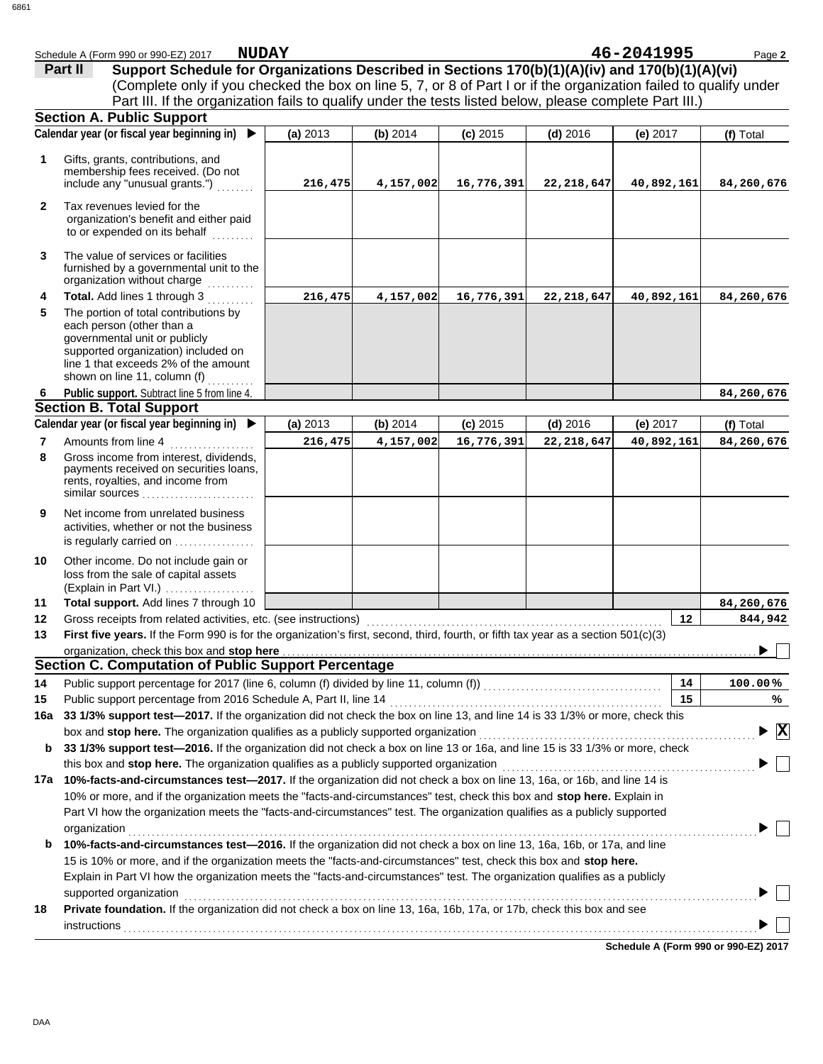Schedule A (Form 990 or 990-EZ) 2017 **NUDAY** **46-2041995** Page **2**

## Part II Support Schedule for Organizations Described in Sections 170(b)(1)(A)(iv) and 170(b)(1)(A)(vi)

(Complete only if you checked the box on line 5, 7, or 8 of Part I or if the organization failed to qualify under Part III. If the organization fails to qualify under the tests listed below, please complete Part III.)

### Section A. Public Support

| | Calendar year (or fiscal year beginning in) ▶ | (a) 2013 | (b) 2014 | (c) 2015 | (d) 2016 | (e) 2017 | (f) Total |
|---|---|---|---|---|---|---|---|
| 1 | Gifts, grants, contributions, and membership fees received. (Do not include any "unusual grants.") | 216,475 | 4,157,002 | 16,776,391 | 22,218,647 | 40,892,161 | 84,260,676 |
| 2 | Tax revenues levied for the organization's benefit and either paid to or expended on its behalf | | | | | | |
| 3 | The value of services or facilities furnished by a governmental unit to the organization without charge | | | | | | |
| 4 | **Total.** Add lines 1 through 3 | 216,475 | 4,157,002 | 16,776,391 | 22,218,647 | 40,892,161 | 84,260,676 |
| 5 | The portion of total contributions by each person (other than a governmental unit or publicly supported organization) included on line 1 that exceeds 2% of the amount shown on line 11, column (f) | | | | | | |
| 6 | **Public support.** Subtract line 5 from line 4. | | | | | | 84,260,676 |

### Section B. Total Support

| | Calendar year (or fiscal year beginning in) ▶ | (a) 2013 | (b) 2014 | (c) 2015 | (d) 2016 | (e) 2017 | (f) Total |
|---|---|---|---|---|---|---|---|
| 7 | Amounts from line 4 | 216,475 | 4,157,002 | 16,776,391 | 22,218,647 | 40,892,161 | 84,260,676 |
| 8 | Gross income from interest, dividends, payments received on securities loans, rents, royalties, and income from similar sources | | | | | | |
| 9 | Net income from unrelated business activities, whether or not the business is regularly carried on | | | | | | |
| 10 | Other income. Do not include gain or loss from the sale of capital assets (Explain in Part VI.) | | | | | | |
| 11 | **Total support.** Add lines 7 through 10 | | | | | | 84,260,676 |

**12** Gross receipts from related activities, etc. (see instructions) **12** 844,942

**13** **First five years.** If the Form 990 is for the organization's first, second, third, fourth, or fifth tax year as a section 501(c)(3) organization, check this box and **stop here** ▶ ☐

### Section C. Computation of Public Support Percentage

**14** Public support percentage for 2017 (line 6, column (f) divided by line 11, column (f)) **14** 100.00 %

**15** Public support percentage from 2016 Schedule A, Part II, line 14 **15** %

**16a** **33 1/3% support test—2017.** If the organization did not check the box on line 13, and line 14 is 33 1/3% or more, check this box and **stop here.** The organization qualifies as a publicly supported organization ▶ ☒

**b** **33 1/3% support test—2016.** If the organization did not check a box on line 13 or 16a, and line 15 is 33 1/3% or more, check this box and **stop here.** The organization qualifies as a publicly supported organization ▶ ☐

**17a** **10%-facts-and-circumstances test—2017.** If the organization did not check a box on line 13, 16a, or 16b, and line 14 is 10% or more, and if the organization meets the "facts-and-circumstances" test, check this box and **stop here.** Explain in Part VI how the organization meets the "facts-and-circumstances" test. The organization qualifies as a publicly supported organization ▶ ☐

**b** **10%-facts-and-circumstances test—2016.** If the organization did not check a box on line 13, 16a, 16b, or 17a, and line 15 is 10% or more, and if the organization meets the "facts-and-circumstances" test, check this box and **stop here.** Explain in Part VI how the organization meets the "facts-and-circumstances" test. The organization qualifies as a publicly supported organization ▶ ☐

**18** **Private foundation.** If the organization did not check a box on line 13, 16a, 16b, 17a, or 17b, check this box and see instructions ▶ ☐

**Schedule A (Form 990 or 990-EZ) 2017**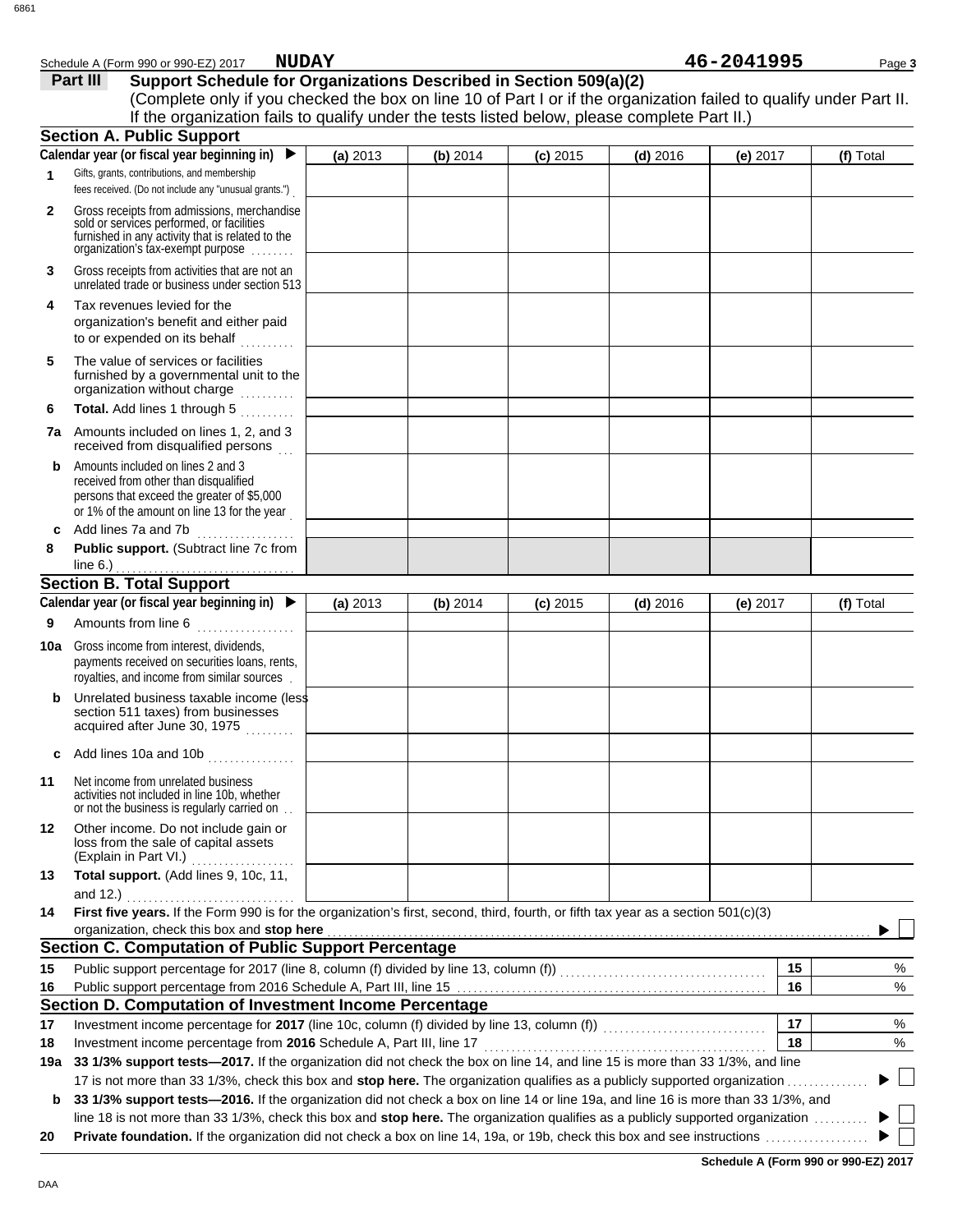Schedule A (Form 990 or 990-EZ) 2017 **NUDAY** **46-2041995**

## Part III Support Schedule for Organizations Described in Section 509(a)(2)

(Complete only if you checked the box on line 10 of Part I or if the organization failed to qualify under Part II. If the organization fails to qualify under the tests listed below, please complete Part II.)

### Section A. Public Support

| Calendar year (or fiscal year beginning in) ▶ | (a) 2013 | (b) 2014 | (c) 2015 | (d) 2016 | (e) 2017 | (f) Total |
|---|---|---|---|---|---|---|
| **1** Gifts, grants, contributions, and membership fees received. (Do not include any "unusual grants.") | | | | | | |
| **2** Gross receipts from admissions, merchandise sold or services performed, or facilities furnished in any activity that is related to the organization's tax-exempt purpose | | | | | | |
| **3** Gross receipts from activities that are not an unrelated trade or business under section 513 | | | | | | |
| **4** Tax revenues levied for the organization's benefit and either paid to or expended on its behalf | | | | | | |
| **5** The value of services or facilities furnished by a governmental unit to the organization without charge | | | | | | |
| **6** **Total.** Add lines 1 through 5 | | | | | | |
| **7a** Amounts included on lines 1, 2, and 3 received from disqualified persons | | | | | | |
| **b** Amounts included on lines 2 and 3 received from other than disqualified persons that exceed the greater of $5,000 or 1% of the amount on line 13 for the year | | | | | | |
| **c** Add lines 7a and 7b | | | | | | |
| **8** **Public support.** (Subtract line 7c from line 6.) | | | | | | |

### Section B. Total Support

| Calendar year (or fiscal year beginning in) ▶ | (a) 2013 | (b) 2014 | (c) 2015 | (d) 2016 | (e) 2017 | (f) Total |
|---|---|---|---|---|---|---|
| **9** Amounts from line 6 | | | | | | |
| **10a** Gross income from interest, dividends, payments received on securities loans, rents, royalties, and income from similar sources | | | | | | |
| **b** Unrelated business taxable income (less section 511 taxes) from businesses acquired after June 30, 1975 | | | | | | |
| **c** Add lines 10a and 10b | | | | | | |
| **11** Net income from unrelated business activities not included in line 10b, whether or not the business is regularly carried on | | | | | | |
| **12** Other income. Do not include gain or loss from the sale of capital assets (Explain in Part VI.) | | | | | | |
| **13** **Total support.** (Add lines 9, 10c, 11, and 12.) | | | | | | |

**14** **First five years.** If the Form 990 is for the organization's first, second, third, fourth, or fifth tax year as a section 501(c)(3) organization, check this box and **stop here** ▶ ☐

### Section C. Computation of Public Support Percentage

| | | | |
|---|---|---|---|
| **15** | Public support percentage for 2017 (line 8, column (f) divided by line 13, column (f)) | **15** | % |
| **16** | Public support percentage from 2016 Schedule A, Part III, line 15 | **16** | % |

### Section D. Computation of Investment Income Percentage

| | | | |
|---|---|---|---|
| **17** | Investment income percentage for **2017** (line 10c, column (f) divided by line 13, column (f)) | **17** | % |
| **18** | Investment income percentage from **2016** Schedule A, Part III, line 17 | **18** | % |

**19a** **33 1/3% support tests—2017.** If the organization did not check the box on line 14, and line 15 is more than 33 1/3%, and line 17 is not more than 33 1/3%, check this box and **stop here.** The organization qualifies as a publicly supported organization ▶ ☐

**b** **33 1/3% support tests—2016.** If the organization did not check a box on line 14 or line 19a, and line 16 is more than 33 1/3%, and line 18 is not more than 33 1/3%, check this box and **stop here.** The organization qualifies as a publicly supported organization ▶ ☐

**20** **Private foundation.** If the organization did not check a box on line 14, 19a, or 19b, check this box and see instructions ▶ ☐

**Schedule A (Form 990 or 990-EZ) 2017**

DAA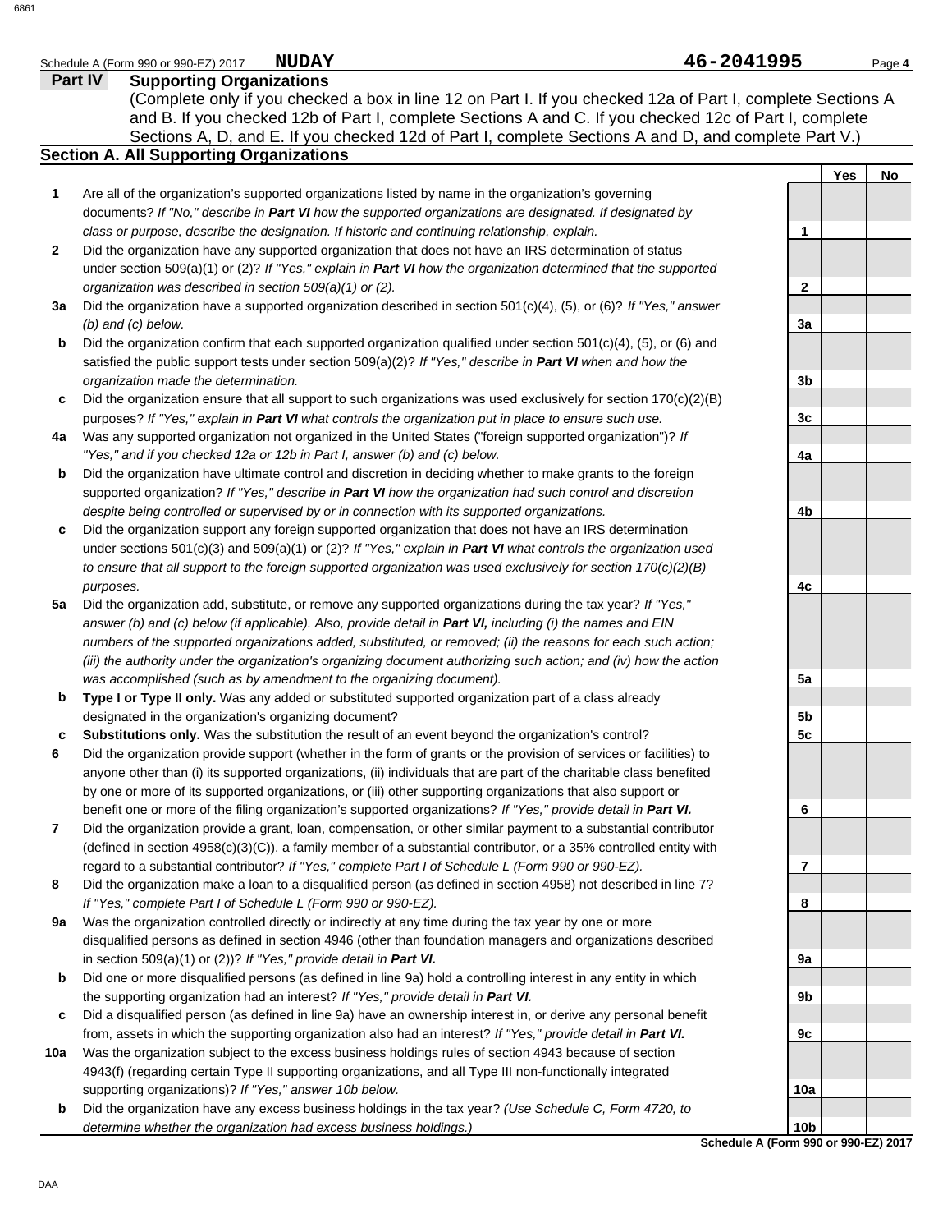Schedule A (Form 990 or 990-EZ) 2017 **NUDAY** **46-2041995** Page **4**

## Part IV Supporting Organizations

(Complete only if you checked a box in line 12 on Part I. If you checked 12a of Part I, complete Sections A and B. If you checked 12b of Part I, complete Sections A and C. If you checked 12c of Part I, complete Sections A, D, and E. If you checked 12d of Part I, complete Sections A and D, and complete Part V.)

### Section A. All Supporting Organizations

| | | | Yes | No |
|---|---|---|---|---|
| **1** | Are all of the organization's supported organizations listed by name in the organization's governing documents? *If "No," describe in **Part VI** how the supported organizations are designated. If designated by class or purpose, describe the designation. If historic and continuing relationship, explain.* | **1** | | |
| **2** | Did the organization have any supported organization that does not have an IRS determination of status under section 509(a)(1) or (2)? *If "Yes," explain in **Part VI** how the organization determined that the supported organization was described in section 509(a)(1) or (2).* | **2** | | |
| **3a** | Did the organization have a supported organization described in section 501(c)(4), (5), or (6)? *If "Yes," answer (b) and (c) below.* | **3a** | | |
| **b** | Did the organization confirm that each supported organization qualified under section 501(c)(4), (5), or (6) and satisfied the public support tests under section 509(a)(2)? *If "Yes," describe in **Part VI** when and how the organization made the determination.* | **3b** | | |
| **c** | Did the organization ensure that all support to such organizations was used exclusively for section 170(c)(2)(B) purposes? *If "Yes," explain in **Part VI** what controls the organization put in place to ensure such use.* | **3c** | | |
| **4a** | Was any supported organization not organized in the United States ("foreign supported organization")? *If "Yes," and if you checked 12a or 12b in Part I, answer (b) and (c) below.* | **4a** | | |
| **b** | Did the organization have ultimate control and discretion in deciding whether to make grants to the foreign supported organization? *If "Yes," describe in **Part VI** how the organization had such control and discretion despite being controlled or supervised by or in connection with its supported organizations.* | **4b** | | |
| **c** | Did the organization support any foreign supported organization that does not have an IRS determination under sections 501(c)(3) and 509(a)(1) or (2)? *If "Yes," explain in **Part VI** what controls the organization used to ensure that all support to the foreign supported organization was used exclusively for section 170(c)(2)(B) purposes.* | **4c** | | |
| **5a** | Did the organization add, substitute, or remove any supported organizations during the tax year? *If "Yes," answer (b) and (c) below (if applicable). Also, provide detail in **Part VI,** including (i) the names and EIN numbers of the supported organizations added, substituted, or removed; (ii) the reasons for each such action; (iii) the authority under the organization's organizing document authorizing such action; and (iv) how the action was accomplished (such as by amendment to the organizing document).* | **5a** | | |
| **b** | **Type I or Type II only.** Was any added or substituted supported organization part of a class already designated in the organization's organizing document? | **5b** | | |
| **c** | **Substitutions only.** Was the substitution the result of an event beyond the organization's control? | **5c** | | |
| **6** | Did the organization provide support (whether in the form of grants or the provision of services or facilities) to anyone other than (i) its supported organizations, (ii) individuals that are part of the charitable class benefited by one or more of its supported organizations, or (iii) other supporting organizations that also support or benefit one or more of the filing organization's supported organizations? *If "Yes," provide detail in **Part VI.*** | **6** | | |
| **7** | Did the organization provide a grant, loan, compensation, or other similar payment to a substantial contributor (defined in section 4958(c)(3)(C)), a family member of a substantial contributor, or a 35% controlled entity with regard to a substantial contributor? *If "Yes," complete Part I of Schedule L (Form 990 or 990-EZ).* | **7** | | |
| **8** | Did the organization make a loan to a disqualified person (as defined in section 4958) not described in line 7? *If "Yes," complete Part I of Schedule L (Form 990 or 990-EZ).* | **8** | | |
| **9a** | Was the organization controlled directly or indirectly at any time during the tax year by one or more disqualified persons as defined in section 4946 (other than foundation managers and organizations described in section 509(a)(1) or (2))? *If "Yes," provide detail in **Part VI.*** | **9a** | | |
| **b** | Did one or more disqualified persons (as defined in line 9a) hold a controlling interest in any entity in which the supporting organization had an interest? *If "Yes," provide detail in **Part VI.*** | **9b** | | |
| **c** | Did a disqualified person (as defined in line 9a) have an ownership interest in, or derive any personal benefit from, assets in which the supporting organization also had an interest? *If "Yes," provide detail in **Part VI.*** | **9c** | | |
| **10a** | Was the organization subject to the excess business holdings rules of section 4943 because of section 4943(f) (regarding certain Type II supporting organizations, and all Type III non-functionally integrated supporting organizations)? *If "Yes," answer 10b below.* | **10a** | | |
| **b** | Did the organization have any excess business holdings in the tax year? *(Use Schedule C, Form 4720, to determine whether the organization had excess business holdings.)* | **10b** | | |

**Schedule A (Form 990 or 990-EZ) 2017**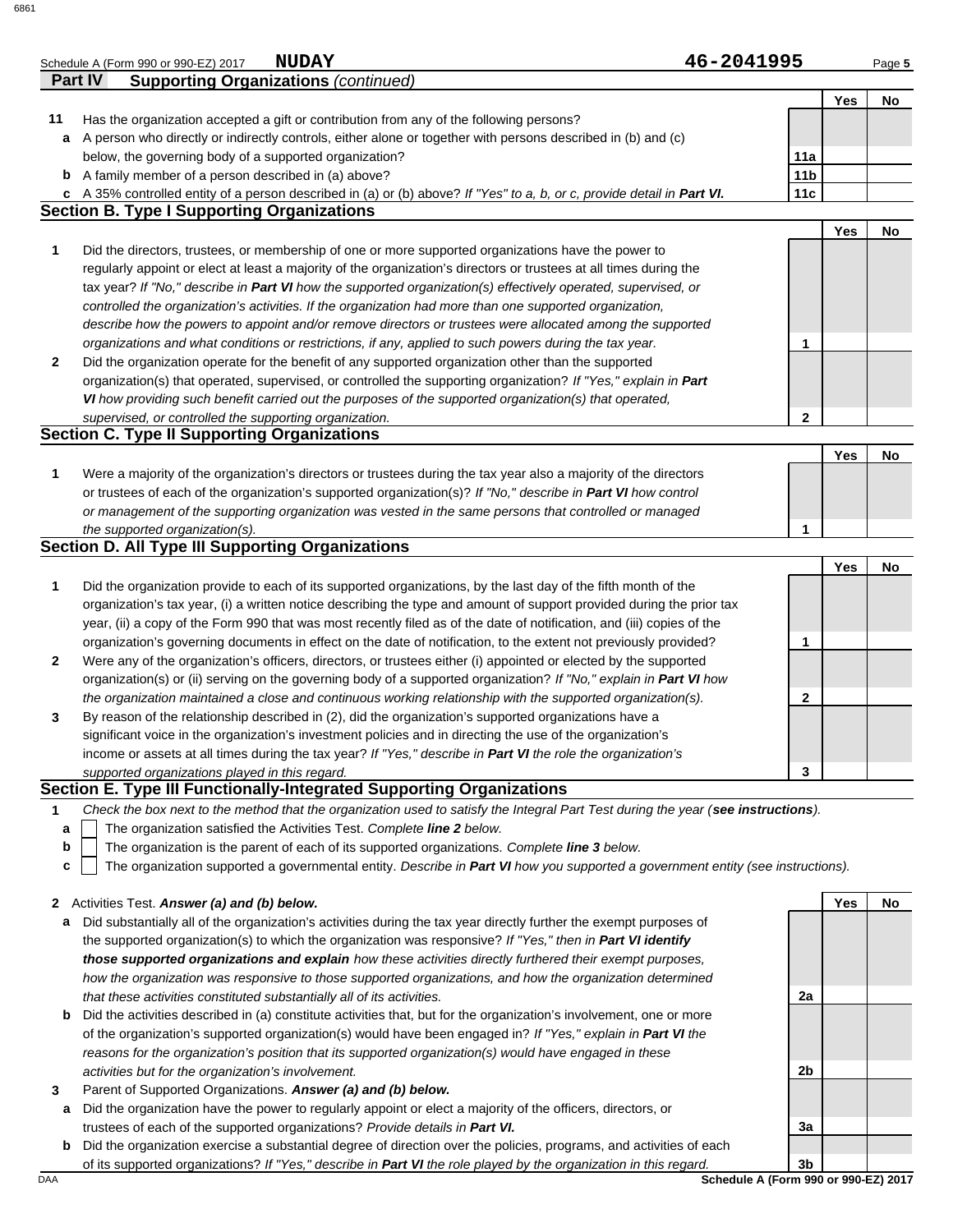Schedule A (Form 990 or 990-EZ) 2017 **NUDAY** **46-2041995** Page **5**

**Part IV** **Supporting Organizations** *(continued)*

| | | | Yes | No |
|---|---|---|---|---|
| **11** | Has the organization accepted a gift or contribution from any of the following persons? | | | |
| **a** | A person who directly or indirectly controls, either alone or together with persons described in (b) and (c) below, the governing body of a supported organization? | 11a | | |
| **b** | A family member of a person described in (a) above? | 11b | | |
| **c** | A 35% controlled entity of a person described in (a) or (b) above? *If "Yes" to a, b, or c, provide detail in* ***Part VI.*** | 11c | | |

## Section B. Type I Supporting Organizations

| | | | Yes | No |
|---|---|---|---|---|
| **1** | Did the directors, trustees, or membership of one or more supported organizations have the power to regularly appoint or elect at least a majority of the organization's directors or trustees at all times during the tax year? *If "No," describe in* ***Part VI*** *how the supported organization(s) effectively operated, supervised, or controlled the organization's activities. If the organization had more than one supported organization, describe how the powers to appoint and/or remove directors or trustees were allocated among the supported organizations and what conditions or restrictions, if any, applied to such powers during the tax year.* | 1 | | |
| **2** | Did the organization operate for the benefit of any supported organization other than the supported organization(s) that operated, supervised, or controlled the supporting organization? *If "Yes," explain in* ***Part VI*** *how providing such benefit carried out the purposes of the supported organization(s) that operated, supervised, or controlled the supporting organization.* | 2 | | |

## Section C. Type II Supporting Organizations

| | | | Yes | No |
|---|---|---|---|---|
| **1** | Were a majority of the organization's directors or trustees during the tax year also a majority of the directors or trustees of each of the organization's supported organization(s)? *If "No," describe in* ***Part VI*** *how control or management of the supporting organization was vested in the same persons that controlled or managed the supported organization(s).* | 1 | | |

## Section D. All Type III Supporting Organizations

| | | | Yes | No |
|---|---|---|---|---|
| **1** | Did the organization provide to each of its supported organizations, by the last day of the fifth month of the organization's tax year, (i) a written notice describing the type and amount of support provided during the prior tax year, (ii) a copy of the Form 990 that was most recently filed as of the date of notification, and (iii) copies of the organization's governing documents in effect on the date of notification, to the extent not previously provided? | 1 | | |
| **2** | Were any of the organization's officers, directors, or trustees either (i) appointed or elected by the supported organization(s) or (ii) serving on the governing body of a supported organization? *If "No," explain in* ***Part VI*** *how the organization maintained a close and continuous working relationship with the supported organization(s).* | 2 | | |
| **3** | By reason of the relationship described in (2), did the organization's supported organizations have a significant voice in the organization's investment policies and in directing the use of the organization's income or assets at all times during the tax year? *If "Yes," describe in* ***Part VI*** *the role the organization's supported organizations played in this regard.* | 3 | | |

## Section E. Type III Functionally-Integrated Supporting Organizations

**1** *Check the box next to the method that the organization used to satisfy the Integral Part Test during the year (****see instructions****).*

- **a** ☐ The organization satisfied the Activities Test. *Complete* ***line 2*** *below.*
- **b** ☐ The organization is the parent of each of its supported organizations. *Complete* ***line 3*** *below.*
- **c** ☐ The organization supported a governmental entity. *Describe in* ***Part VI*** *how you supported a government entity (see instructions).*

| | | | Yes | No |
|---|---|---|---|---|
| **2** | Activities Test. ***Answer (a) and (b) below.*** | | | |
| **a** | Did substantially all of the organization's activities during the tax year directly further the exempt purposes of the supported organization(s) to which the organization was responsive? *If "Yes," then in* ***Part VI identify those supported organizations and explain*** *how these activities directly furthered their exempt purposes, how the organization was responsive to those supported organizations, and how the organization determined that these activities constituted substantially all of its activities.* | 2a | | |
| **b** | Did the activities described in (a) constitute activities that, but for the organization's involvement, one or more of the organization's supported organization(s) would have been engaged in? *If "Yes," explain in* ***Part VI*** *the reasons for the organization's position that its supported organization(s) would have engaged in these activities but for the organization's involvement.* | 2b | | |
| **3** | Parent of Supported Organizations. ***Answer (a) and (b) below.*** | | | |
| **a** | Did the organization have the power to regularly appoint or elect a majority of the officers, directors, or trustees of each of the supported organizations? *Provide details in* ***Part VI.*** | 3a | | |
| **b** | Did the organization exercise a substantial degree of direction over the policies, programs, and activities of each of its supported organizations? *If "Yes," describe in* ***Part VI*** *the role played by the organization in this regard.* | 3b | | |

DAA **Schedule A (Form 990 or 990-EZ) 2017**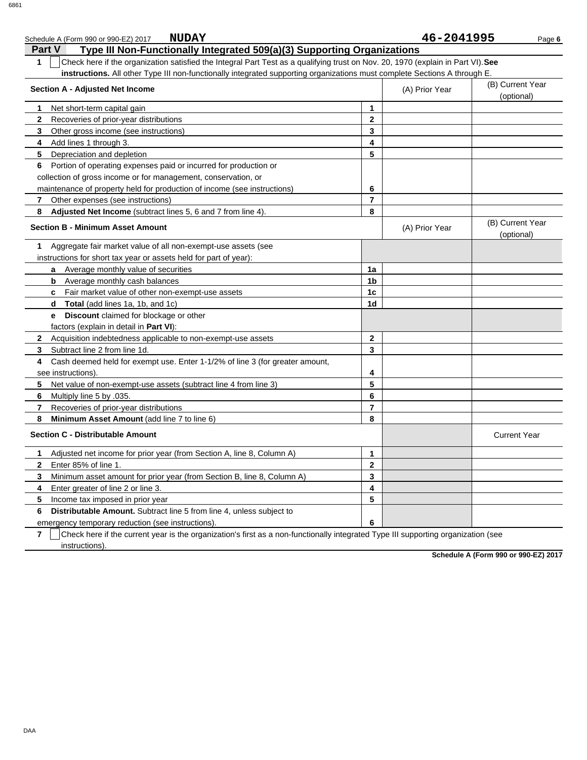Schedule A (Form 990 or 990-EZ) 2017 **NUDAY** **46-2041995** Page **6**

## Part V — Type III Non-Functionally Integrated 509(a)(3) Supporting Organizations

**1** ☐ Check here if the organization satisfied the Integral Part Test as a qualifying trust on Nov. 20, 1970 (explain in Part VI). **See instructions.** All other Type III non-functionally integrated supporting organizations must complete Sections A through E.

| Section A - Adjusted Net Income | | (A) Prior Year | (B) Current Year (optional) |
|---|---|---|---|
| **1** Net short-term capital gain | **1** | | |
| **2** Recoveries of prior-year distributions | **2** | | |
| **3** Other gross income (see instructions) | **3** | | |
| **4** Add lines 1 through 3. | **4** | | |
| **5** Depreciation and depletion | **5** | | |
| **6** Portion of operating expenses paid or incurred for production or collection of gross income or for management, conservation, or maintenance of property held for production of income (see instructions) | **6** | | |
| **7** Other expenses (see instructions) | **7** | | |
| **8** **Adjusted Net Income** (subtract lines 5, 6 and 7 from line 4). | **8** | | |

| Section B - Minimum Asset Amount | | (A) Prior Year | (B) Current Year (optional) |
|---|---|---|---|
| **1** Aggregate fair market value of all non-exempt-use assets (see instructions for short tax year or assets held for part of year): | | | |
| **a** Average monthly value of securities | **1a** | | |
| **b** Average monthly cash balances | **1b** | | |
| **c** Fair market value of other non-exempt-use assets | **1c** | | |
| **d** **Total** (add lines 1a, 1b, and 1c) | **1d** | | |
| **e** **Discount** claimed for blockage or other factors (explain in detail in **Part VI**): | | | |
| **2** Acquisition indebtedness applicable to non-exempt-use assets | **2** | | |
| **3** Subtract line 2 from line 1d. | **3** | | |
| **4** Cash deemed held for exempt use. Enter 1-1/2% of line 3 (for greater amount, see instructions). | **4** | | |
| **5** Net value of non-exempt-use assets (subtract line 4 from line 3) | **5** | | |
| **6** Multiply line 5 by .035. | **6** | | |
| **7** Recoveries of prior-year distributions | **7** | | |
| **8** **Minimum Asset Amount** (add line 7 to line 6) | **8** | | |

| Section C - Distributable Amount | | | Current Year |
|---|---|---|---|
| **1** Adjusted net income for prior year (from Section A, line 8, Column A) | **1** | | |
| **2** Enter 85% of line 1. | **2** | | |
| **3** Minimum asset amount for prior year (from Section B, line 8, Column A) | **3** | | |
| **4** Enter greater of line 2 or line 3. | **4** | | |
| **5** Income tax imposed in prior year | **5** | | |
| **6** **Distributable Amount.** Subtract line 5 from line 4, unless subject to emergency temporary reduction (see instructions). | **6** | | |

**7** ☐ Check here if the current year is the organization's first as a non-functionally integrated Type III supporting organization (see instructions).

**Schedule A (Form 990 or 990-EZ) 2017**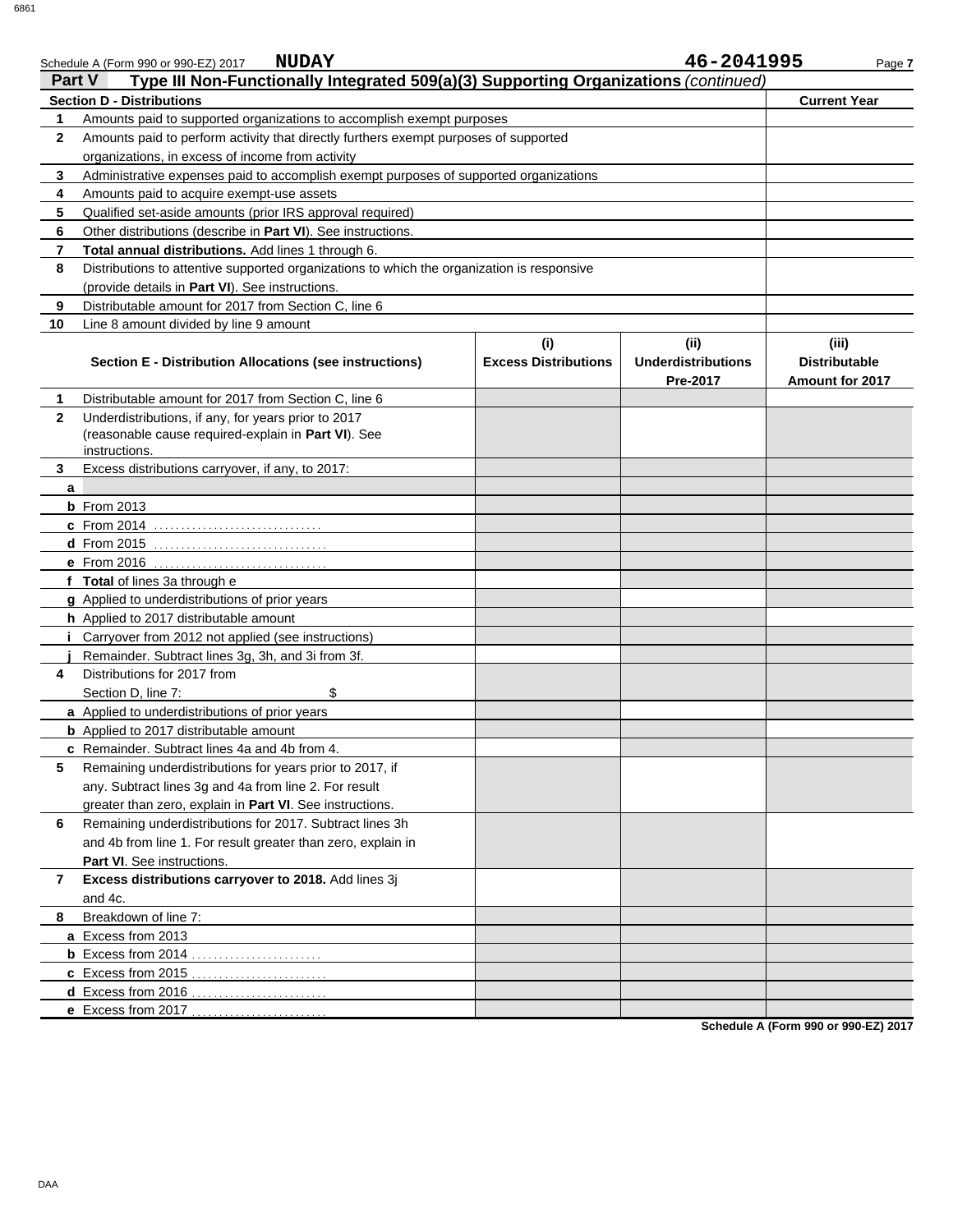Schedule A (Form 990 or 990-EZ) 2017 **NUDAY** **46-2041995**

## Part V Type III Non-Functionally Integrated 509(a)(3) Supporting Organizations *(continued)*

| **Section D - Distributions** | | **Current Year** |
|---|---|---|
| **1** | Amounts paid to supported organizations to accomplish exempt purposes | |
| **2** | Amounts paid to perform activity that directly furthers exempt purposes of supported organizations, in excess of income from activity | |
| **3** | Administrative expenses paid to accomplish exempt purposes of supported organizations | |
| **4** | Amounts paid to acquire exempt-use assets | |
| **5** | Qualified set-aside amounts (prior IRS approval required) | |
| **6** | Other distributions (describe in **Part VI**). See instructions. | |
| **7** | **Total annual distributions.** Add lines 1 through 6. | |
| **8** | Distributions to attentive supported organizations to which the organization is responsive (provide details in **Part VI**). See instructions. | |
| **9** | Distributable amount for 2017 from Section C, line 6 | |
| **10** | Line 8 amount divided by line 9 amount | |

| | **Section E - Distribution Allocations (see instructions)** | **(i) Excess Distributions** | **(ii) Underdistributions Pre-2017** | **(iii) Distributable Amount for 2017** |
|---|---|---|---|---|
| **1** | Distributable amount for 2017 from Section C, line 6 | | | |
| **2** | Underdistributions, if any, for years prior to 2017 (reasonable cause required-explain in **Part VI**). See instructions. | | | |
| **3** | Excess distributions carryover, if any, to 2017: | | | |
| **a** | | | | |
| **b** | From 2013 | | | |
| **c** | From 2014 | | | |
| **d** | From 2015 | | | |
| **e** | From 2016 | | | |
| **f** | **Total** of lines 3a through e | | | |
| **g** | Applied to underdistributions of prior years | | | |
| **h** | Applied to 2017 distributable amount | | | |
| **i** | Carryover from 2012 not applied (see instructions) | | | |
| **j** | Remainder. Subtract lines 3g, 3h, and 3i from 3f. | | | |
| **4** | Distributions for 2017 from Section D, line 7: $ | | | |
| **a** | Applied to underdistributions of prior years | | | |
| **b** | Applied to 2017 distributable amount | | | |
| **c** | Remainder. Subtract lines 4a and 4b from 4. | | | |
| **5** | Remaining underdistributions for years prior to 2017, if any. Subtract lines 3g and 4a from line 2. For result greater than zero, explain in **Part VI**. See instructions. | | | |
| **6** | Remaining underdistributions for 2017. Subtract lines 3h and 4b from line 1. For result greater than zero, explain in **Part VI**. See instructions. | | | |
| **7** | **Excess distributions carryover to 2018.** Add lines 3j and 4c. | | | |
| **8** | Breakdown of line 7: | | | |
| **a** | Excess from 2013 | | | |
| **b** | Excess from 2014 | | | |
| **c** | Excess from 2015 | | | |
| **d** | Excess from 2016 | | | |
| **e** | Excess from 2017 | | | |

**Schedule A (Form 990 or 990-EZ) 2017**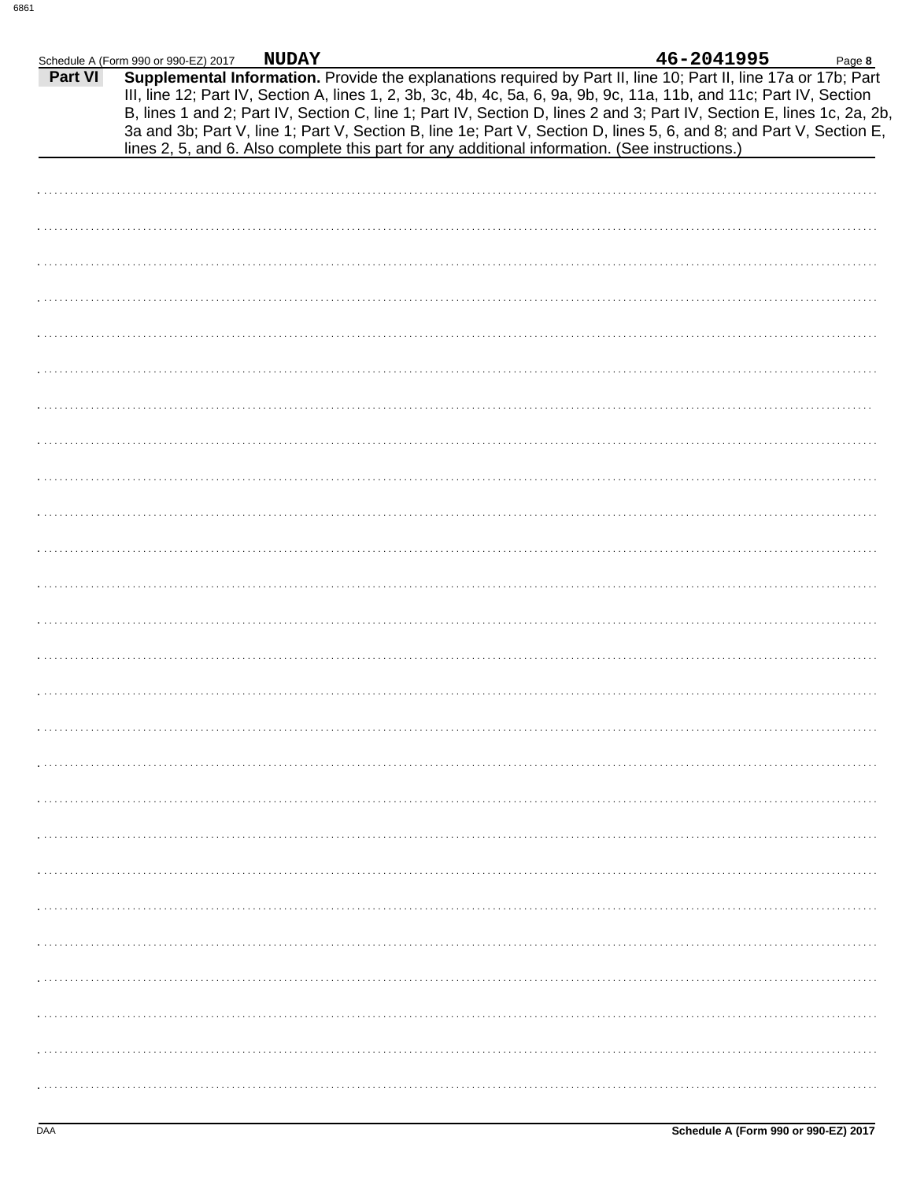Schedule A (Form 990 or 990-EZ) 2017 **NUDAY** **46-2041995**

## Part VI Supplemental Information.

Provide the explanations required by Part II, line 10; Part II, line 17a or 17b; Part III, line 12; Part IV, Section A, lines 1, 2, 3b, 3c, 4b, 4c, 5a, 6, 9a, 9b, 9c, 11a, 11b, and 11c; Part IV, Section B, lines 1 and 2; Part IV, Section C, line 1; Part IV, Section D, lines 2 and 3; Part IV, Section E, lines 1c, 2a, 2b, 3a and 3b; Part V, line 1; Part V, Section B, line 1e; Part V, Section D, lines 5, 6, and 8; and Part V, Section E, lines 2, 5, and 6. Also complete this part for any additional information. (See instructions.)

DAA **Schedule A (Form 990 or 990-EZ) 2017**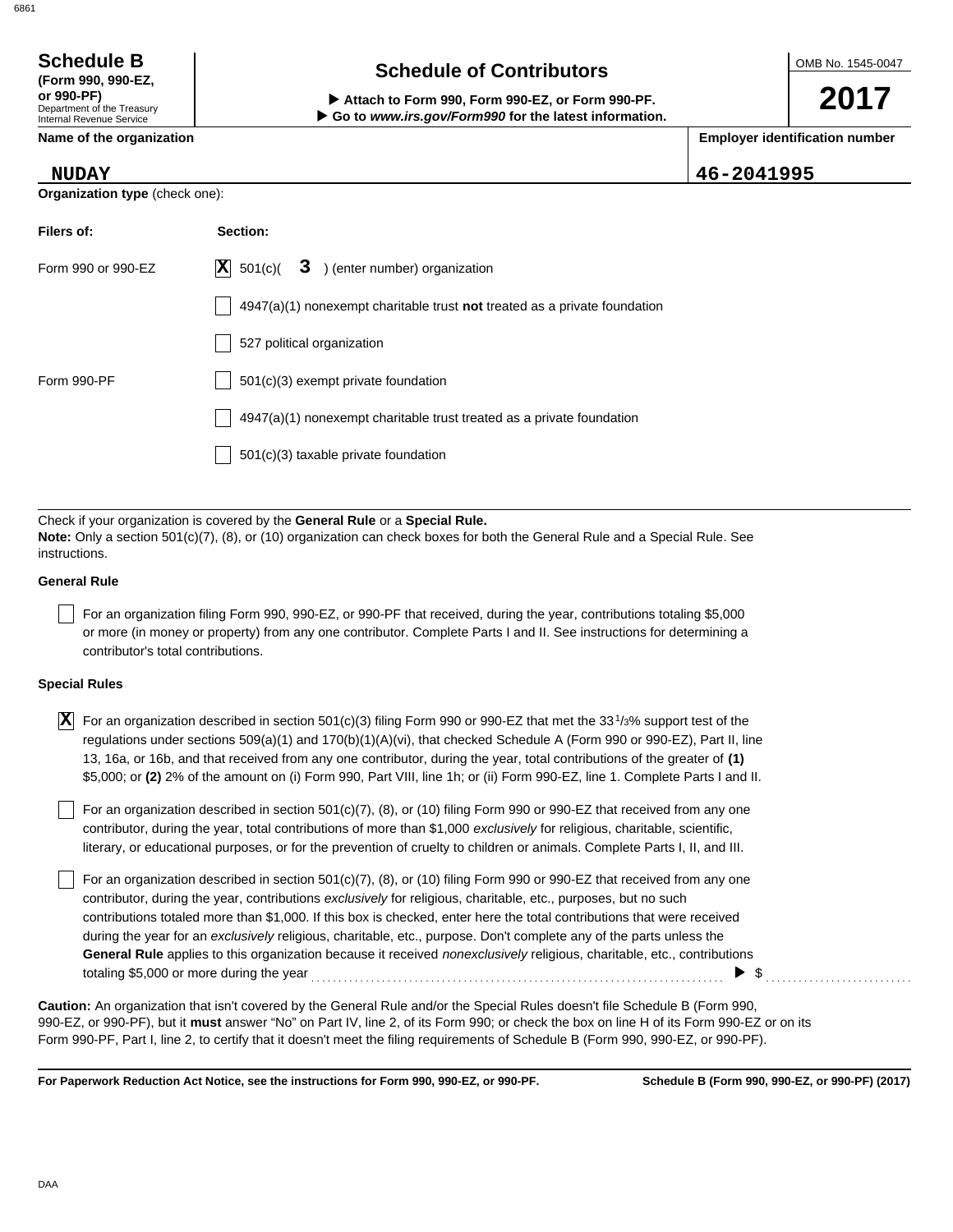**Schedule B**
**(Form 990, 990-EZ, or 990-PF)**
Department of the Treasury
Internal Revenue Service

# Schedule of Contributors

▶ **Attach to Form 990, Form 990-EZ, or Form 990-PF.**
▶ **Go to *www.irs.gov/Form990* for the latest information.**

OMB No. 1545-0047

**2017**

| Name of the organization | Employer identification number |
|---|---|
| NUDAY | 46-2041995 |

**Organization type** (check one):

| Filers of: | Section: |
|---|---|
| Form 990 or 990-EZ | [X] 501(c)( 3 ) (enter number) organization |
| | [ ] 4947(a)(1) nonexempt charitable trust **not** treated as a private foundation |
| | [ ] 527 political organization |
| Form 990-PF | [ ] 501(c)(3) exempt private foundation |
| | [ ] 4947(a)(1) nonexempt charitable trust treated as a private foundation |
| | [ ] 501(c)(3) taxable private foundation |

Check if your organization is covered by the **General Rule** or a **Special Rule.**
**Note:** Only a section 501(c)(7), (8), or (10) organization can check boxes for both the General Rule and a Special Rule. See instructions.

**General Rule**

[ ] For an organization filing Form 990, 990-EZ, or 990-PF that received, during the year, contributions totaling $5,000 or more (in money or property) from any one contributor. Complete Parts I and II. See instructions for determining a contributor's total contributions.

**Special Rules**

[X] For an organization described in section 501(c)(3) filing Form 990 or 990-EZ that met the 33 1/3% support test of the regulations under sections 509(a)(1) and 170(b)(1)(A)(vi), that checked Schedule A (Form 990 or 990-EZ), Part II, line 13, 16a, or 16b, and that received from any one contributor, during the year, total contributions of the greater of **(1)** $5,000; or **(2)** 2% of the amount on (i) Form 990, Part VIII, line 1h; or (ii) Form 990-EZ, line 1. Complete Parts I and II.

[ ] For an organization described in section 501(c)(7), (8), or (10) filing Form 990 or 990-EZ that received from any one contributor, during the year, total contributions of more than $1,000 *exclusively* for religious, charitable, scientific, literary, or educational purposes, or for the prevention of cruelty to children or animals. Complete Parts I, II, and III.

[ ] For an organization described in section 501(c)(7), (8), or (10) filing Form 990 or 990-EZ that received from any one contributor, during the year, contributions *exclusively* for religious, charitable, etc., purposes, but no such contributions totaled more than $1,000. If this box is checked, enter here the total contributions that were received during the year for an *exclusively* religious, charitable, etc., purpose. Don't complete any of the parts unless the **General Rule** applies to this organization because it received *nonexclusively* religious, charitable, etc., contributions totaling $5,000 or more during the year ▶ $ ..........

**Caution:** An organization that isn't covered by the General Rule and/or the Special Rules doesn't file Schedule B (Form 990, 990-EZ, or 990-PF), but it **must** answer "No" on Part IV, line 2, of its Form 990; or check the box on line H of its Form 990-EZ or on its Form 990-PF, Part I, line 2, to certify that it doesn't meet the filing requirements of Schedule B (Form 990, 990-EZ, or 990-PF).

**For Paperwork Reduction Act Notice, see the instructions for Form 990, 990-EZ, or 990-PF.** **Schedule B (Form 990, 990-EZ, or 990-PF) (2017)**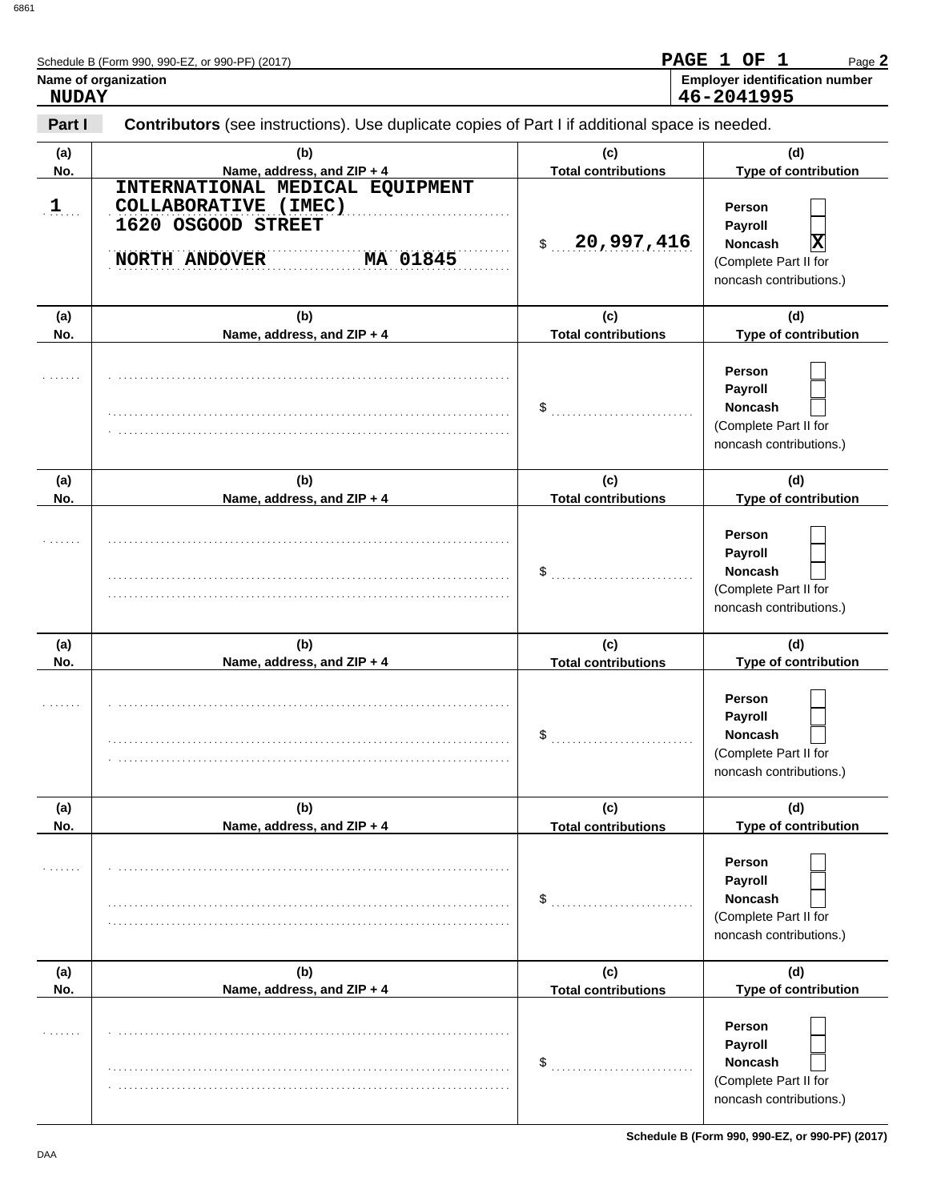Schedule B (Form 990, 990-EZ, or 990-PF) (2017)

**PAGE 1 OF 1**

**Name of organization**
NUDAY

**Employer identification number**
46-2041995

**Part I** **Contributors** (see instructions). Use duplicate copies of Part I if additional space is needed.

| (a) No. | (b) Name, address, and ZIP + 4 | (c) Total contributions | (d) Type of contribution |
|---|---|---|---|
| 1 | INTERNATIONAL MEDICAL EQUIPMENT COLLABORATIVE (IMEC)<br>1620 OSGOOD STREET<br>NORTH ANDOVER MA 01845 | $ 20,997,416 | Person ☐<br>Payroll ☐<br>Noncash ☒<br>(Complete Part II for noncash contributions.) |
| | | $ | Person ☐<br>Payroll ☐<br>Noncash ☐<br>(Complete Part II for noncash contributions.) |
| | | $ | Person ☐<br>Payroll ☐<br>Noncash ☐<br>(Complete Part II for noncash contributions.) |
| | | $ | Person ☐<br>Payroll ☐<br>Noncash ☐<br>(Complete Part II for noncash contributions.) |
| | | $ | Person ☐<br>Payroll ☐<br>Noncash ☐<br>(Complete Part II for noncash contributions.) |
| | | $ | Person ☐<br>Payroll ☐<br>Noncash ☐<br>(Complete Part II for noncash contributions.) |

Schedule B (Form 990, 990-EZ, or 990-PF) (2017)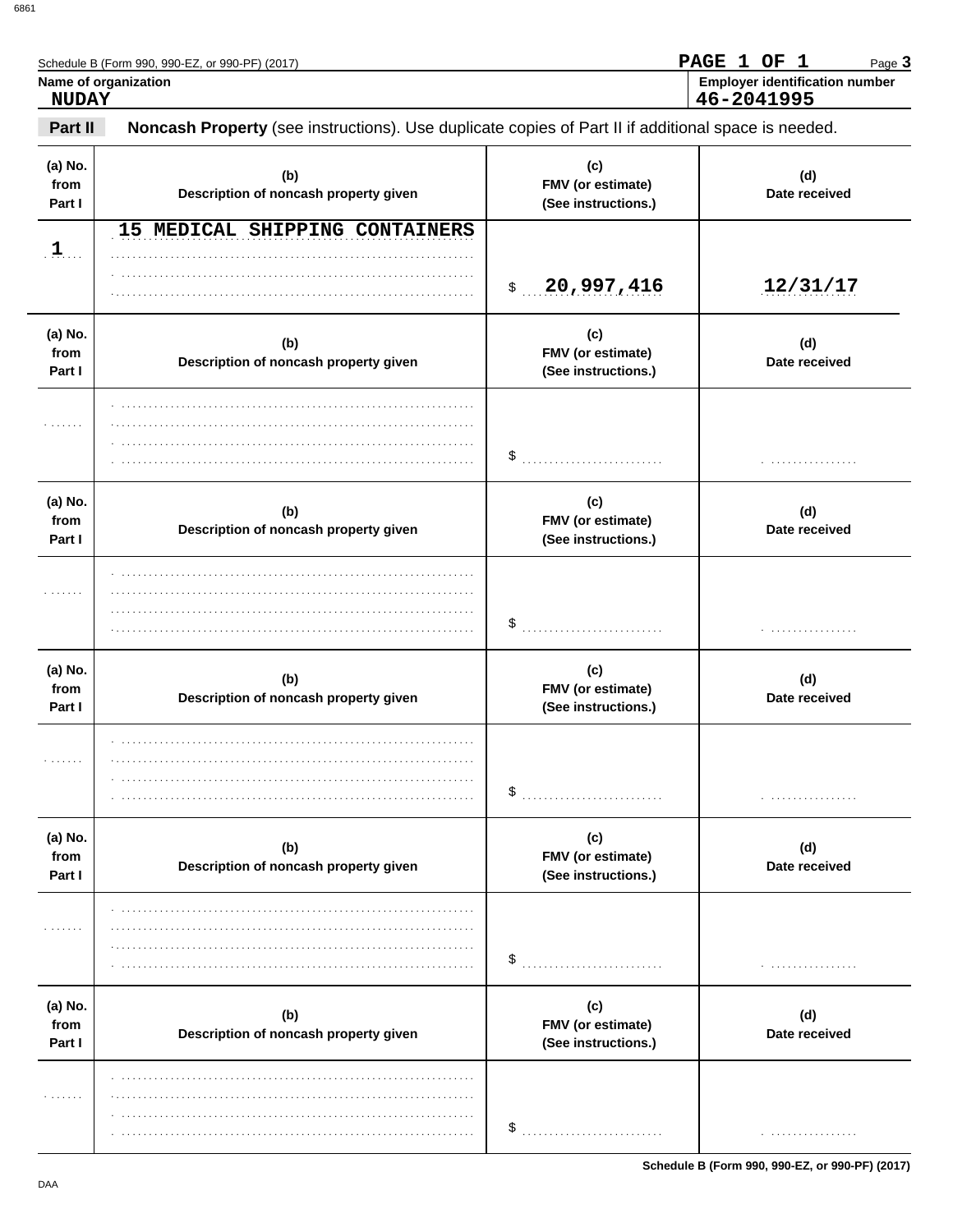Schedule B (Form 990, 990-EZ, or 990-PF) (2017)

PAGE 1 OF 1

**Name of organization**
NUDAY

**Employer identification number**
46-2041995

**Part II** **Noncash Property** (see instructions). Use duplicate copies of Part II if additional space is needed.

| (a) No. from Part I | (b) Description of noncash property given | (c) FMV (or estimate) (See instructions.) | (d) Date received |
|---|---|---|---|
| 1 | 15 MEDICAL SHIPPING CONTAINERS | $ 20,997,416 | 12/31/17 |

| (a) No. from Part I | (b) Description of noncash property given | (c) FMV (or estimate) (See instructions.) | (d) Date received |
|---|---|---|---|
| | | $ | |

| (a) No. from Part I | (b) Description of noncash property given | (c) FMV (or estimate) (See instructions.) | (d) Date received |
|---|---|---|---|
| | | $ | |

| (a) No. from Part I | (b) Description of noncash property given | (c) FMV (or estimate) (See instructions.) | (d) Date received |
|---|---|---|---|
| | | $ | |

| (a) No. from Part I | (b) Description of noncash property given | (c) FMV (or estimate) (See instructions.) | (d) Date received |
|---|---|---|---|
| | | $ | |

| (a) No. from Part I | (b) Description of noncash property given | (c) FMV (or estimate) (See instructions.) | (d) Date received |
|---|---|---|---|
| | | $ | |

Schedule B (Form 990, 990-EZ, or 990-PF) (2017)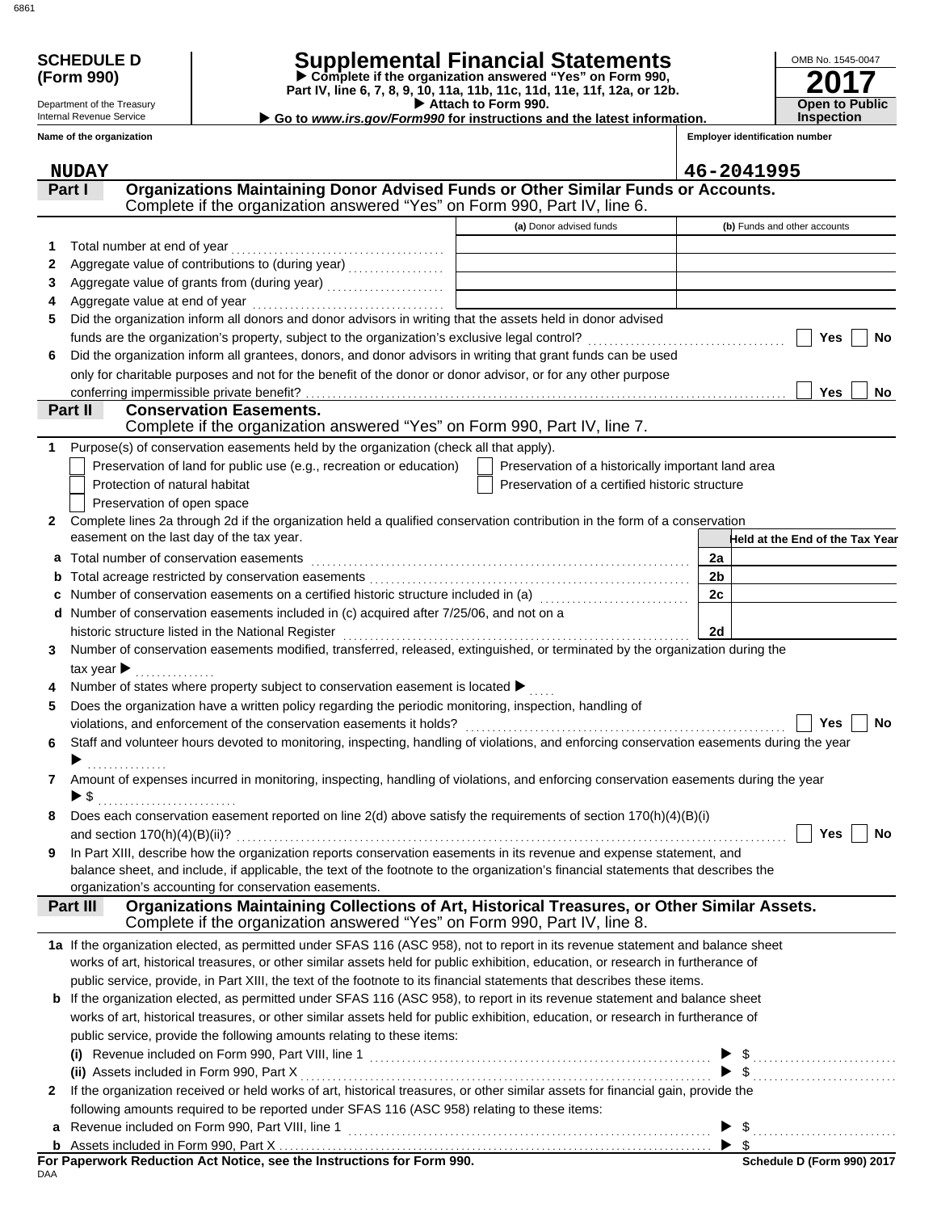# SCHEDULE D (Form 990)

Department of the Treasury
Internal Revenue Service

# Supplemental Financial Statements

▶ **Complete if the organization answered "Yes" on Form 990, Part IV, line 6, 7, 8, 9, 10, 11a, 11b, 11c, 11d, 11e, 11f, 12a, or 12b.**
▶ **Attach to Form 990.**
▶ **Go to *www.irs.gov/Form990* for instructions and the latest information.**

OMB No. 1545-0047

**2017**

**Open to Public Inspection**

**Name of the organization:** NUDAY

**Employer identification number:** 46-2041995

## Part I — Organizations Maintaining Donor Advised Funds or Other Similar Funds or Accounts.
Complete if the organization answered "Yes" on Form 990, Part IV, line 6.

| | | (a) Donor advised funds | (b) Funds and other accounts |
|---|---|---|---|
| 1 | Total number at end of year | | |
| 2 | Aggregate value of contributions to (during year) | | |
| 3 | Aggregate value of grants from (during year) | | |
| 4 | Aggregate value at end of year | | |

5 Did the organization inform all donors and donor advisors in writing that the assets held in donor advised funds are the organization's property, subject to the organization's exclusive legal control? ☐ Yes ☐ No

6 Did the organization inform all grantees, donors, and donor advisors in writing that grant funds can be used only for charitable purposes and not for the benefit of the donor or donor advisor, or for any other purpose conferring impermissible private benefit? ☐ Yes ☐ No

## Part II — Conservation Easements.
Complete if the organization answered "Yes" on Form 990, Part IV, line 7.

1 Purpose(s) of conservation easements held by the organization (check all that apply).

- ☐ Preservation of land for public use (e.g., recreation or education)
- ☐ Preservation of a historically important land area
- ☐ Protection of natural habitat
- ☐ Preservation of a certified historic structure
- ☐ Preservation of open space

2 Complete lines 2a through 2d if the organization held a qualified conservation contribution in the form of a conservation easement on the last day of the tax year.

| | | | Held at the End of the Tax Year |
|---|---|---|---|
| a | Total number of conservation easements | 2a | |
| b | Total acreage restricted by conservation easements | 2b | |
| c | Number of conservation easements on a certified historic structure included in (a) | 2c | |
| d | Number of conservation easements included in (c) acquired after 7/25/06, and not on a historic structure listed in the National Register | 2d | |

3 Number of conservation easements modified, transferred, released, extinguished, or terminated by the organization during the tax year ▶

4 Number of states where property subject to conservation easement is located ▶

5 Does the organization have a written policy regarding the periodic monitoring, inspection, handling of violations, and enforcement of the conservation easements it holds? ☐ Yes ☐ No

6 Staff and volunteer hours devoted to monitoring, inspecting, handling of violations, and enforcing conservation easements during the year ▶

7 Amount of expenses incurred in monitoring, inspecting, handling of violations, and enforcing conservation easements during the year ▶ $

8 Does each conservation easement reported on line 2(d) above satisfy the requirements of section 170(h)(4)(B)(i) and section 170(h)(4)(B)(ii)? ☐ Yes ☐ No

9 In Part XIII, describe how the organization reports conservation easements in its revenue and expense statement, and balance sheet, and include, if applicable, the text of the footnote to the organization's financial statements that describes the organization's accounting for conservation easements.

## Part III — Organizations Maintaining Collections of Art, Historical Treasures, or Other Similar Assets.
Complete if the organization answered "Yes" on Form 990, Part IV, line 8.

**1a** If the organization elected, as permitted under SFAS 116 (ASC 958), not to report in its revenue statement and balance sheet works of art, historical treasures, or other similar assets held for public exhibition, education, or research in furtherance of public service, provide, in Part XIII, the text of the footnote to its financial statements that describes these items.

**b** If the organization elected, as permitted under SFAS 116 (ASC 958), to report in its revenue statement and balance sheet works of art, historical treasures, or other similar assets held for public exhibition, education, or research in furtherance of public service, provide the following amounts relating to these items:

**(i)** Revenue included on Form 990, Part VIII, line 1 ▶ $

**(ii)** Assets included in Form 990, Part X ▶ $

**2** If the organization received or held works of art, historical treasures, or other similar assets for financial gain, provide the following amounts required to be reported under SFAS 116 (ASC 958) relating to these items:

**a** Revenue included on Form 990, Part VIII, line 1 ▶ $

**b** Assets included in Form 990, Part X ▶ $

**For Paperwork Reduction Act Notice, see the Instructions for Form 990.** **Schedule D (Form 990) 2017**

DAA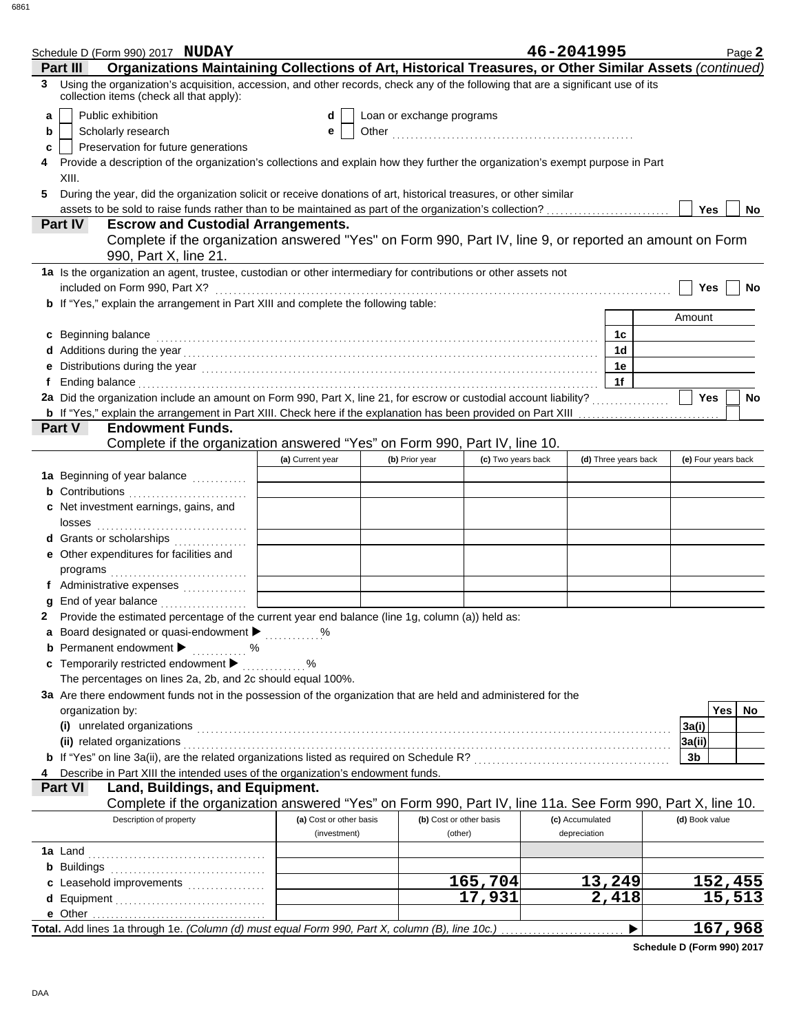Schedule D (Form 990) 2017 **NUDAY** **46-2041995** Page **2**

## Part III Organizations Maintaining Collections of Art, Historical Treasures, or Other Similar Assets *(continued)*

**3** Using the organization's acquisition, accession, and other records, check any of the following that are a significant use of its collection items (check all that apply):

- **a** ☐ Public exhibition
- **b** ☐ Scholarly research
- **c** ☐ Preservation for future generations
- **d** ☐ Loan or exchange programs
- **e** ☐ Other ..................................................

**4** Provide a description of the organization's collections and explain how they further the organization's exempt purpose in Part XIII.

**5** During the year, did the organization solicit or receive donations of art, historical treasures, or other similar assets to be sold to raise funds rather than to be maintained as part of the organization's collection? ☐ Yes ☐ No

## Part IV Escrow and Custodial Arrangements.

Complete if the organization answered "Yes" on Form 990, Part IV, line 9, or reported an amount on Form 990, Part X, line 21.

**1a** Is the organization an agent, trustee, custodian or other intermediary for contributions or other assets not included on Form 990, Part X? ☐ Yes ☐ No

**b** If "Yes," explain the arrangement in Part XIII and complete the following table:

| | | Amount |
|---|---|---|
| **c** Beginning balance | 1c | |
| **d** Additions during the year | 1d | |
| **e** Distributions during the year | 1e | |
| **f** Ending balance | 1f | |

**2a** Did the organization include an amount on Form 990, Part X, line 21, for escrow or custodial account liability? ☐ Yes ☐ No

**b** If "Yes," explain the arrangement in Part XIII. Check here if the explanation has been provided on Part XIII ☐

## Part V Endowment Funds.

Complete if the organization answered "Yes" on Form 990, Part IV, line 10.

| | (a) Current year | (b) Prior year | (c) Two years back | (d) Three years back | (e) Four years back |
|---|---|---|---|---|---|
| **1a** Beginning of year balance | | | | | |
| **b** Contributions | | | | | |
| **c** Net investment earnings, gains, and losses | | | | | |
| **d** Grants or scholarships | | | | | |
| **e** Other expenditures for facilities and programs | | | | | |
| **f** Administrative expenses | | | | | |
| **g** End of year balance | | | | | |

**2** Provide the estimated percentage of the current year end balance (line 1g, column (a)) held as:

- **a** Board designated or quasi-endowment ▶ ............%
- **b** Permanent endowment ▶ ............%
- **c** Temporarily restricted endowment ▶ ............%

The percentages on lines 2a, 2b, and 2c should equal 100%.

**3a** Are there endowment funds not in the possession of the organization that are held and administered for the organization by:

| | | Yes | No |
|---|---|---|---|
| **(i)** unrelated organizations | 3a(i) | | |
| **(ii)** related organizations | 3a(ii) | | |
| **b** If "Yes" on line 3a(ii), are the related organizations listed as required on Schedule R? | 3b | | |

**4** Describe in Part XIII the intended uses of the organization's endowment funds.

## Part VI Land, Buildings, and Equipment.

Complete if the organization answered "Yes" on Form 990, Part IV, line 11a. See Form 990, Part X, line 10.

| Description of property | (a) Cost or other basis (investment) | (b) Cost or other basis (other) | (c) Accumulated depreciation | (d) Book value |
|---|---|---|---|---|
| **1a** Land | | | | |
| **b** Buildings | | | | |
| **c** Leasehold improvements | | 165,704 | 13,249 | 152,455 |
| **d** Equipment | | 17,931 | 2,418 | 15,513 |
| **e** Other | | | | |
| **Total.** Add lines 1a through 1e. *(Column (d) must equal Form 990, Part X, column (B), line 10c.)* ▶ | | | | 167,968 |

**Schedule D (Form 990) 2017**

DAA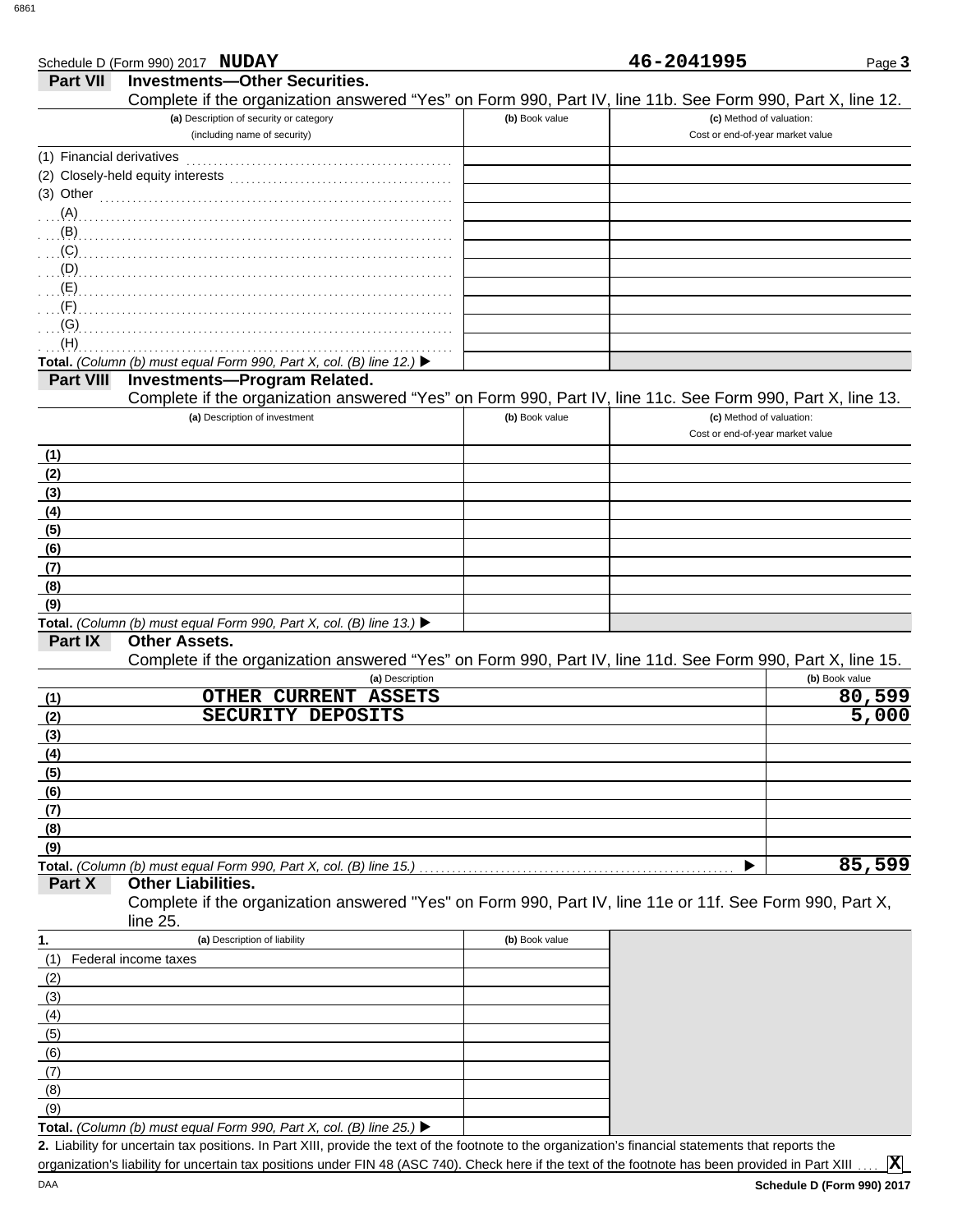Schedule D (Form 990) 2017 **NUDAY** **46-2041995** Page **3**

## Part VII Investments—Other Securities.

Complete if the organization answered "Yes" on Form 990, Part IV, line 11b. See Form 990, Part X, line 12.

| (a) Description of security or category (including name of security) | (b) Book value | (c) Method of valuation: Cost or end-of-year market value |
|---|---|---|
| (1) Financial derivatives | | |
| (2) Closely-held equity interests | | |
| (3) Other | | |
| (A) | | |
| (B) | | |
| (C) | | |
| (D) | | |
| (E) | | |
| (F) | | |
| (G) | | |
| (H) | | |
| **Total.** *(Column (b) must equal Form 990, Part X, col. (B) line 12.)* ▶ | | |

## Part VIII Investments—Program Related.

Complete if the organization answered "Yes" on Form 990, Part IV, line 11c. See Form 990, Part X, line 13.

| (a) Description of investment | (b) Book value | (c) Method of valuation: Cost or end-of-year market value |
|---|---|---|
| (1) | | |
| (2) | | |
| (3) | | |
| (4) | | |
| (5) | | |
| (6) | | |
| (7) | | |
| (8) | | |
| (9) | | |
| **Total.** *(Column (b) must equal Form 990, Part X, col. (B) line 13.)* ▶ | | |

## Part IX Other Assets.

Complete if the organization answered "Yes" on Form 990, Part IV, line 11d. See Form 990, Part X, line 15.

| (a) Description | (b) Book value |
|---|---|
| (1) OTHER CURRENT ASSETS | 80,599 |
| (2) SECURITY DEPOSITS | 5,000 |
| (3) | |
| (4) | |
| (5) | |
| (6) | |
| (7) | |
| (8) | |
| (9) | |
| **Total.** *(Column (b) must equal Form 990, Part X, col. (B) line 15.)* ▶ | 85,599 |

## Part X Other Liabilities.

Complete if the organization answered "Yes" on Form 990, Part IV, line 11e or 11f. See Form 990, Part X, line 25.

| 1. (a) Description of liability | (b) Book value |
|---|---|
| (1) Federal income taxes | |
| (2) | |
| (3) | |
| (4) | |
| (5) | |
| (6) | |
| (7) | |
| (8) | |
| (9) | |
| **Total.** *(Column (b) must equal Form 990, Part X, col. (B) line 25.)* ▶ | |

**2.** Liability for uncertain tax positions. In Part XIII, provide the text of the footnote to the organization's financial statements that reports the organization's liability for uncertain tax positions under FIN 48 (ASC 740). Check here if the text of the footnote has been provided in Part XIII .... **X**

DAA **Schedule D (Form 990) 2017**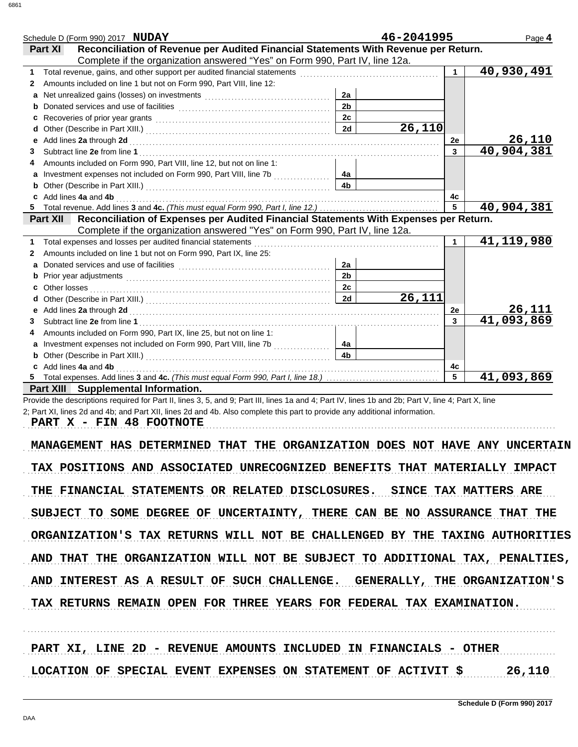Schedule D (Form 990) 2017 **NUDAY** **46-2041995** Page **4**

**Part XI Reconciliation of Revenue per Audited Financial Statements With Revenue per Return.**
Complete if the organization answered "Yes" on Form 990, Part IV, line 12a.

| | | | | | |
|---|---|---|---|---|---|
| **1** | Total revenue, gains, and other support per audited financial statements | | | 1 | 40,930,491 |
| **2** | Amounts included on line 1 but not on Form 990, Part VIII, line 12: | | | | |
| **a** | Net unrealized gains (losses) on investments | 2a | | | |
| **b** | Donated services and use of facilities | 2b | | | |
| **c** | Recoveries of prior year grants | 2c | | | |
| **d** | Other (Describe in Part XIII.) | 2d | 26,110 | | |
| **e** | Add lines **2a** through **2d** | | | 2e | 26,110 |
| **3** | Subtract line **2e** from line **1** | | | 3 | 40,904,381 |
| **4** | Amounts included on Form 990, Part VIII, line 12, but not on line 1: | | | | |
| **a** | Investment expenses not included on Form 990, Part VIII, line 7b | 4a | | | |
| **b** | Other (Describe in Part XIII.) | 4b | | | |
| **c** | Add lines **4a** and **4b** | | | 4c | |
| **5** | Total revenue. Add lines **3** and **4c.** *(This must equal Form 990, Part I, line 12.)* | | | 5 | 40,904,381 |

**Part XII Reconciliation of Expenses per Audited Financial Statements With Expenses per Return.**
Complete if the organization answered "Yes" on Form 990, Part IV, line 12a.

| | | | | | |
|---|---|---|---|---|---|
| **1** | Total expenses and losses per audited financial statements | | | 1 | 41,119,980 |
| **2** | Amounts included on line 1 but not on Form 990, Part IX, line 25: | | | | |
| **a** | Donated services and use of facilities | 2a | | | |
| **b** | Prior year adjustments | 2b | | | |
| **c** | Other losses | 2c | | | |
| **d** | Other (Describe in Part XIII.) | 2d | 26,111 | | |
| **e** | Add lines **2a** through **2d** | | | 2e | 26,111 |
| **3** | Subtract line **2e** from line **1** | | | 3 | 41,093,869 |
| **4** | Amounts included on Form 990, Part IX, line 25, but not on line 1: | | | | |
| **a** | Investment expenses not included on Form 990, Part VIII, line 7b | 4a | | | |
| **b** | Other (Describe in Part XIII.) | 4b | | | |
| **c** | Add lines **4a** and **4b** | | | 4c | |
| **5** | Total expenses. Add lines **3** and **4c.** *(This must equal Form 990, Part I, line 18.)* | | | 5 | 41,093,869 |

**Part XIII Supplemental Information.**

Provide the descriptions required for Part II, lines 3, 5, and 9; Part III, lines 1a and 4; Part IV, lines 1b and 2b; Part V, line 4; Part X, line 2; Part XI, lines 2d and 4b; and Part XII, lines 2d and 4b. Also complete this part to provide any additional information.

PART X - FIN 48 FOOTNOTE

MANAGEMENT HAS DETERMINED THAT THE ORGANIZATION DOES NOT HAVE ANY UNCERTAIN TAX POSITIONS AND ASSOCIATED UNRECOGNIZED BENEFITS THAT MATERIALLY IMPACT THE FINANCIAL STATEMENTS OR RELATED DISCLOSURES. SINCE TAX MATTERS ARE SUBJECT TO SOME DEGREE OF UNCERTAINTY, THERE CAN BE NO ASSURANCE THAT THE ORGANIZATION'S TAX RETURNS WILL NOT BE CHALLENGED BY THE TAXING AUTHORITIES AND THAT THE ORGANIZATION WILL NOT BE SUBJECT TO ADDITIONAL TAX, PENALTIES, AND INTEREST AS A RESULT OF SUCH CHALLENGE. GENERALLY, THE ORGANIZATION'S TAX RETURNS REMAIN OPEN FOR THREE YEARS FOR FEDERAL TAX EXAMINATION.

PART XI, LINE 2D - REVENUE AMOUNTS INCLUDED IN FINANCIALS - OTHER

LOCATION OF SPECIAL EVENT EXPENSES ON STATEMENT OF ACTIVIT $ 26,110

Schedule D (Form 990) 2017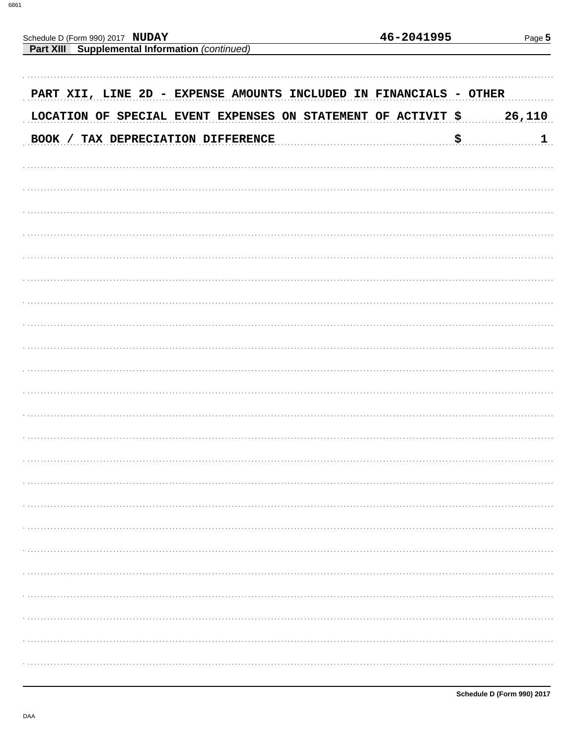Schedule D (Form 990) 2017 **NUDAY** 46-2041995

**Part XIII Supplemental Information** *(continued)*

PART XII, LINE 2D - EXPENSE AMOUNTS INCLUDED IN FINANCIALS - OTHER

| | |
|---|---|
| LOCATION OF SPECIAL EVENT EXPENSES ON STATEMENT OF ACTIVIT $ | 26,110 |
| BOOK / TAX DEPRECIATION DIFFERENCE $ | 1 |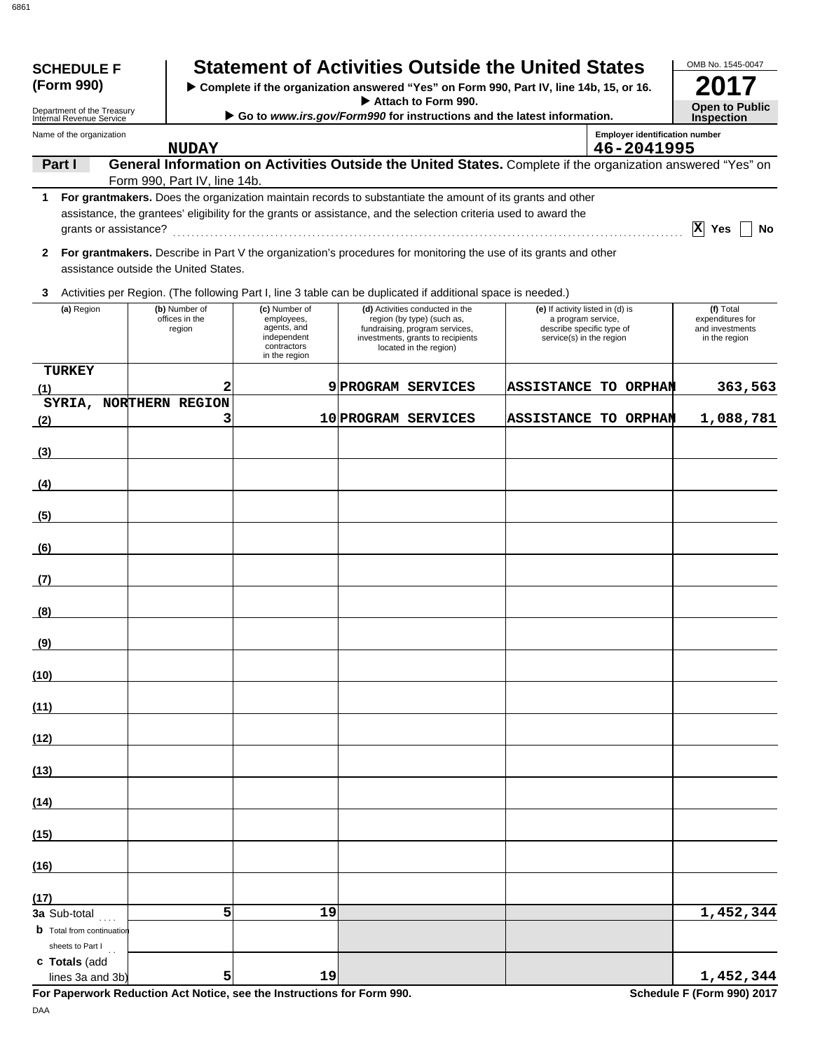**SCHEDULE F (Form 990)**

Department of the Treasury
Internal Revenue Service

# Statement of Activities Outside the United States

▶ Complete if the organization answered "Yes" on Form 990, Part IV, line 14b, 15, or 16.
▶ Attach to Form 990.
▶ Go to *www.irs.gov/Form990* for instructions and the latest information.

OMB No. 1545-0047

**2017**

**Open to Public Inspection**

Name of the organization: **NUDAY**

Employer identification number: **46-2041995**

**Part I** **General Information on Activities Outside the United States.** Complete if the organization answered "Yes" on Form 990, Part IV, line 14b.

**1** **For grantmakers.** Does the organization maintain records to substantiate the amount of its grants and other assistance, the grantees' eligibility for the grants or assistance, and the selection criteria used to award the grants or assistance? [X] Yes [ ] No

**2** **For grantmakers.** Describe in Part V the organization's procedures for monitoring the use of its grants and other assistance outside the United States.

**3** Activities per Region. (The following Part I, line 3 table can be duplicated if additional space is needed.)

| | (a) Region | (b) Number of offices in the region | (c) Number of employees, agents, and independent contractors in the region | (d) Activities conducted in the region (by type) (such as, fundraising, program services, investments, grants to recipients located in the region) | (e) If activity listed in (d) is a program service, describe specific type of service(s) in the region | (f) Total expenditures for and investments in the region |
|---|---|---|---|---|---|---|
| (1) | TURKEY | 2 | 9 | PROGRAM SERVICES | ASSISTANCE TO ORPHAN | 363,563 |
| (2) | SYRIA, NORTHERN REGION | 3 | 10 | PROGRAM SERVICES | ASSISTANCE TO ORPHAN | 1,088,781 |
| (3) | | | | | | |
| (4) | | | | | | |
| (5) | | | | | | |
| (6) | | | | | | |
| (7) | | | | | | |
| (8) | | | | | | |
| (9) | | | | | | |
| (10) | | | | | | |
| (11) | | | | | | |
| (12) | | | | | | |
| (13) | | | | | | |
| (14) | | | | | | |
| (15) | | | | | | |
| (16) | | | | | | |
| (17) | | | | | | |
| **3a** | Sub-total | 5 | 19 | | | 1,452,344 |
| **b** | Total from continuation sheets to Part I | | | | | |
| **c** | **Totals** (add lines 3a and 3b) | 5 | 19 | | | 1,452,344 |

**For Paperwork Reduction Act Notice, see the Instructions for Form 990.**

**Schedule F (Form 990) 2017**

DAA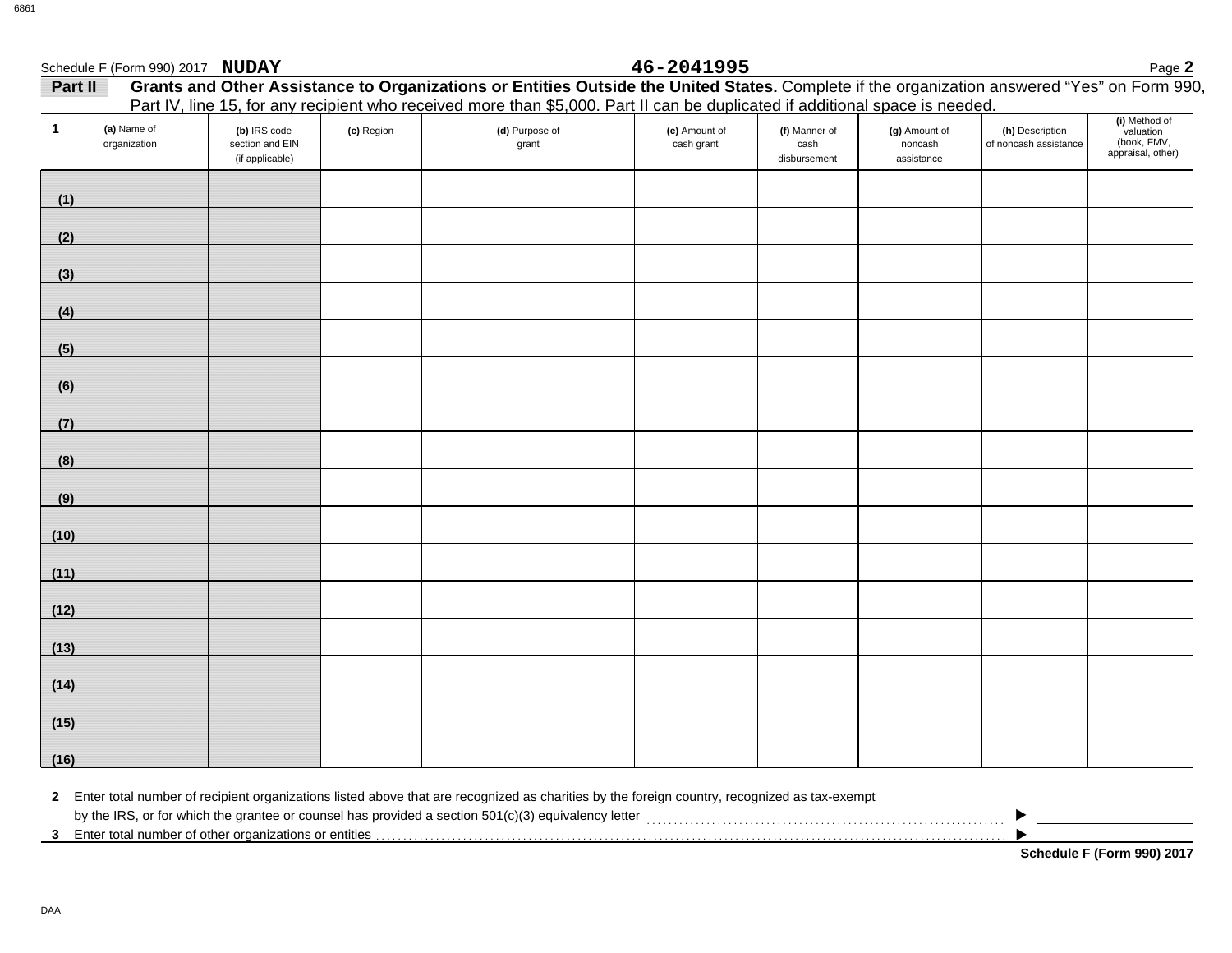Schedule F (Form 990) 2017 **NUDAY** **46-2041995**

**Part II** **Grants and Other Assistance to Organizations or Entities Outside the United States.** Complete if the organization answered "Yes" on Form 990, Part IV, line 15, for any recipient who received more than $5,000. Part II can be duplicated if additional space is needed.

| 1 (a) Name of organization | (b) IRS code section and EIN (if applicable) | (c) Region | (d) Purpose of grant | (e) Amount of cash grant | (f) Manner of cash disbursement | (g) Amount of noncash assistance | (h) Description of noncash assistance | (i) Method of valuation (book, FMV, appraisal, other) |
|---|---|---|---|---|---|---|---|---|
| (1) | | | | | | | | |
| (2) | | | | | | | | |
| (3) | | | | | | | | |
| (4) | | | | | | | | |
| (5) | | | | | | | | |
| (6) | | | | | | | | |
| (7) | | | | | | | | |
| (8) | | | | | | | | |
| (9) | | | | | | | | |
| (10) | | | | | | | | |
| (11) | | | | | | | | |
| (12) | | | | | | | | |
| (13) | | | | | | | | |
| (14) | | | | | | | | |
| (15) | | | | | | | | |
| (16) | | | | | | | | |

**2** Enter total number of recipient organizations listed above that are recognized as charities by the foreign country, recognized as tax-exempt by the IRS, or for which the grantee or counsel has provided a section 501(c)(3) equivalency letter . . . . . . . ▶

**3** Enter total number of other organizations or entities . . . . . . . ▶

**Schedule F (Form 990) 2017**

DAA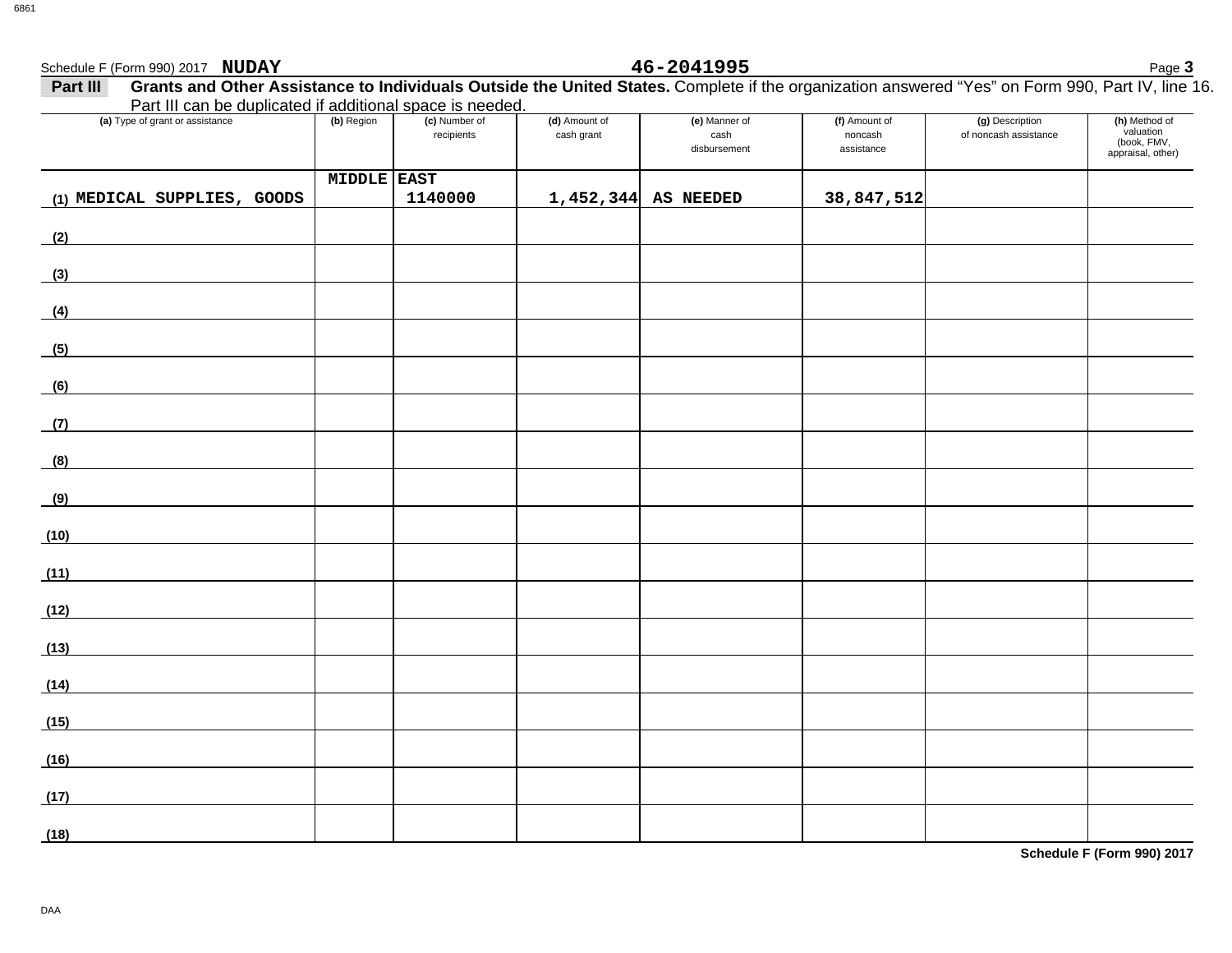Schedule F (Form 990) 2017 **NUDAY** **46-2041995**

**Part III** **Grants and Other Assistance to Individuals Outside the United States.** Complete if the organization answered "Yes" on Form 990, Part IV, line 16. Part III can be duplicated if additional space is needed.

| (a) Type of grant or assistance | (b) Region | (c) Number of recipients | (d) Amount of cash grant | (e) Manner of cash disbursement | (f) Amount of noncash assistance | (g) Description of noncash assistance | (h) Method of valuation (book, FMV, appraisal, other) |
|---|---|---|---|---|---|---|---|
| (1) MEDICAL SUPPLIES, GOODS | MIDDLE EAST | 1140000 | 1,452,344 | AS NEEDED | 38,847,512 | | |
| (2) | | | | | | | |
| (3) | | | | | | | |
| (4) | | | | | | | |
| (5) | | | | | | | |
| (6) | | | | | | | |
| (7) | | | | | | | |
| (8) | | | | | | | |
| (9) | | | | | | | |
| (10) | | | | | | | |
| (11) | | | | | | | |
| (12) | | | | | | | |
| (13) | | | | | | | |
| (14) | | | | | | | |
| (15) | | | | | | | |
| (16) | | | | | | | |
| (17) | | | | | | | |
| (18) | | | | | | | |

**Schedule F (Form 990) 2017**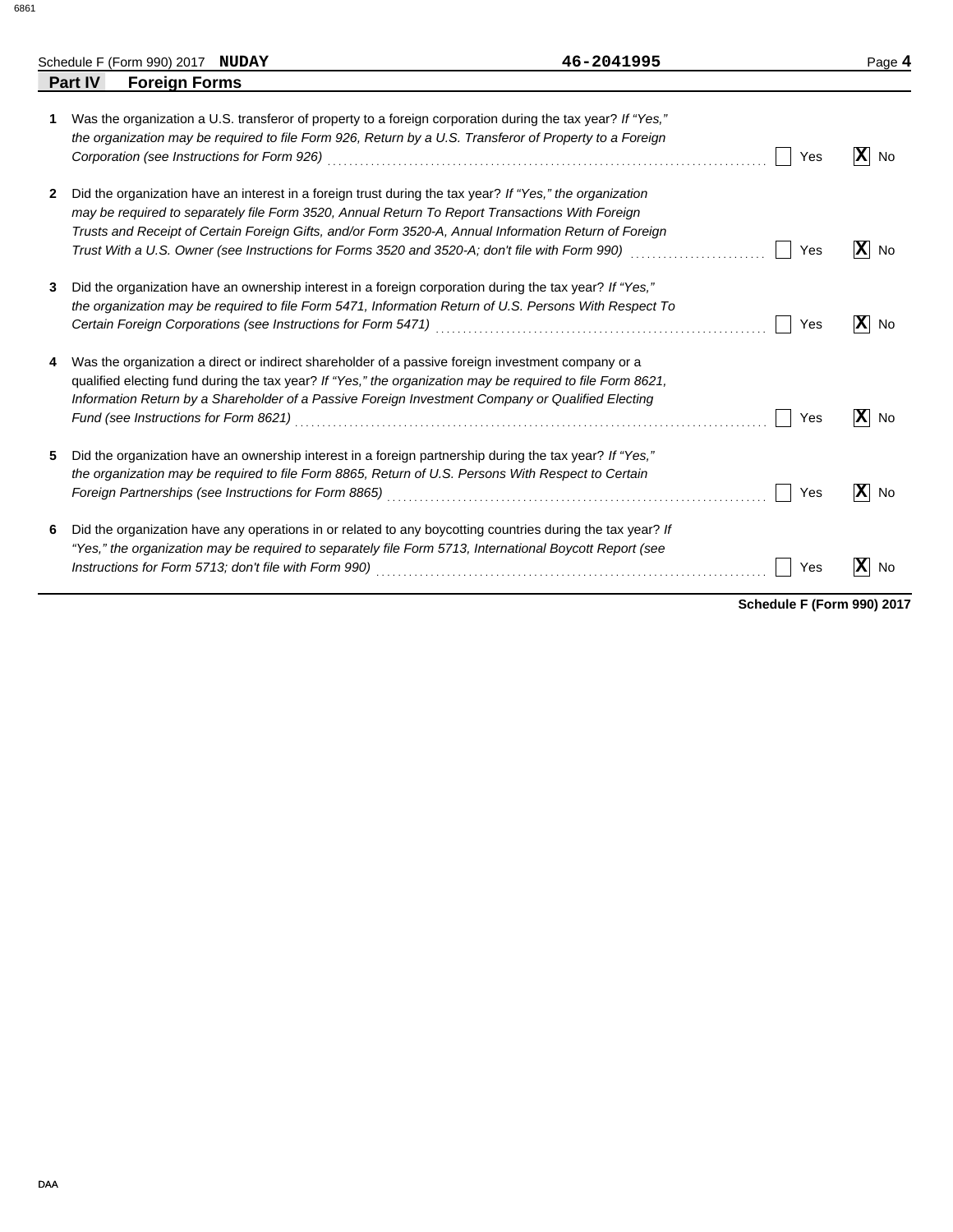Schedule F (Form 990) 2017 **NUDAY** **46-2041995**

## Part IV Foreign Forms

**1** Was the organization a U.S. transferor of property to a foreign corporation during the tax year? *If "Yes," the organization may be required to file Form 926, Return by a U.S. Transferor of Property to a Foreign Corporation (see Instructions for Form 926)* ☐ Yes ☒ No

**2** Did the organization have an interest in a foreign trust during the tax year? *If "Yes," the organization may be required to separately file Form 3520, Annual Return To Report Transactions With Foreign Trusts and Receipt of Certain Foreign Gifts, and/or Form 3520-A, Annual Information Return of Foreign Trust With a U.S. Owner (see Instructions for Forms 3520 and 3520-A; don't file with Form 990)* ☐ Yes ☒ No

**3** Did the organization have an ownership interest in a foreign corporation during the tax year? *If "Yes," the organization may be required to file Form 5471, Information Return of U.S. Persons With Respect To Certain Foreign Corporations (see Instructions for Form 5471)* ☐ Yes ☒ No

**4** Was the organization a direct or indirect shareholder of a passive foreign investment company or a qualified electing fund during the tax year? *If "Yes," the organization may be required to file Form 8621, Information Return by a Shareholder of a Passive Foreign Investment Company or Qualified Electing Fund (see Instructions for Form 8621)* ☐ Yes ☒ No

**5** Did the organization have an ownership interest in a foreign partnership during the tax year? *If "Yes," the organization may be required to file Form 8865, Return of U.S. Persons With Respect to Certain Foreign Partnerships (see Instructions for Form 8865)* ☐ Yes ☒ No

**6** Did the organization have any operations in or related to any boycotting countries during the tax year? *If "Yes," the organization may be required to separately file Form 5713, International Boycott Report (see Instructions for Form 5713; don't file with Form 990)* ☐ Yes ☒ No

**Schedule F (Form 990) 2017**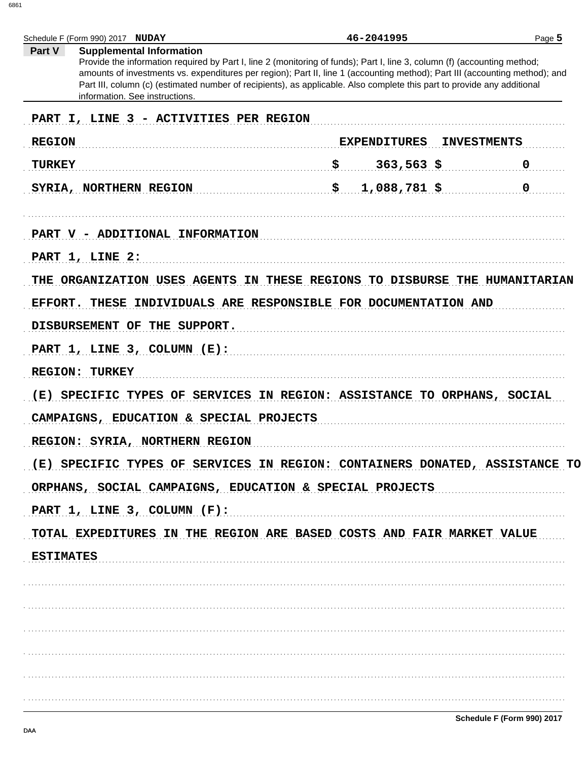Schedule F (Form 990) 2017 **NUDAY** **46-2041995**

**Part V** **Supplemental Information**

Provide the information required by Part I, line 2 (monitoring of funds); Part I, line 3, column (f) (accounting method; amounts of investments vs. expenditures per region); Part II, line 1 (accounting method); Part III (accounting method); and Part III, column (c) (estimated number of recipients), as applicable. Also complete this part to provide any additional information. See instructions.

PART I, LINE 3 - ACTIVITIES PER REGION

| REGION | EXPENDITURES | INVESTMENTS |
|---|---|---|
| TURKEY | $ 363,563 | $ 0 |
| SYRIA, NORTHERN REGION | $ 1,088,781 | $ 0 |

PART V - ADDITIONAL INFORMATION

PART 1, LINE 2:

THE ORGANIZATION USES AGENTS IN THESE REGIONS TO DISBURSE THE HUMANITARIAN EFFORT. THESE INDIVIDUALS ARE RESPONSIBLE FOR DOCUMENTATION AND DISBURSEMENT OF THE SUPPORT.

PART 1, LINE 3, COLUMN (E):

REGION: TURKEY

(E) SPECIFIC TYPES OF SERVICES IN REGION: ASSISTANCE TO ORPHANS, SOCIAL CAMPAIGNS, EDUCATION & SPECIAL PROJECTS

REGION: SYRIA, NORTHERN REGION

(E) SPECIFIC TYPES OF SERVICES IN REGION: CONTAINERS DONATED, ASSISTANCE TO ORPHANS, SOCIAL CAMPAIGNS, EDUCATION & SPECIAL PROJECTS

PART 1, LINE 3, COLUMN (F):

TOTAL EXPEDITURES IN THE REGION ARE BASED COSTS AND FAIR MARKET VALUE ESTIMATES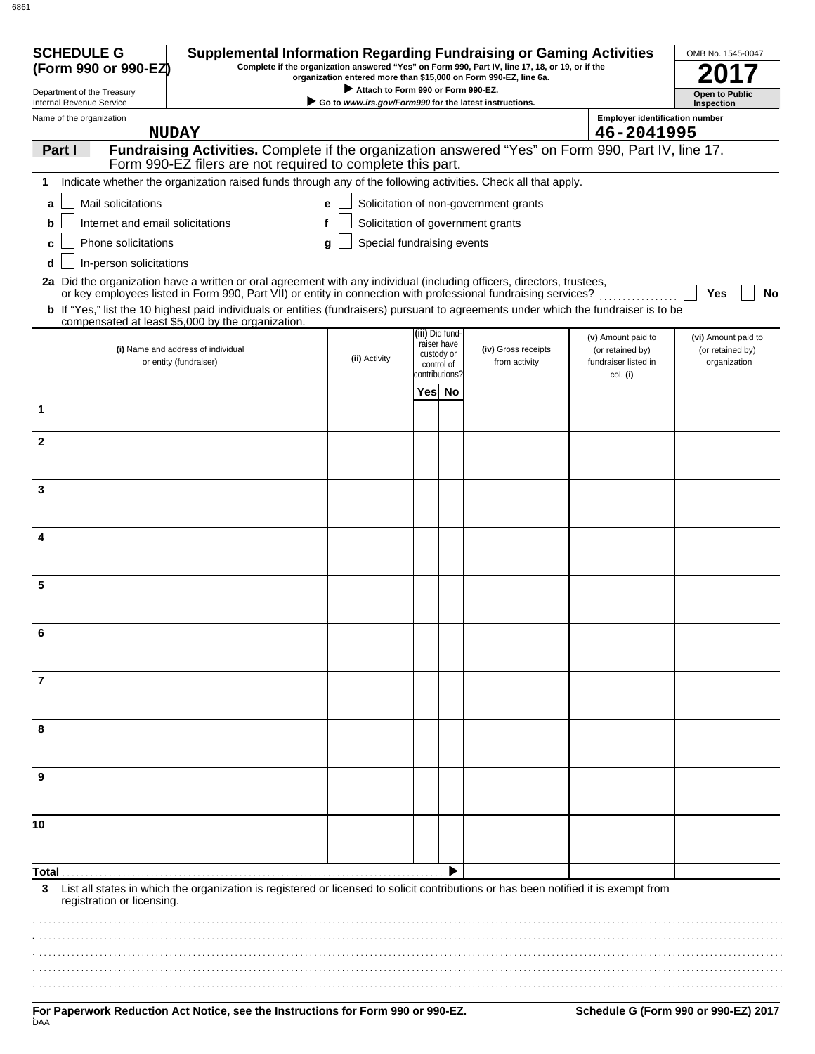**SCHEDULE G (Form 990 or 990-EZ)**

Department of the Treasury
Internal Revenue Service

# Supplemental Information Regarding Fundraising or Gaming Activities

**Complete if the organization answered "Yes" on Form 990, Part IV, line 17, 18, or 19, or if the organization entered more than $15,000 on Form 990-EZ, line 6a.**

**▶ Attach to Form 990 or Form 990-EZ.**

**▶ Go to *www.irs.gov/Form990* for the latest instructions.**

OMB No. 1545-0047

**2017**

**Open to Public Inspection**

Name of the organization: NUDAY

Employer identification number: 46-2041995

**Part I** **Fundraising Activities.** Complete if the organization answered "Yes" on Form 990, Part IV, line 17. Form 990-EZ filers are not required to complete this part.

**1** Indicate whether the organization raised funds through any of the following activities. Check all that apply.

- **a** ☐ Mail solicitations
- **b** ☐ Internet and email solicitations
- **c** ☐ Phone solicitations
- **d** ☐ In-person solicitations
- **e** ☐ Solicitation of non-government grants
- **f** ☐ Solicitation of government grants
- **g** ☐ Special fundraising events

**2a** Did the organization have a written or oral agreement with any individual (including officers, directors, trustees, or key employees listed in Form 990, Part VII) or entity in connection with professional fundraising services? ☐ **Yes** ☐ **No**

**b** If "Yes," list the 10 highest paid individuals or entities (fundraisers) pursuant to agreements under which the fundraiser is to be compensated at least $5,000 by the organization.

| | (i) Name and address of individual or entity (fundraiser) | (ii) Activity | (iii) Did fund-raiser have custody or control of contributions? Yes | No | (iv) Gross receipts from activity | (v) Amount paid to (or retained by) fundraiser listed in col. (i) | (vi) Amount paid to (or retained by) organization |
|---|---|---|---|---|---|---|---|
| 1 | | | | | | | |
| 2 | | | | | | | |
| 3 | | | | | | | |
| 4 | | | | | | | |
| 5 | | | | | | | |
| 6 | | | | | | | |
| 7 | | | | | | | |
| 8 | | | | | | | |
| 9 | | | | | | | |
| 10 | | | | | | | |
| **Total** ▶ | | | | | | | |

**3** List all states in which the organization is registered or licensed to solicit contributions or has been notified it is exempt from registration or licensing.

**For Paperwork Reduction Act Notice, see the Instructions for Form 990 or 990-EZ.**

**Schedule G (Form 990 or 990-EZ) 2017**

DAA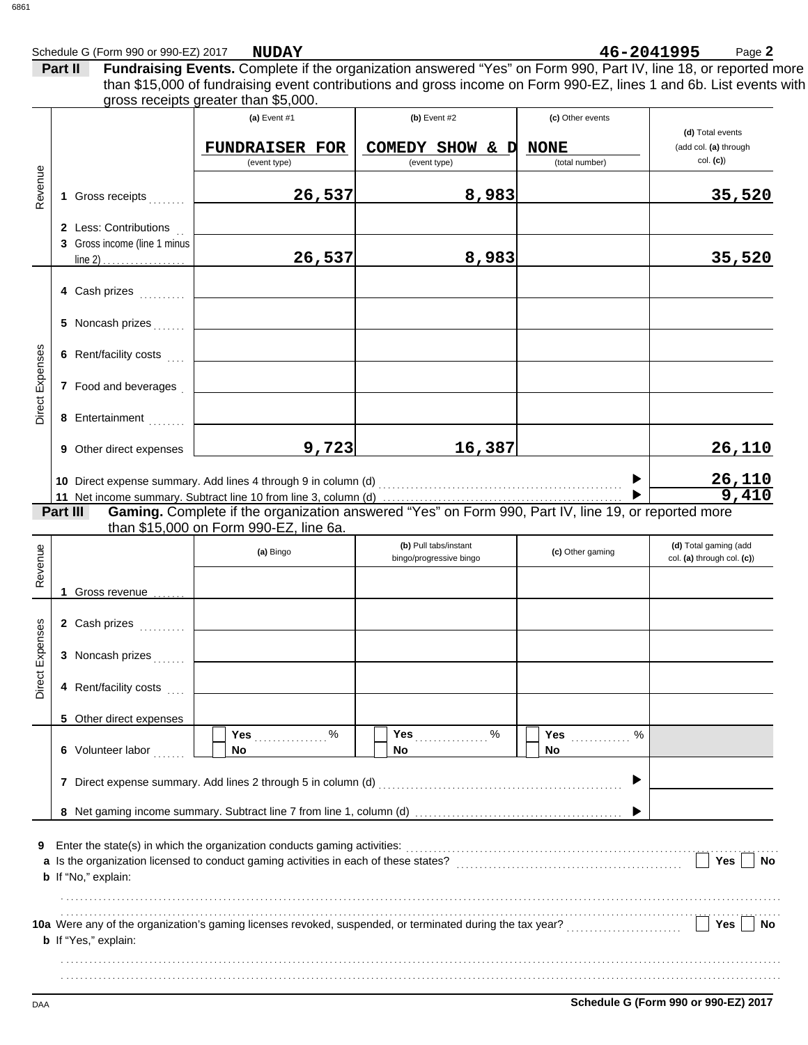Schedule G (Form 990 or 990-EZ) 2017 **NUDAY** **46-2041995**

**Part II** **Fundraising Events.** Complete if the organization answered "Yes" on Form 990, Part IV, line 18, or reported more than $15,000 of fundraising event contributions and gross income on Form 990-EZ, lines 1 and 6b. List events with gross receipts greater than $5,000.

| | | (a) Event #1 | (b) Event #2 | (c) Other events | (d) Total events (add col. (a) through col. (c)) |
|---|---|---|---|---|---|
| | | FUNDRAISER FOR (event type) | COMEDY SHOW & D (event type) | NONE (total number) | |
| Revenue | 1 Gross receipts | 26,537 | 8,983 | | 35,520 |
| | 2 Less: Contributions | | | | |
| | 3 Gross income (line 1 minus line 2) | 26,537 | 8,983 | | 35,520 |
| Direct Expenses | 4 Cash prizes | | | | |
| | 5 Noncash prizes | | | | |
| | 6 Rent/facility costs | | | | |
| | 7 Food and beverages | | | | |
| | 8 Entertainment | | | | |
| | 9 Other direct expenses | 9,723 | 16,387 | | 26,110 |
| | 10 Direct expense summary. Add lines 4 through 9 in column (d) | | | | 26,110 |
| | 11 Net income summary. Subtract line 10 from line 3, column (d) | | | | 9,410 |

**Part III** **Gaming.** Complete if the organization answered "Yes" on Form 990, Part IV, line 19, or reported more than $15,000 on Form 990-EZ, line 6a.

| | | (a) Bingo | (b) Pull tabs/instant bingo/progressive bingo | (c) Other gaming | (d) Total gaming (add col. (a) through col. (c)) |
|---|---|---|---|---|---|
| Revenue | 1 Gross revenue | | | | |
| Direct Expenses | 2 Cash prizes | | | | |
| | 3 Noncash prizes | | | | |
| | 4 Rent/facility costs | | | | |
| | 5 Other direct expenses | | | | |
| | 6 Volunteer labor | Yes ____ % No | Yes ____ % No | Yes ____ % No | |
| | 7 Direct expense summary. Add lines 2 through 5 in column (d) | | | | |
| | 8 Net gaming income summary. Subtract line 7 from line 1, column (d) | | | | |

**9** Enter the state(s) in which the organization conducts gaming activities:

**a** Is the organization licensed to conduct gaming activities in each of these states? Yes No

**b** If "No," explain:

**10a** Were any of the organization's gaming licenses revoked, suspended, or terminated during the tax year? Yes No

**b** If "Yes," explain:

DAA **Schedule G (Form 990 or 990-EZ) 2017**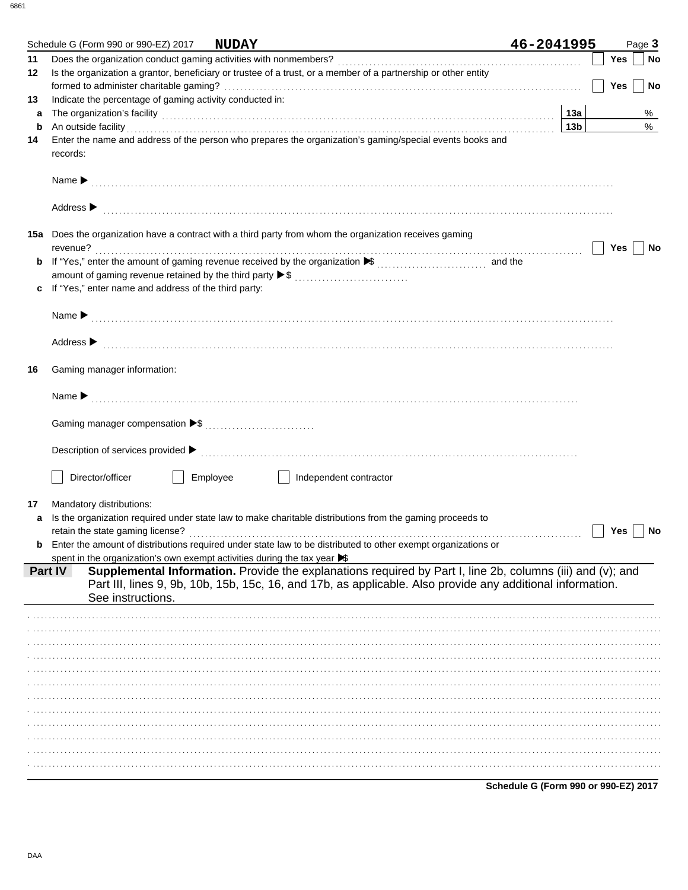Schedule G (Form 990 or 990-EZ) 2017 **NUDAY** **46-2041995** Page **3**

**11** Does the organization conduct gaming activities with nonmembers? ☐ **Yes** ☐ **No**

**12** Is the organization a grantor, beneficiary or trustee of a trust, or a member of a partnership or other entity formed to administer charitable gaming? ☐ **Yes** ☐ **No**

**13** Indicate the percentage of gaming activity conducted in:

**a** The organization's facility **13a** %

**b** An outside facility **13b** %

**14** Enter the name and address of the person who prepares the organization's gaming/special events books and records:

Name ▶

Address ▶

**15a** Does the organization have a contract with a third party from whom the organization receives gaming revenue? ☐ **Yes** ☐ **No**

**b** If "Yes," enter the amount of gaming revenue received by the organization ▶$ and the amount of gaming revenue retained by the third party ▶$

**c** If "Yes," enter name and address of the third party:

Name ▶

Address ▶

**16** Gaming manager information:

Name ▶

Gaming manager compensation ▶$

Description of services provided ▶

☐ Director/officer ☐ Employee ☐ Independent contractor

**17** Mandatory distributions:

**a** Is the organization required under state law to make charitable distributions from the gaming proceeds to retain the state gaming license? ☐ **Yes** ☐ **No**

**b** Enter the amount of distributions required under state law to be distributed to other exempt organizations or spent in the organization's own exempt activities during the tax year ▶$

## Part IV Supplemental Information.
Provide the explanations required by Part I, line 2b, columns (iii) and (v); and Part III, lines 9, 9b, 10b, 15b, 15c, 16, and 17b, as applicable. Also provide any additional information. See instructions.

**Schedule G (Form 990 or 990-EZ) 2017**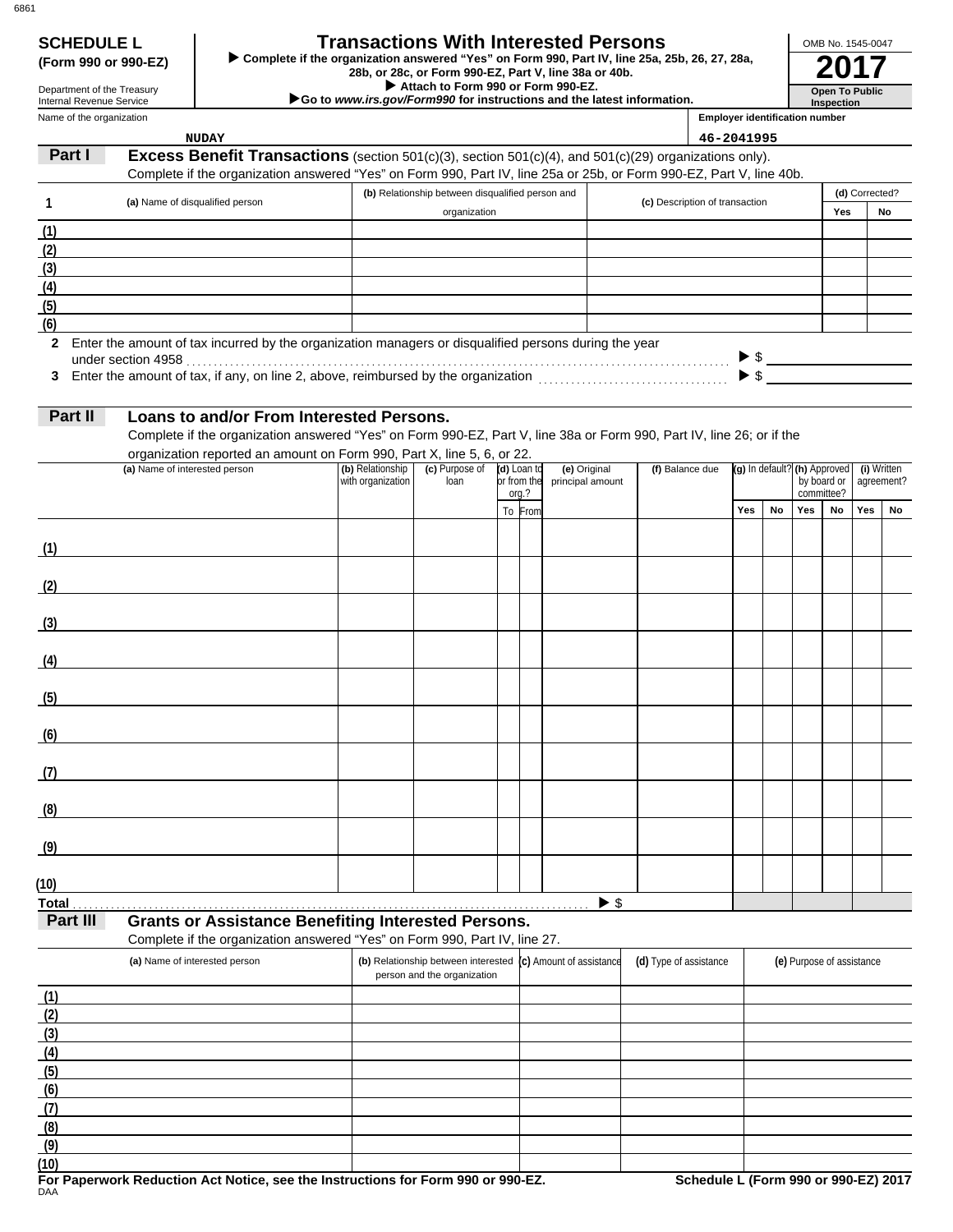**SCHEDULE L**
**(Form 990 or 990-EZ)**

Department of the Treasury
Internal Revenue Service

# Transactions With Interested Persons

▶ **Complete if the organization answered "Yes" on Form 990, Part IV, line 25a, 25b, 26, 27, 28a, 28b, or 28c, or Form 990-EZ, Part V, line 38a or 40b.**
▶ **Attach to Form 990 or Form 990-EZ.**
▶**Go to *www.irs.gov/Form990* for instructions and the latest information.**

OMB No. 1545-0047

**2017**

**Open To Public Inspection**

Name of the organization: NUDAY

Employer identification number: 46-2041995

## Part I — Excess Benefit Transactions (section 501(c)(3), section 501(c)(4), and 501(c)(29) organizations only).

Complete if the organization answered "Yes" on Form 990, Part IV, line 25a or 25b, or Form 990-EZ, Part V, line 40b.

| 1 | (a) Name of disqualified person | (b) Relationship between disqualified person and organization | (c) Description of transaction | (d) Corrected? Yes | No |
|---|---|---|---|---|---|
| (1) | | | | | |
| (2) | | | | | |
| (3) | | | | | |
| (4) | | | | | |
| (5) | | | | | |
| (6) | | | | | |

**2** Enter the amount of tax incurred by the organization managers or disqualified persons during the year under section 4958 . . . ▶ $

**3** Enter the amount of tax, if any, on line 2, above, reimbursed by the organization . . . ▶ $

## Part II — Loans to and/or From Interested Persons.

Complete if the organization answered "Yes" on Form 990-EZ, Part V, line 38a or Form 990, Part IV, line 26; or if the organization reported an amount on Form 990, Part X, line 5, 6, or 22.

| | (a) Name of interested person | (b) Relationship with organization | (c) Purpose of loan | (d) Loan to or from the org.? To | From | (e) Original principal amount | (f) Balance due | (g) In default? Yes | No | (h) Approved by board or committee? Yes | No | (i) Written agreement? Yes | No |
|---|---|---|---|---|---|---|---|---|---|---|---|---|---|
| (1) | | | | | | | | | | | | | |
| (2) | | | | | | | | | | | | | |
| (3) | | | | | | | | | | | | | |
| (4) | | | | | | | | | | | | | |
| (5) | | | | | | | | | | | | | |
| (6) | | | | | | | | | | | | | |
| (7) | | | | | | | | | | | | | |
| (8) | | | | | | | | | | | | | |
| (9) | | | | | | | | | | | | | |
| (10) | | | | | | | | | | | | | |
| **Total** | | | | | | ▶ $ | | | | | | | |

## Part III — Grants or Assistance Benefiting Interested Persons.

Complete if the organization answered "Yes" on Form 990, Part IV, line 27.

| | (a) Name of interested person | (b) Relationship between interested person and the organization | (c) Amount of assistance | (d) Type of assistance | (e) Purpose of assistance |
|---|---|---|---|---|---|
| (1) | | | | | |
| (2) | | | | | |
| (3) | | | | | |
| (4) | | | | | |
| (5) | | | | | |
| (6) | | | | | |
| (7) | | | | | |
| (8) | | | | | |
| (9) | | | | | |
| (10) | | | | | |

**For Paperwork Reduction Act Notice, see the Instructions for Form 990 or 990-EZ.** **Schedule L (Form 990 or 990-EZ) 2017**

DAA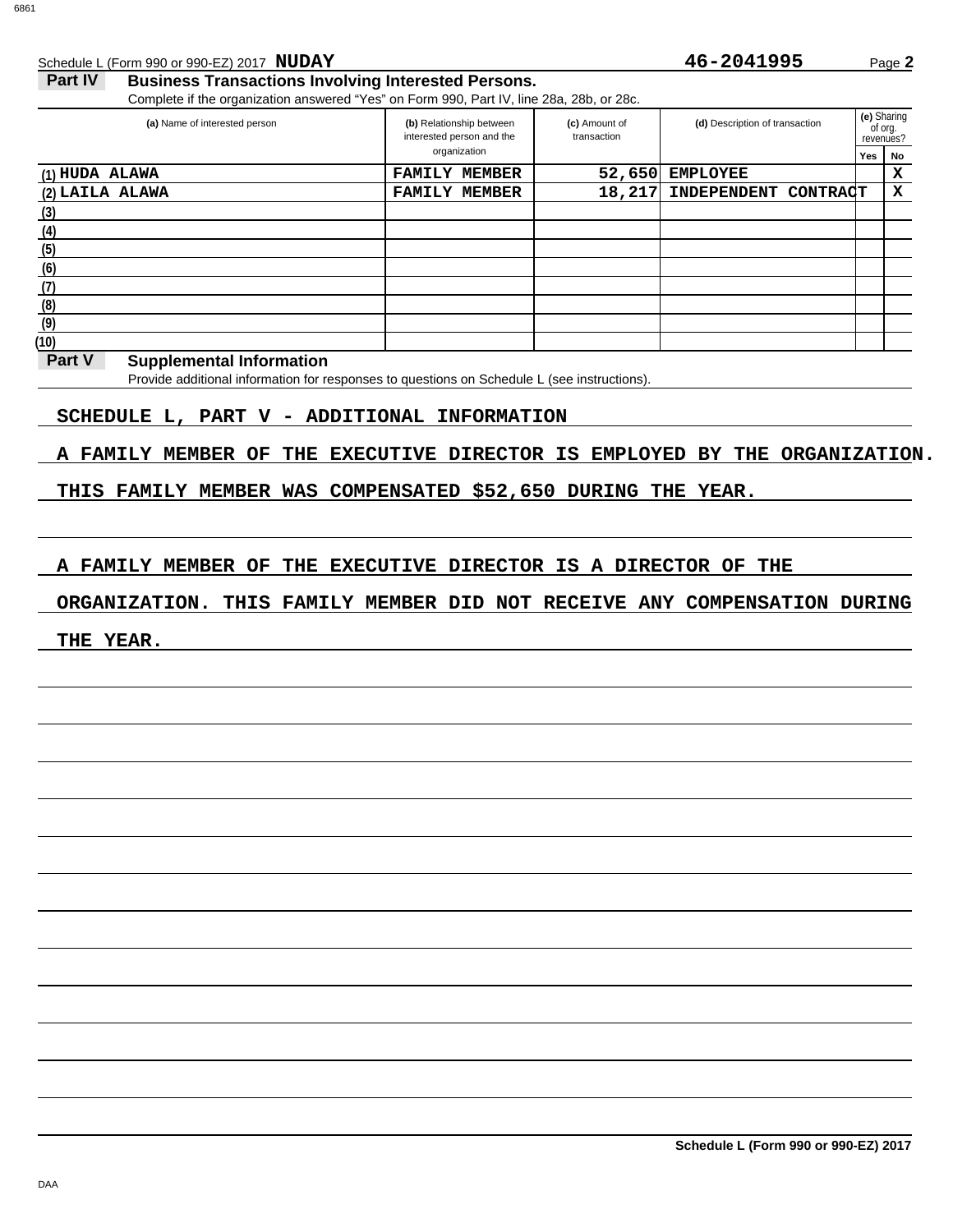Schedule L (Form 990 or 990-EZ) 2017 **NUDAY** **46-2041995** Page **2**

## Part IV Business Transactions Involving Interested Persons.

Complete if the organization answered "Yes" on Form 990, Part IV, line 28a, 28b, or 28c.

| (a) Name of interested person | (b) Relationship between interested person and the organization | (c) Amount of transaction | (d) Description of transaction | (e) Sharing of org. revenues? Yes | No |
|---|---|---|---|---|---|
| (1) HUDA ALAWA | FAMILY MEMBER | 52,650 | EMPLOYEE | | X |
| (2) LAILA ALAWA | FAMILY MEMBER | 18,217 | INDEPENDENT CONTRACT | | X |
| (3) | | | | | |
| (4) | | | | | |
| (5) | | | | | |
| (6) | | | | | |
| (7) | | | | | |
| (8) | | | | | |
| (9) | | | | | |
| (10) | | | | | |

## Part V Supplemental Information

Provide additional information for responses to questions on Schedule L (see instructions).

SCHEDULE L, PART V - ADDITIONAL INFORMATION

A FAMILY MEMBER OF THE EXECUTIVE DIRECTOR IS EMPLOYED BY THE ORGANIZATION. THIS FAMILY MEMBER WAS COMPENSATED $52,650 DURING THE YEAR.

A FAMILY MEMBER OF THE EXECUTIVE DIRECTOR IS A DIRECTOR OF THE ORGANIZATION. THIS FAMILY MEMBER DID NOT RECEIVE ANY COMPENSATION DURING THE YEAR.

**Schedule L (Form 990 or 990-EZ) 2017**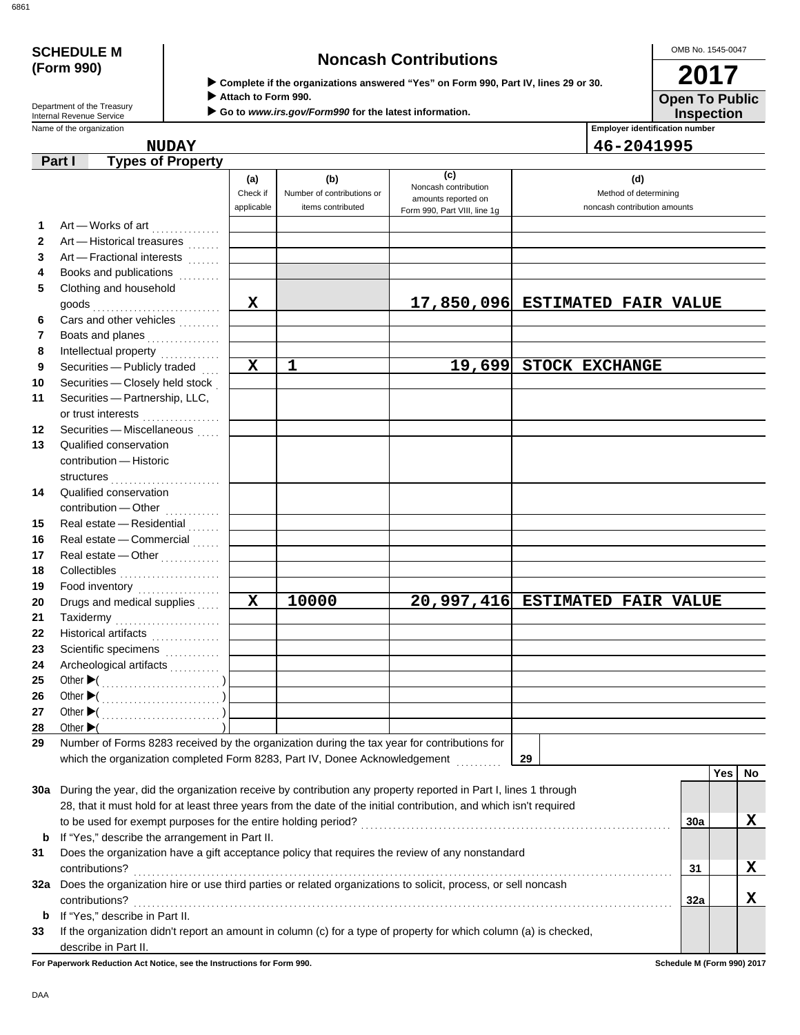**SCHEDULE M (Form 990)**

Department of the Treasury
Internal Revenue Service

# Noncash Contributions

▶ Complete if the organizations answered "Yes" on Form 990, Part IV, lines 29 or 30.
▶ Attach to Form 990.
▶ Go to *www.irs.gov/Form990* for the latest information.

OMB No. 1545-0047

**2017**

**Open To Public Inspection**

Name of the organization: **NUDAY**

Employer identification number: **46-2041995**

## Part I Types of Property

| | | (a) Check if applicable | (b) Number of contributions or items contributed | (c) Noncash contribution amounts reported on Form 990, Part VIII, line 1g | (d) Method of determining noncash contribution amounts |
|---|---|---|---|---|---|
| 1 | Art — Works of art | | | | |
| 2 | Art — Historical treasures | | | | |
| 3 | Art — Fractional interests | | | | |
| 4 | Books and publications | | | | |
| 5 | Clothing and household goods | X | | 17,850,096 | ESTIMATED FAIR VALUE |
| 6 | Cars and other vehicles | | | | |
| 7 | Boats and planes | | | | |
| 8 | Intellectual property | | | | |
| 9 | Securities — Publicly traded | X | 1 | 19,699 | STOCK EXCHANGE |
| 10 | Securities — Closely held stock | | | | |
| 11 | Securities — Partnership, LLC, or trust interests | | | | |
| 12 | Securities — Miscellaneous | | | | |
| 13 | Qualified conservation contribution — Historic structures | | | | |
| 14 | Qualified conservation contribution — Other | | | | |
| 15 | Real estate — Residential | | | | |
| 16 | Real estate — Commercial | | | | |
| 17 | Real estate — Other | | | | |
| 18 | Collectibles | | | | |
| 19 | Food inventory | | | | |
| 20 | Drugs and medical supplies | X | 10000 | 20,997,416 | ESTIMATED FAIR VALUE |
| 21 | Taxidermy | | | | |
| 22 | Historical artifacts | | | | |
| 23 | Scientific specimens | | | | |
| 24 | Archeological artifacts | | | | |
| 25 | Other ▶( ) | | | | |
| 26 | Other ▶( ) | | | | |
| 27 | Other ▶( ) | | | | |
| 28 | Other ▶( ) | | | | |

29 Number of Forms 8283 received by the organization during the tax year for contributions for which the organization completed Form 8283, Part IV, Donee Acknowledgement . . . 29

| | | | Yes | No |
|---|---|---|---|---|
| 30a | During the year, did the organization receive by contribution any property reported in Part I, lines 1 through 28, that it must hold for at least three years from the date of the initial contribution, and which isn't required to be used for exempt purposes for the entire holding period? | 30a | | X |
| b | If "Yes," describe the arrangement in Part II. | | | |
| 31 | Does the organization have a gift acceptance policy that requires the review of any nonstandard contributions? | 31 | | X |
| 32a | Does the organization hire or use third parties or related organizations to solicit, process, or sell noncash contributions? | 32a | | X |
| b | If "Yes," describe in Part II. | | | |
| 33 | If the organization didn't report an amount in column (c) for a type of property for which column (a) is checked, describe in Part II. | | | |

For Paperwork Reduction Act Notice, see the Instructions for Form 990.

Schedule M (Form 990) 2017

DAA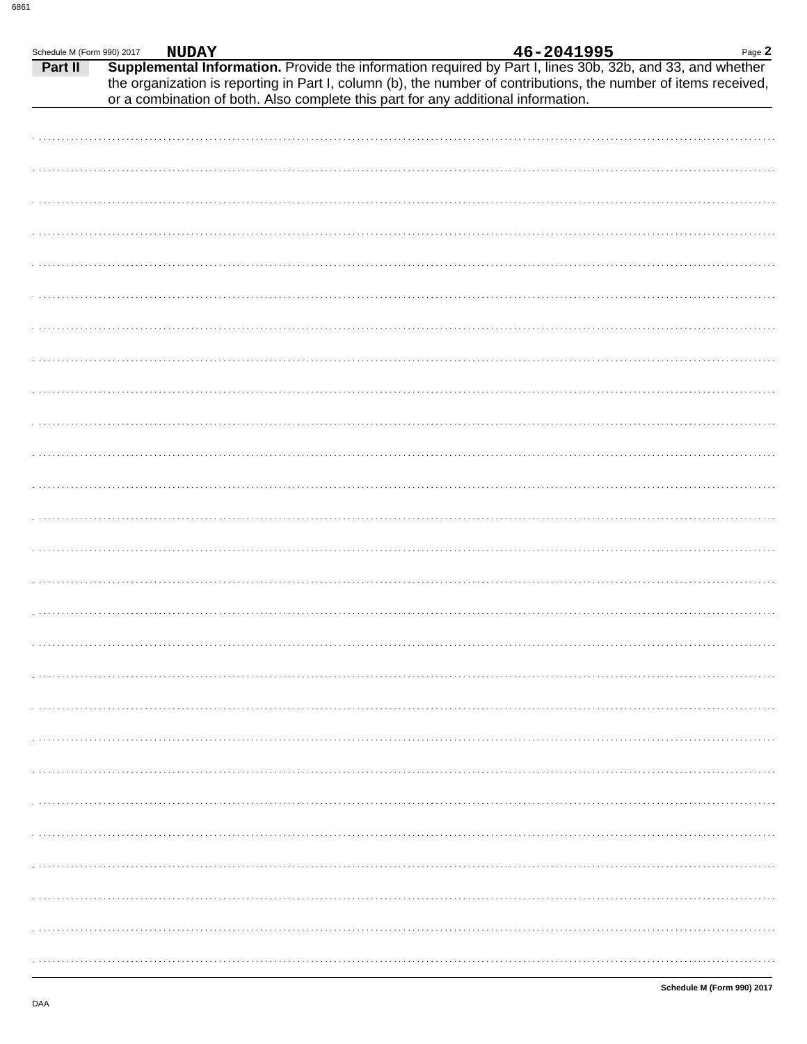Schedule M (Form 990) 2017 **NUDAY** **46-2041995**

**Part II** **Supplemental Information.** Provide the information required by Part I, lines 30b, 32b, and 33, and whether the organization is reporting in Part I, column (b), the number of contributions, the number of items received, or a combination of both. Also complete this part for any additional information.

**Schedule M (Form 990) 2017**

DAA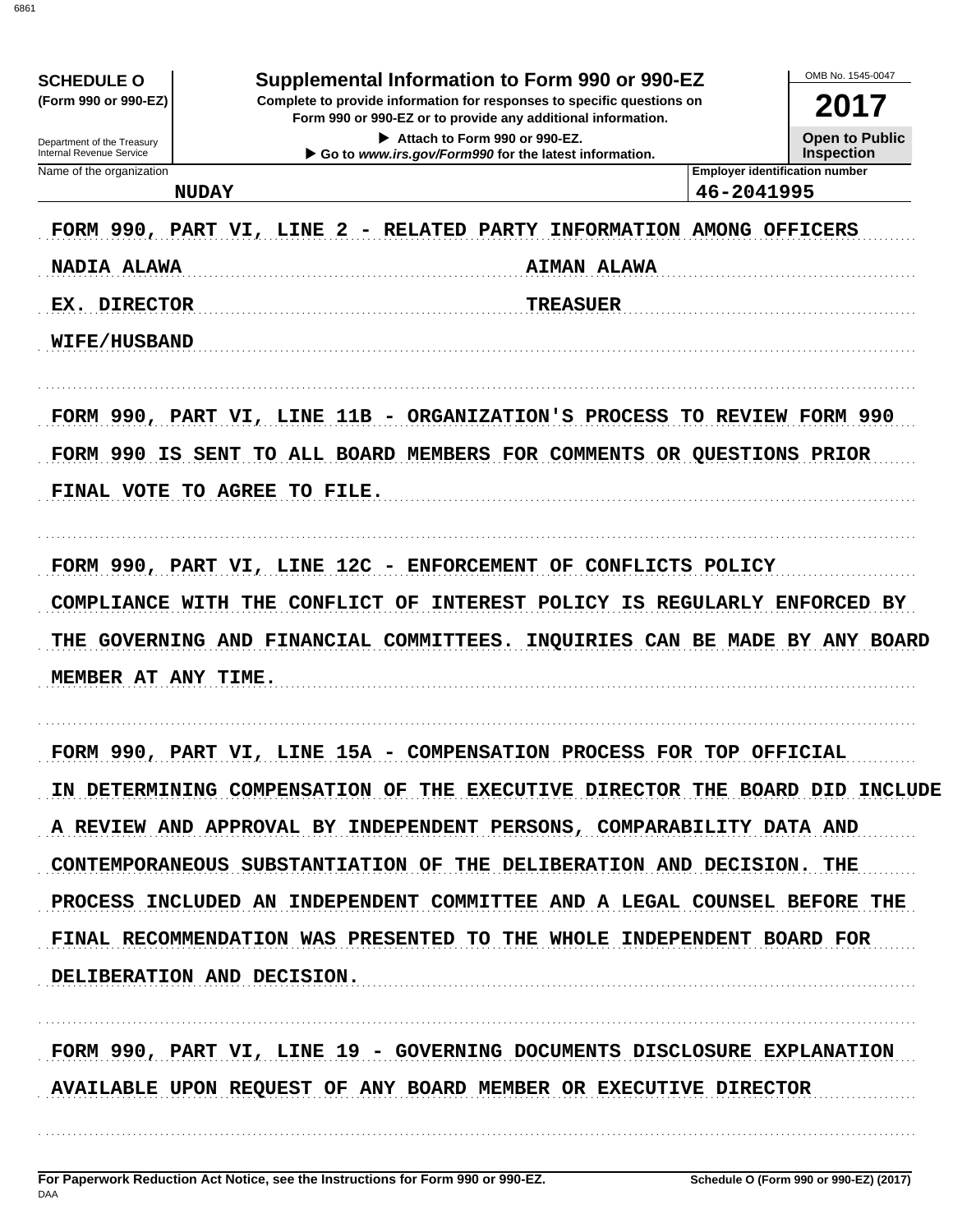**SCHEDULE O**
**(Form 990 or 990-EZ)**

Department of the Treasury
Internal Revenue Service

# Supplemental Information to Form 990 or 990-EZ

**Complete to provide information for responses to specific questions on Form 990 or 990-EZ or to provide any additional information.**

▶ **Attach to Form 990 or 990-EZ.**
▶ **Go to *www.irs.gov/Form990* for the latest information.**

OMB No. 1545-0047

**2017**

**Open to Public Inspection**

| Name of the organization | Employer identification number |
|---|---|
| NUDAY | 46-2041995 |

FORM 990, PART VI, LINE 2 - RELATED PARTY INFORMATION AMONG OFFICERS

| | |
|---|---|
| NADIA ALAWA | AIMAN ALAWA |
| EX. DIRECTOR | TREASUER |
| WIFE/HUSBAND | |

FORM 990, PART VI, LINE 11B - ORGANIZATION'S PROCESS TO REVIEW FORM 990

FORM 990 IS SENT TO ALL BOARD MEMBERS FOR COMMENTS OR QUESTIONS PRIOR FINAL VOTE TO AGREE TO FILE.

FORM 990, PART VI, LINE 12C - ENFORCEMENT OF CONFLICTS POLICY

COMPLIANCE WITH THE CONFLICT OF INTEREST POLICY IS REGULARLY ENFORCED BY THE GOVERNING AND FINANCIAL COMMITTEES. INQUIRIES CAN BE MADE BY ANY BOARD MEMBER AT ANY TIME.

FORM 990, PART VI, LINE 15A - COMPENSATION PROCESS FOR TOP OFFICIAL

IN DETERMINING COMPENSATION OF THE EXECUTIVE DIRECTOR THE BOARD DID INCLUDE A REVIEW AND APPROVAL BY INDEPENDENT PERSONS, COMPARABILITY DATA AND CONTEMPORANEOUS SUBSTANTIATION OF THE DELIBERATION AND DECISION. THE PROCESS INCLUDED AN INDEPENDENT COMMITTEE AND A LEGAL COUNSEL BEFORE THE FINAL RECOMMENDATION WAS PRESENTED TO THE WHOLE INDEPENDENT BOARD FOR DELIBERATION AND DECISION.

FORM 990, PART VI, LINE 19 - GOVERNING DOCUMENTS DISCLOSURE EXPLANATION

AVAILABLE UPON REQUEST OF ANY BOARD MEMBER OR EXECUTIVE DIRECTOR

**For Paperwork Reduction Act Notice, see the Instructions for Form 990 or 990-EZ.** DAA **Schedule O (Form 990 or 990-EZ) (2017)**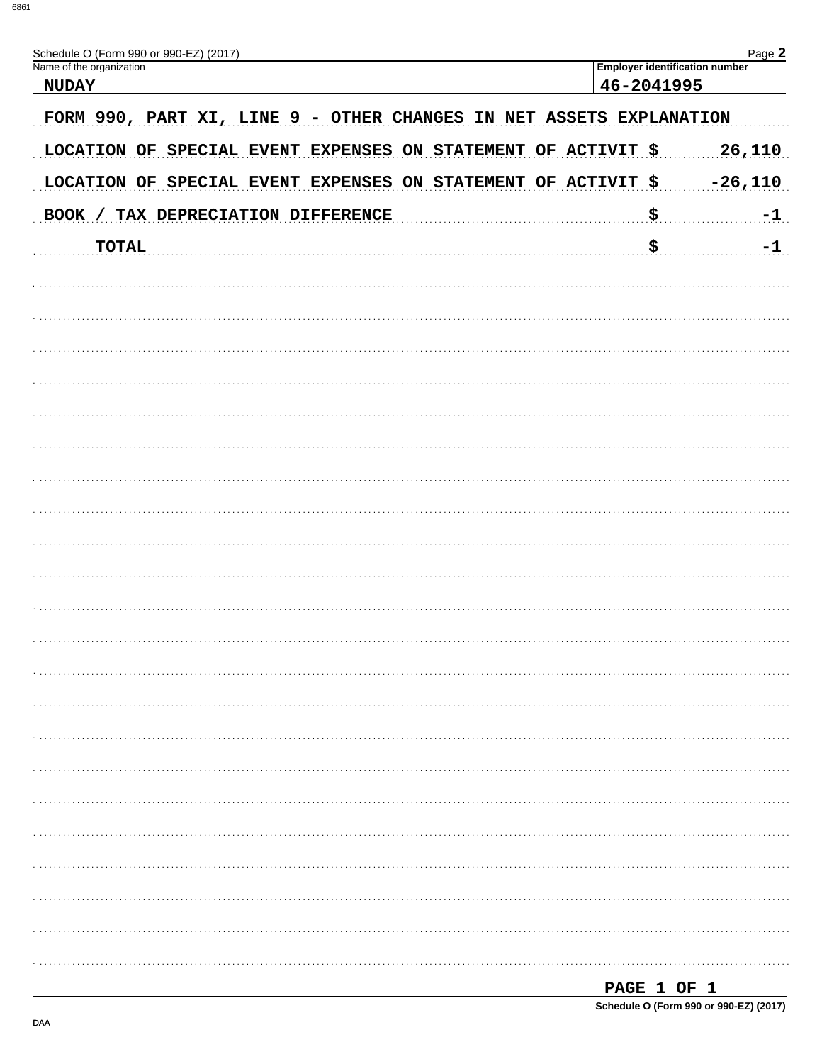Schedule O (Form 990 or 990-EZ) (2017) Page **2**

| Name of the organization | Employer identification number |
|---|---|
| NUDAY | 46-2041995 |

**FORM 990, PART XI, LINE 9 - OTHER CHANGES IN NET ASSETS EXPLANATION**

| | | |
|---|---|---|
| LOCATION OF SPECIAL EVENT EXPENSES ON STATEMENT OF ACTIVIT | $ | 26,110 |
| LOCATION OF SPECIAL EVENT EXPENSES ON STATEMENT OF ACTIVIT | $ | -26,110 |
| BOOK / TAX DEPRECIATION DIFFERENCE | $ | -1 |
| TOTAL | $ | -1 |

PAGE 1 OF 1

Schedule O (Form 990 or 990-EZ) (2017)

DAA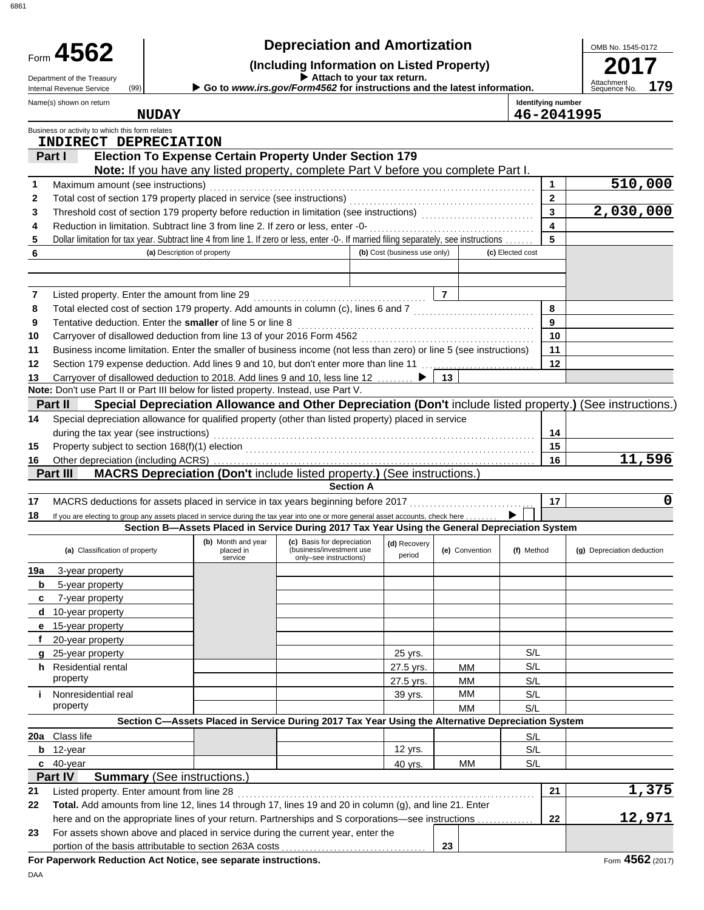# Form 4562 — Depreciation and Amortization

**(Including Information on Listed Property)**

▶ Attach to your tax return.

▶ Go to *www.irs.gov/Form4562* for instructions and the latest information.

Department of the Treasury
Internal Revenue Service (99)

OMB No. 1545-0172

**2017**

Attachment Sequence No. **179**

Name(s) shown on return: **NUDAY**

Identifying number: **46-2041995**

Business or activity to which this form relates: **INDIRECT DEPRECIATION**

## Part I — Election To Expense Certain Property Under Section 179

**Note:** If you have any listed property, complete Part V before you complete Part I.

| Line | Description | Line No. | Amount |
|---|---|---|---|
| 1 | Maximum amount (see instructions) | 1 | 510,000 |
| 2 | Total cost of section 179 property placed in service (see instructions) | 2 | |
| 3 | Threshold cost of section 179 property before reduction in limitation (see instructions) | 3 | 2,030,000 |
| 4 | Reduction in limitation. Subtract line 3 from line 2. If zero or less, enter -0- | 4 | |
| 5 | Dollar limitation for tax year. Subtract line 4 from line 1. If zero or less, enter -0-. If married filing separately, see instructions | 5 | |

| 6 | (a) Description of property | (b) Cost (business use only) | (c) Elected cost |
|---|---|---|---|
| | | | |
| | | | |

| Line | Description | Line No. | Amount |
|---|---|---|---|
| 7 | Listed property. Enter the amount from line 29 | 7 | |
| 8 | Total elected cost of section 179 property. Add amounts in column (c), lines 6 and 7 | 8 | |
| 9 | Tentative deduction. Enter the **smaller** of line 5 or line 8 | 9 | |
| 10 | Carryover of disallowed deduction from line 13 of your 2016 Form 4562 | 10 | |
| 11 | Business income limitation. Enter the smaller of business income (not less than zero) or line 5 (see instructions) | 11 | |
| 12 | Section 179 expense deduction. Add lines 9 and 10, but don't enter more than line 11 | 12 | |
| 13 | Carryover of disallowed deduction to 2018. Add lines 9 and 10, less line 12 ▶ | 13 | |

**Note:** Don't use Part II or Part III below for listed property. Instead, use Part V.

## Part II — Special Depreciation Allowance and Other Depreciation (Don't include listed property.) (See instructions.)

| Line | Description | Line No. | Amount |
|---|---|---|---|
| 14 | Special depreciation allowance for qualified property (other than listed property) placed in service during the tax year (see instructions) | 14 | |
| 15 | Property subject to section 168(f)(1) election | 15 | |
| 16 | Other depreciation (including ACRS) | 16 | 11,596 |

## Part III — MACRS Depreciation (Don't include listed property.) (See instructions.)

### Section A

| Line | Description | Line No. | Amount |
|---|---|---|---|
| 17 | MACRS deductions for assets placed in service in tax years beginning before 2017 | 17 | 0 |
| 18 | If you are electing to group any assets placed in service during the tax year into one or more general asset accounts, check here ▶ ☐ | | |

### Section B—Assets Placed in Service During 2017 Tax Year Using the General Depreciation System

| (a) Classification of property | (b) Month and year placed in service | (c) Basis for depreciation (business/investment use only–see instructions) | (d) Recovery period | (e) Convention | (f) Method | (g) Depreciation deduction |
|---|---|---|---|---|---|---|
| 19a 3-year property | | | | | | |
| b 5-year property | | | | | | |
| c 7-year property | | | | | | |
| d 10-year property | | | | | | |
| e 15-year property | | | | | | |
| f 20-year property | | | | | | |
| g 25-year property | | | 25 yrs. | | S/L | |
| h Residential rental property | | | 27.5 yrs. | MM | S/L | |
| | | | 27.5 yrs. | MM | S/L | |
| i Nonresidential real property | | | 39 yrs. | MM | S/L | |
| | | | | MM | S/L | |

### Section C—Assets Placed in Service During 2017 Tax Year Using the Alternative Depreciation System

| (a) Classification of property | (b) Month and year placed in service | (c) Basis for depreciation | (d) Recovery period | (e) Convention | (f) Method | (g) Depreciation deduction |
|---|---|---|---|---|---|---|
| 20a Class life | | | | | S/L | |
| b 12-year | | | 12 yrs. | | S/L | |
| c 40-year | | | 40 yrs. | MM | S/L | |

## Part IV — Summary (See instructions.)

| Line | Description | Line No. | Amount |
|---|---|---|---|
| 21 | Listed property. Enter amount from line 28 | 21 | 1,375 |
| 22 | **Total.** Add amounts from line 12, lines 14 through 17, lines 19 and 20 in column (g), and line 21. Enter here and on the appropriate lines of your return. Partnerships and S corporations—see instructions | 22 | 12,971 |
| 23 | For assets shown above and placed in service during the current year, enter the portion of the basis attributable to section 263A costs | 23 | |

**For Paperwork Reduction Act Notice, see separate instructions.**

DAA

Form **4562** (2017)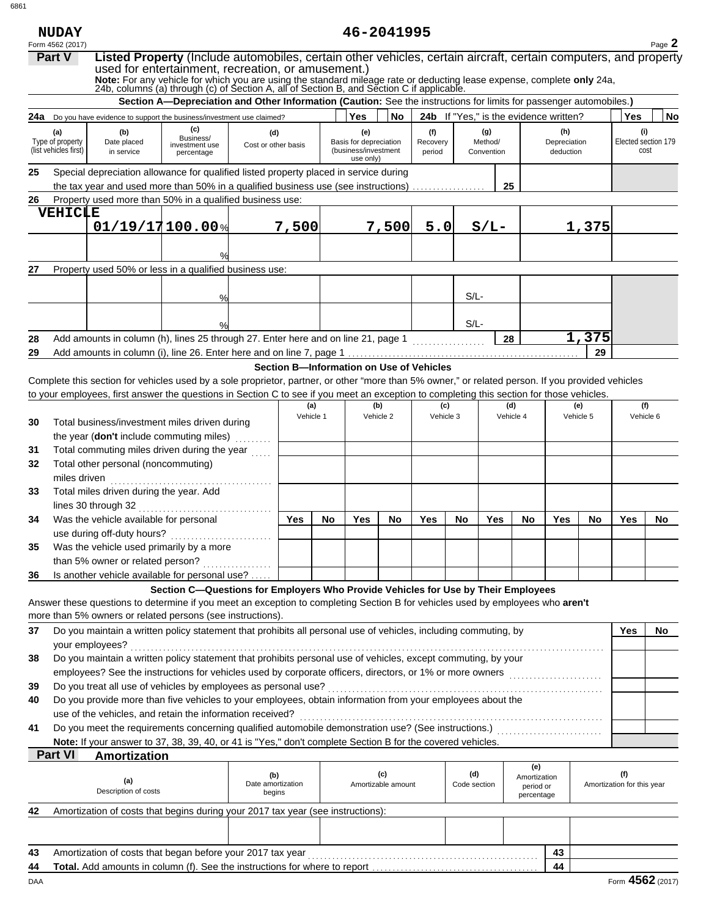NUDAY 46-2041995

Form 4562 (2017) Page **2**

## Part V Listed Property (Include automobiles, certain other vehicles, certain aircraft, certain computers, and property used for entertainment, recreation, or amusement.)

**Note:** For any vehicle for which you are using the standard mileage rate or deducting lease expense, complete **only** 24a, 24b, columns (a) through (c) of Section A, all of Section B, and Section C if applicable.

### Section A—Depreciation and Other Information (Caution: See the instructions for limits for passenger automobiles.)

**24a** Do you have evidence to support the business/investment use claimed? Yes No **24b** If "Yes," is the evidence written? Yes No

| (a) Type of property (list vehicles first) | (b) Date placed in service | (c) Business/ investment use percentage | (d) Cost or other basis | (e) Basis for depreciation (business/investment use only) | (f) Recovery period | (g) Method/ Convention | (h) Depreciation deduction | (i) Elected section 179 cost |
|---|---|---|---|---|---|---|---|---|
| **25** Special depreciation allowance for qualified listed property placed in service during the tax year and used more than 50% in a qualified business use (see instructions) ... **25** | | | | | | | | |
| **26** Property used more than 50% in a qualified business use: | | | | | | | | |
| VEHICLE | 01/19/17 | 100.00 % | 7,500 | 7,500 | 5.0 | S/L- | 1,375 | |
| | | % | | | | | | |
| **27** Property used 50% or less in a qualified business use: | | | | | | | | |
| | | % | | | | S/L- | | |
| | | % | | | | S/L- | | |
| **28** Add amounts in column (h), lines 25 through 27. Enter here and on line 21, page 1 ... **28** | | | | | | | 1,375 | |
| **29** Add amounts in column (i), line 26. Enter here and on line 7, page 1 ... **29** | | | | | | | | |

### Section B—Information on Use of Vehicles

Complete this section for vehicles used by a sole proprietor, partner, or other "more than 5% owner," or related person. If you provided vehicles to your employees, first answer the questions in Section C to see if you meet an exception to completing this section for those vehicles.

| | (a) Vehicle 1 | | (b) Vehicle 2 | | (c) Vehicle 3 | | (d) Vehicle 4 | | (e) Vehicle 5 | | (f) Vehicle 6 | |
|---|---|---|---|---|---|---|---|---|---|---|---|---|
| **30** Total business/investment miles driven during the year (**don't** include commuting miles) | | | | | | | | | | | | |
| **31** Total commuting miles driven during the year | | | | | | | | | | | | |
| **32** Total other personal (noncommuting) miles driven | | | | | | | | | | | | |
| **33** Total miles driven during the year. Add lines 30 through 32 | | | | | | | | | | | | |
| | Yes | No | Yes | No | Yes | No | Yes | No | Yes | No | Yes | No |
| **34** Was the vehicle available for personal use during off-duty hours? | | | | | | | | | | | | |
| **35** Was the vehicle used primarily by a more than 5% owner or related person? | | | | | | | | | | | | |
| **36** Is another vehicle available for personal use? | | | | | | | | | | | | |

### Section C—Questions for Employers Who Provide Vehicles for Use by Their Employees

Answer these questions to determine if you meet an exception to completing Section B for vehicles used by employees who **aren't** more than 5% owners or related persons (see instructions).

| | Yes | No |
|---|---|---|
| **37** Do you maintain a written policy statement that prohibits all personal use of vehicles, including commuting, by your employees? | | |
| **38** Do you maintain a written policy statement that prohibits personal use of vehicles, except commuting, by your employees? See the instructions for vehicles used by corporate officers, directors, or 1% or more owners | | |
| **39** Do you treat all use of vehicles by employees as personal use? | | |
| **40** Do you provide more than five vehicles to your employees, obtain information from your employees about the use of the vehicles, and retain the information received? | | |
| **41** Do you meet the requirements concerning qualified automobile demonstration use? (See instructions.) | | |

**Note:** If your answer to 37, 38, 39, 40, or 41 is "Yes," don't complete Section B for the covered vehicles.

## Part VI Amortization

| (a) Description of costs | (b) Date amortization begins | (c) Amortizable amount | (d) Code section | (e) Amortization period or percentage | (f) Amortization for this year |
|---|---|---|---|---|---|
| **42** Amortization of costs that begins during your 2017 tax year (see instructions): | | | | | |
| | | | | | |
| **43** Amortization of costs that began before your 2017 tax year ... **43** | | | | | |
| **44** **Total.** Add amounts in column (f). See the instructions for where to report ... **44** | | | | | |

DAA Form **4562** (2017)